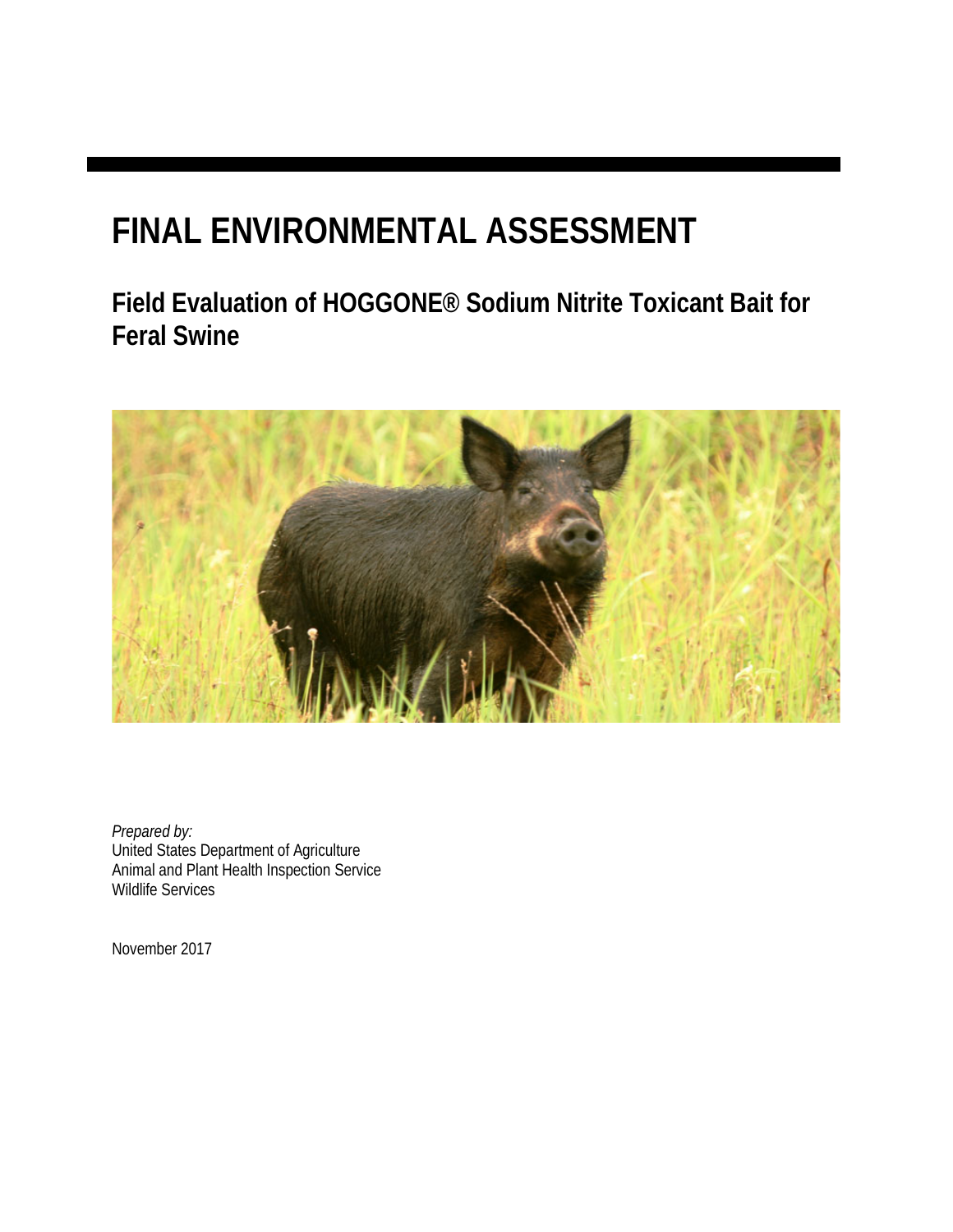# FINAL ENVIRONMENTAL ASSESSMENT

## Field Evaluation of HOGGONE® Sodium Nitrite Toxicant Bait for Feral Swine

*Prepared by:*
United States Department of Agriculture
Animal and Plant Health Inspection Service
Wildlife Services

November 2017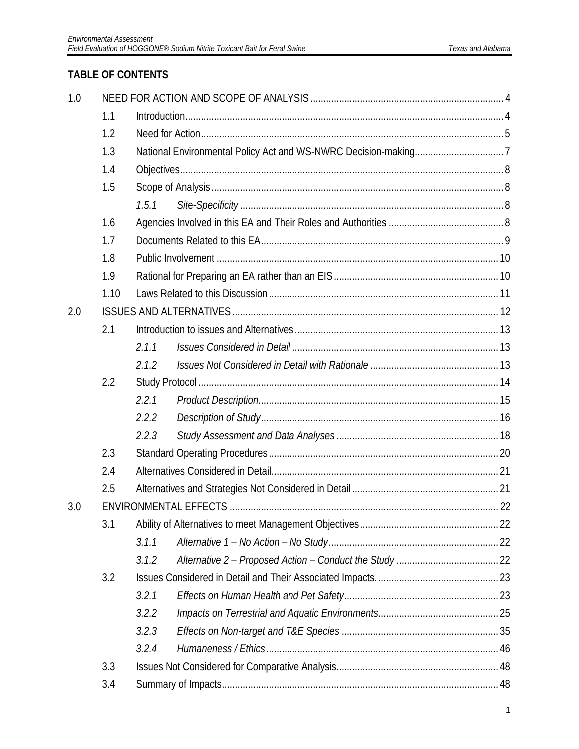## TABLE OF CONTENTS

1.0 NEED FOR ACTION AND SCOPE OF ANALYSIS .......... 4
- 1.1 Introduction .......... 4
- 1.2 Need for Action .......... 5
- 1.3 National Environmental Policy Act and WS-NWRC Decision-making .......... 7
- 1.4 Objectives .......... 8
- 1.5 Scope of Analysis .......... 8
  - *1.5.1 Site-Specificity* .......... 8
- 1.6 Agencies Involved in this EA and Their Roles and Authorities .......... 8
- 1.7 Documents Related to this EA .......... 9
- 1.8 Public Involvement .......... 10
- 1.9 Rational for Preparing an EA rather than an EIS .......... 10
- 1.10 Laws Related to this Discussion .......... 11

2.0 ISSUES AND ALTERNATIVES .......... 12
- 2.1 Introduction to issues and Alternatives .......... 13
  - *2.1.1 Issues Considered in Detail* .......... 13
  - *2.1.2 Issues Not Considered in Detail with Rationale* .......... 13
- 2.2 Study Protocol .......... 14
  - *2.2.1 Product Description* .......... 15
  - *2.2.2 Description of Study* .......... 16
  - *2.2.3 Study Assessment and Data Analyses* .......... 18
- 2.3 Standard Operating Procedures .......... 20
- 2.4 Alternatives Considered in Detail .......... 21
- 2.5 Alternatives and Strategies Not Considered in Detail .......... 21

3.0 ENVIRONMENTAL EFFECTS .......... 22
- 3.1 Ability of Alternatives to meet Management Objectives .......... 22
  - *3.1.1 Alternative 1 – No Action – No Study* .......... 22
  - *3.1.2 Alternative 2 – Proposed Action – Conduct the Study* .......... 22
- 3.2 Issues Considered in Detail and Their Associated Impacts. .......... 23
  - *3.2.1 Effects on Human Health and Pet Safety* .......... 23
  - *3.2.2 Impacts on Terrestrial and Aquatic Environments* .......... 25
  - *3.2.3 Effects on Non-target and T&E Species* .......... 35
  - *3.2.4 Humaneness / Ethics* .......... 46
- 3.3 Issues Not Considered for Comparative Analysis .......... 48
- 3.4 Summary of Impacts .......... 48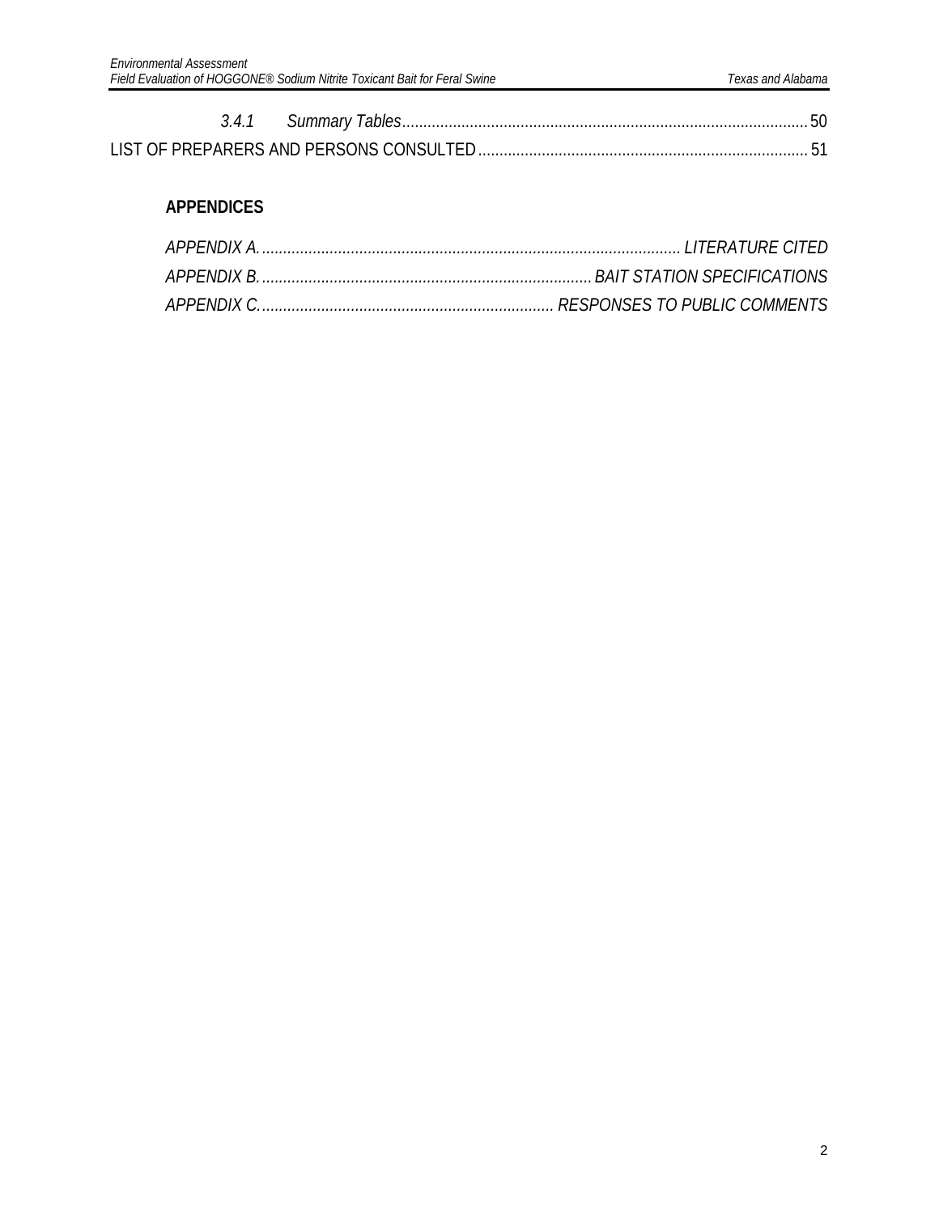*3.4.1 Summary Tables* ................................................................................................ 50

LIST OF PREPARERS AND PERSONS CONSULTED ............................................................................ 51

**APPENDICES**

*APPENDIX A.* ................................................................................................ *LITERATURE CITED*

*APPENDIX B.* ............................................................................ *BAIT STATION SPECIFICATIONS*

*APPENDIX C.* ..................................................................... *RESPONSES TO PUBLIC COMMENTS*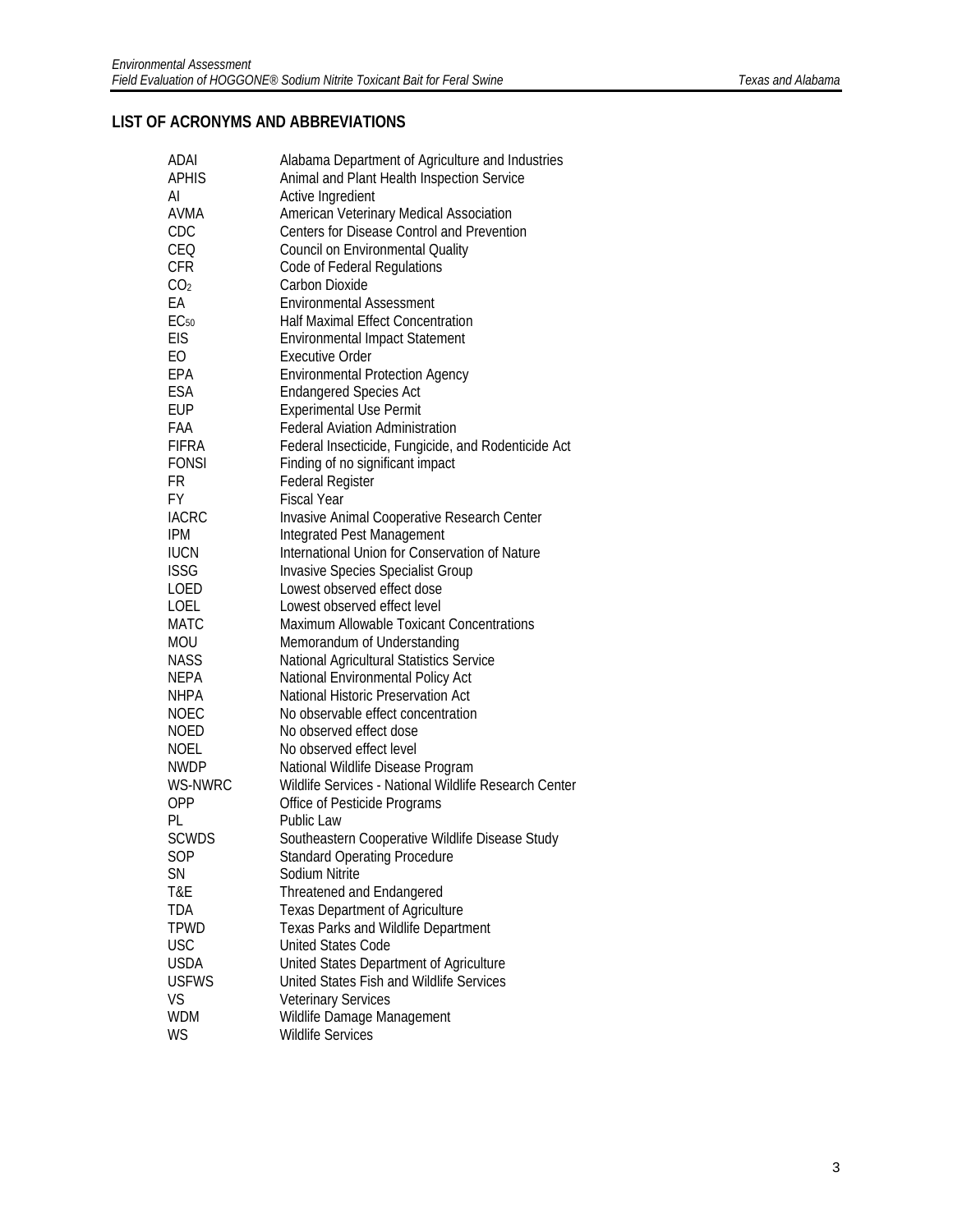## LIST OF ACRONYMS AND ABBREVIATIONS

| | |
|---|---|
| ADAI | Alabama Department of Agriculture and Industries |
| APHIS | Animal and Plant Health Inspection Service |
| AI | Active Ingredient |
| AVMA | American Veterinary Medical Association |
| CDC | Centers for Disease Control and Prevention |
| CEQ | Council on Environmental Quality |
| CFR | Code of Federal Regulations |
| $CO_2$ | Carbon Dioxide |
| EA | Environmental Assessment |
| $EC_{50}$ | Half Maximal Effect Concentration |
| EIS | Environmental Impact Statement |
| EO | Executive Order |
| EPA | Environmental Protection Agency |
| ESA | Endangered Species Act |
| EUP | Experimental Use Permit |
| FAA | Federal Aviation Administration |
| FIFRA | Federal Insecticide, Fungicide, and Rodenticide Act |
| FONSI | Finding of no significant impact |
| FR | Federal Register |
| FY | Fiscal Year |
| IACRC | Invasive Animal Cooperative Research Center |
| IPM | Integrated Pest Management |
| IUCN | International Union for Conservation of Nature |
| ISSG | Invasive Species Specialist Group |
| LOED | Lowest observed effect dose |
| LOEL | Lowest observed effect level |
| MATC | Maximum Allowable Toxicant Concentrations |
| MOU | Memorandum of Understanding |
| NASS | National Agricultural Statistics Service |
| NEPA | National Environmental Policy Act |
| NHPA | National Historic Preservation Act |
| NOEC | No observable effect concentration |
| NOED | No observed effect dose |
| NOEL | No observed effect level |
| NWDP | National Wildlife Disease Program |
| WS-NWRC | Wildlife Services - National Wildlife Research Center |
| OPP | Office of Pesticide Programs |
| PL | Public Law |
| SCWDS | Southeastern Cooperative Wildlife Disease Study |
| SOP | Standard Operating Procedure |
| SN | Sodium Nitrite |
| T&E | Threatened and Endangered |
| TDA | Texas Department of Agriculture |
| TPWD | Texas Parks and Wildlife Department |
| USC | United States Code |
| USDA | United States Department of Agriculture |
| USFWS | United States Fish and Wildlife Services |
| VS | Veterinary Services |
| WDM | Wildlife Damage Management |
| WS | Wildlife Services |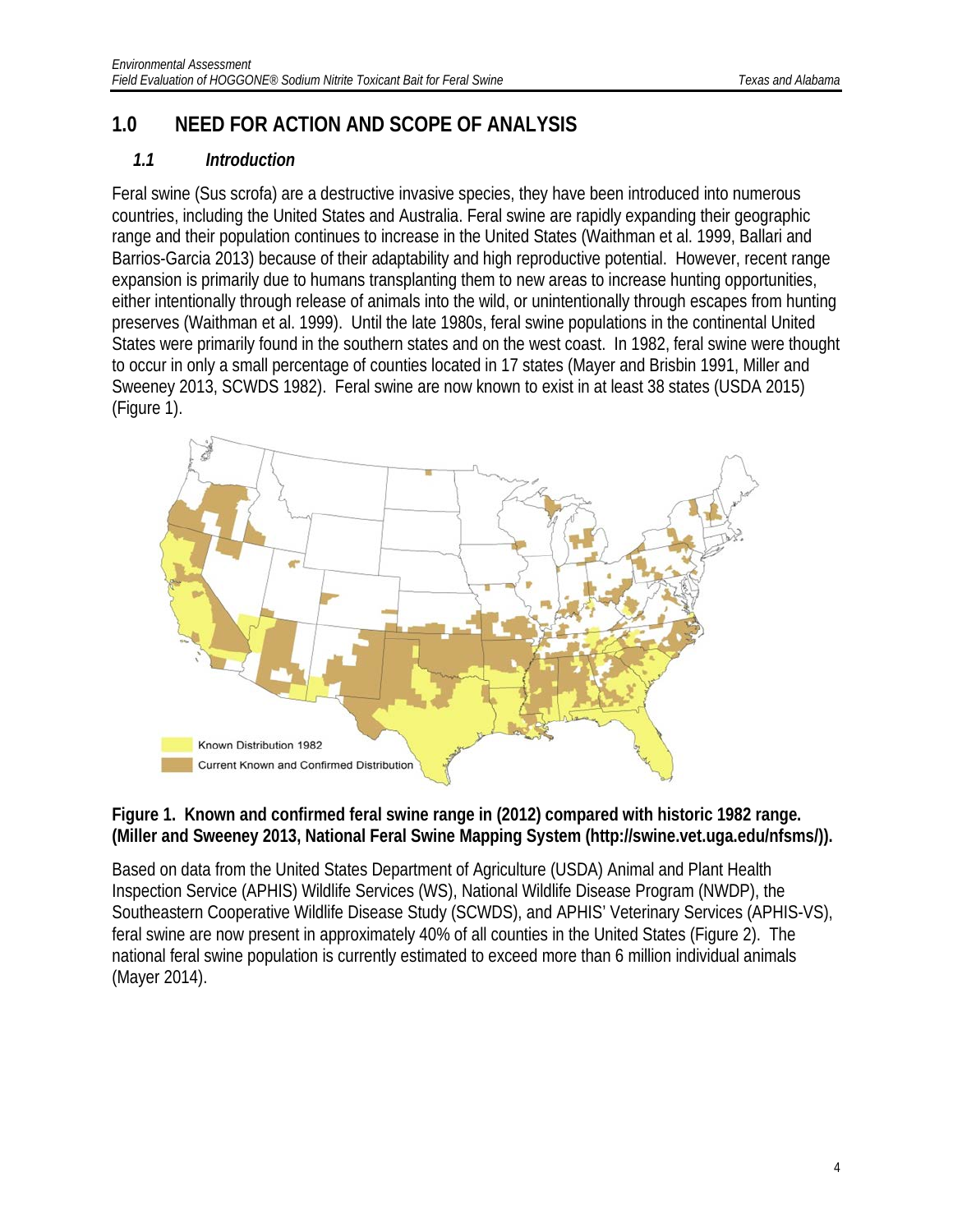# 1.0 NEED FOR ACTION AND SCOPE OF ANALYSIS

## *1.1 Introduction*

Feral swine (Sus scrofa) are a destructive invasive species, they have been introduced into numerous countries, including the United States and Australia. Feral swine are rapidly expanding their geographic range and their population continues to increase in the United States (Waithman et al. 1999, Ballari and Barrios-Garcia 2013) because of their adaptability and high reproductive potential. However, recent range expansion is primarily due to humans transplanting them to new areas to increase hunting opportunities, either intentionally through release of animals into the wild, or unintentionally through escapes from hunting preserves (Waithman et al. 1999). Until the late 1980s, feral swine populations in the continental United States were primarily found in the southern states and on the west coast. In 1982, feral swine were thought to occur in only a small percentage of counties located in 17 states (Mayer and Brisbin 1991, Miller and Sweeney 2013, SCWDS 1982). Feral swine are now known to exist in at least 38 states (USDA 2015) (Figure 1).

**Figure 1. Known and confirmed feral swine range in (2012) compared with historic 1982 range. (Miller and Sweeney 2013, National Feral Swine Mapping System (http://swine.vet.uga.edu/nfsms/)).**

Based on data from the United States Department of Agriculture (USDA) Animal and Plant Health Inspection Service (APHIS) Wildlife Services (WS), National Wildlife Disease Program (NWDP), the Southeastern Cooperative Wildlife Disease Study (SCWDS), and APHIS' Veterinary Services (APHIS-VS), feral swine are now present in approximately 40% of all counties in the United States (Figure 2). The national feral swine population is currently estimated to exceed more than 6 million individual animals (Mayer 2014).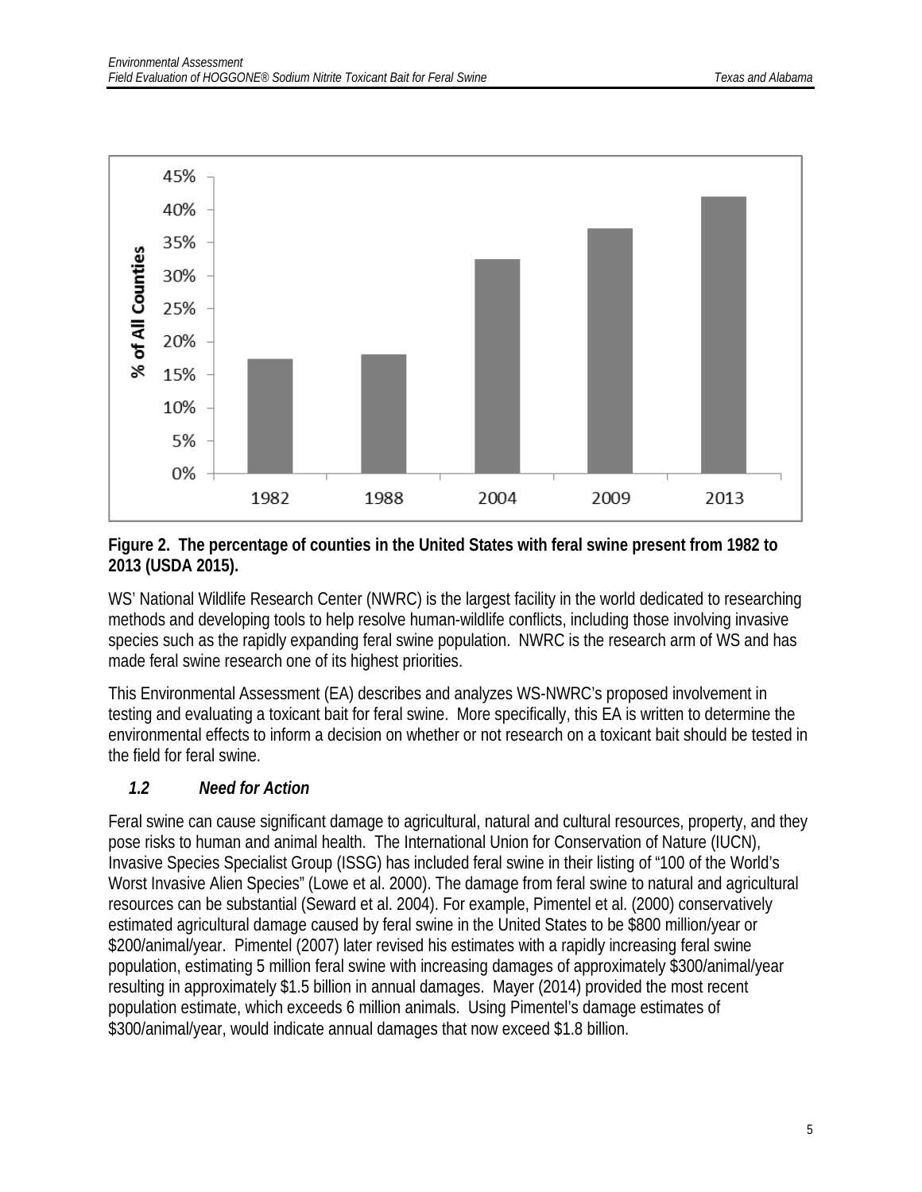**Figure 2. The percentage of counties in the United States with feral swine present from 1982 to 2013 (USDA 2015).**

WS' National Wildlife Research Center (NWRC) is the largest facility in the world dedicated to researching methods and developing tools to help resolve human-wildlife conflicts, including those involving invasive species such as the rapidly expanding feral swine population. NWRC is the research arm of WS and has made feral swine research one of its highest priorities.

This Environmental Assessment (EA) describes and analyzes WS-NWRC's proposed involvement in testing and evaluating a toxicant bait for feral swine. More specifically, this EA is written to determine the environmental effects to inform a decision on whether or not research on a toxicant bait should be tested in the field for feral swine.

### *1.2 Need for Action*

Feral swine can cause significant damage to agricultural, natural and cultural resources, property, and they pose risks to human and animal health. The International Union for Conservation of Nature (IUCN), Invasive Species Specialist Group (ISSG) has included feral swine in their listing of "100 of the World's Worst Invasive Alien Species" (Lowe et al. 2000). The damage from feral swine to natural and agricultural resources can be substantial (Seward et al. 2004). For example, Pimentel et al. (2000) conservatively estimated agricultural damage caused by feral swine in the United States to be $800 million/year or $200/animal/year. Pimentel (2007) later revised his estimates with a rapidly increasing feral swine population, estimating 5 million feral swine with increasing damages of approximately $300/animal/year resulting in approximately $1.5 billion in annual damages. Mayer (2014) provided the most recent population estimate, which exceeds 6 million animals. Using Pimentel's damage estimates of $300/animal/year, would indicate annual damages that now exceed $1.8 billion.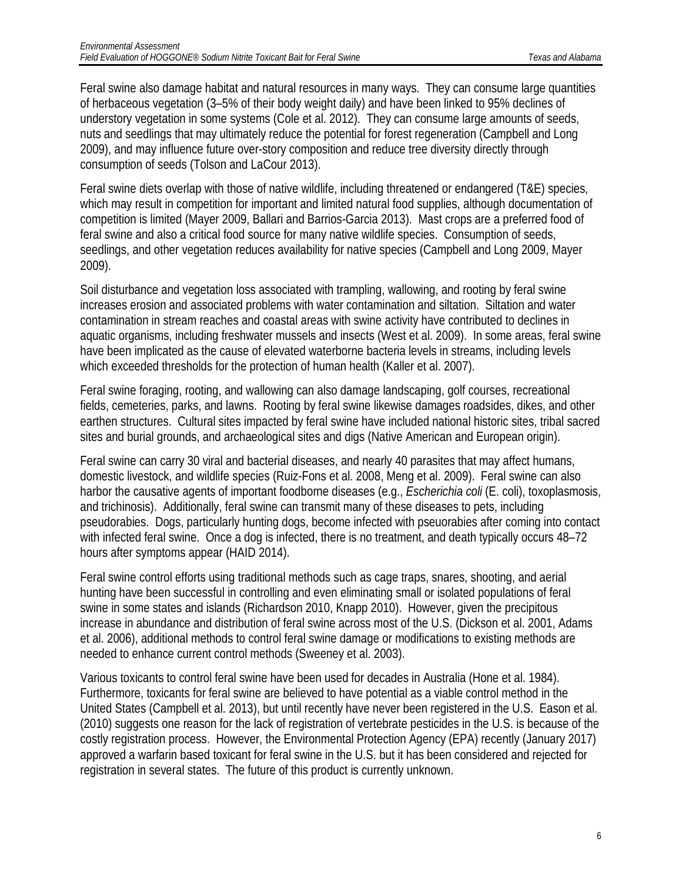Feral swine also damage habitat and natural resources in many ways. They can consume large quantities of herbaceous vegetation (3–5% of their body weight daily) and have been linked to 95% declines of understory vegetation in some systems (Cole et al. 2012). They can consume large amounts of seeds, nuts and seedlings that may ultimately reduce the potential for forest regeneration (Campbell and Long 2009), and may influence future over-story composition and reduce tree diversity directly through consumption of seeds (Tolson and LaCour 2013).

Feral swine diets overlap with those of native wildlife, including threatened or endangered (T&E) species, which may result in competition for important and limited natural food supplies, although documentation of competition is limited (Mayer 2009, Ballari and Barrios-Garcia 2013). Mast crops are a preferred food of feral swine and also a critical food source for many native wildlife species. Consumption of seeds, seedlings, and other vegetation reduces availability for native species (Campbell and Long 2009, Mayer 2009).

Soil disturbance and vegetation loss associated with trampling, wallowing, and rooting by feral swine increases erosion and associated problems with water contamination and siltation. Siltation and water contamination in stream reaches and coastal areas with swine activity have contributed to declines in aquatic organisms, including freshwater mussels and insects (West et al. 2009). In some areas, feral swine have been implicated as the cause of elevated waterborne bacteria levels in streams, including levels which exceeded thresholds for the protection of human health (Kaller et al. 2007).

Feral swine foraging, rooting, and wallowing can also damage landscaping, golf courses, recreational fields, cemeteries, parks, and lawns. Rooting by feral swine likewise damages roadsides, dikes, and other earthen structures. Cultural sites impacted by feral swine have included national historic sites, tribal sacred sites and burial grounds, and archaeological sites and digs (Native American and European origin).

Feral swine can carry 30 viral and bacterial diseases, and nearly 40 parasites that may affect humans, domestic livestock, and wildlife species (Ruiz-Fons et al. 2008, Meng et al. 2009). Feral swine can also harbor the causative agents of important foodborne diseases (e.g., *Escherichia coli* (E. coli), toxoplasmosis, and trichinosis). Additionally, feral swine can transmit many of these diseases to pets, including pseudorabies. Dogs, particularly hunting dogs, become infected with pseuorabies after coming into contact with infected feral swine. Once a dog is infected, there is no treatment, and death typically occurs 48–72 hours after symptoms appear (HAID 2014).

Feral swine control efforts using traditional methods such as cage traps, snares, shooting, and aerial hunting have been successful in controlling and even eliminating small or isolated populations of feral swine in some states and islands (Richardson 2010, Knapp 2010). However, given the precipitous increase in abundance and distribution of feral swine across most of the U.S. (Dickson et al. 2001, Adams et al. 2006), additional methods to control feral swine damage or modifications to existing methods are needed to enhance current control methods (Sweeney et al. 2003).

Various toxicants to control feral swine have been used for decades in Australia (Hone et al. 1984). Furthermore, toxicants for feral swine are believed to have potential as a viable control method in the United States (Campbell et al. 2013), but until recently have never been registered in the U.S. Eason et al. (2010) suggests one reason for the lack of registration of vertebrate pesticides in the U.S. is because of the costly registration process. However, the Environmental Protection Agency (EPA) recently (January 2017) approved a warfarin based toxicant for feral swine in the U.S. but it has been considered and rejected for registration in several states. The future of this product is currently unknown.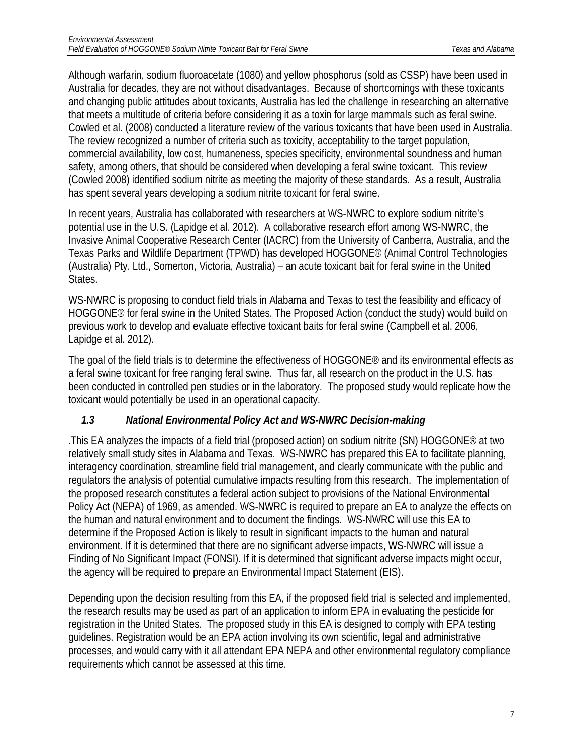Although warfarin, sodium fluoroacetate (1080) and yellow phosphorus (sold as CSSP) have been used in Australia for decades, they are not without disadvantages. Because of shortcomings with these toxicants and changing public attitudes about toxicants, Australia has led the challenge in researching an alternative that meets a multitude of criteria before considering it as a toxin for large mammals such as feral swine. Cowled et al. (2008) conducted a literature review of the various toxicants that have been used in Australia. The review recognized a number of criteria such as toxicity, acceptability to the target population, commercial availability, low cost, humaneness, species specificity, environmental soundness and human safety, among others, that should be considered when developing a feral swine toxicant. This review (Cowled 2008) identified sodium nitrite as meeting the majority of these standards. As a result, Australia has spent several years developing a sodium nitrite toxicant for feral swine.

In recent years, Australia has collaborated with researchers at WS-NWRC to explore sodium nitrite's potential use in the U.S. (Lapidge et al. 2012). A collaborative research effort among WS-NWRC, the Invasive Animal Cooperative Research Center (IACRC) from the University of Canberra, Australia, and the Texas Parks and Wildlife Department (TPWD) has developed HOGGONE® (Animal Control Technologies (Australia) Pty. Ltd., Somerton, Victoria, Australia) – an acute toxicant bait for feral swine in the United States.

WS-NWRC is proposing to conduct field trials in Alabama and Texas to test the feasibility and efficacy of HOGGONE® for feral swine in the United States. The Proposed Action (conduct the study) would build on previous work to develop and evaluate effective toxicant baits for feral swine (Campbell et al. 2006, Lapidge et al. 2012).

The goal of the field trials is to determine the effectiveness of HOGGONE® and its environmental effects as a feral swine toxicant for free ranging feral swine. Thus far, all research on the product in the U.S. has been conducted in controlled pen studies or in the laboratory. The proposed study would replicate how the toxicant would potentially be used in an operational capacity.

### *1.3 National Environmental Policy Act and WS-NWRC Decision-making*

.This EA analyzes the impacts of a field trial (proposed action) on sodium nitrite (SN) HOGGONE® at two relatively small study sites in Alabama and Texas. WS-NWRC has prepared this EA to facilitate planning, interagency coordination, streamline field trial management, and clearly communicate with the public and regulators the analysis of potential cumulative impacts resulting from this research. The implementation of the proposed research constitutes a federal action subject to provisions of the National Environmental Policy Act (NEPA) of 1969, as amended. WS-NWRC is required to prepare an EA to analyze the effects on the human and natural environment and to document the findings. WS-NWRC will use this EA to determine if the Proposed Action is likely to result in significant impacts to the human and natural environment. If it is determined that there are no significant adverse impacts, WS-NWRC will issue a Finding of No Significant Impact (FONSI). If it is determined that significant adverse impacts might occur, the agency will be required to prepare an Environmental Impact Statement (EIS).

Depending upon the decision resulting from this EA, if the proposed field trial is selected and implemented, the research results may be used as part of an application to inform EPA in evaluating the pesticide for registration in the United States. The proposed study in this EA is designed to comply with EPA testing guidelines. Registration would be an EPA action involving its own scientific, legal and administrative processes, and would carry with it all attendant EPA NEPA and other environmental regulatory compliance requirements which cannot be assessed at this time.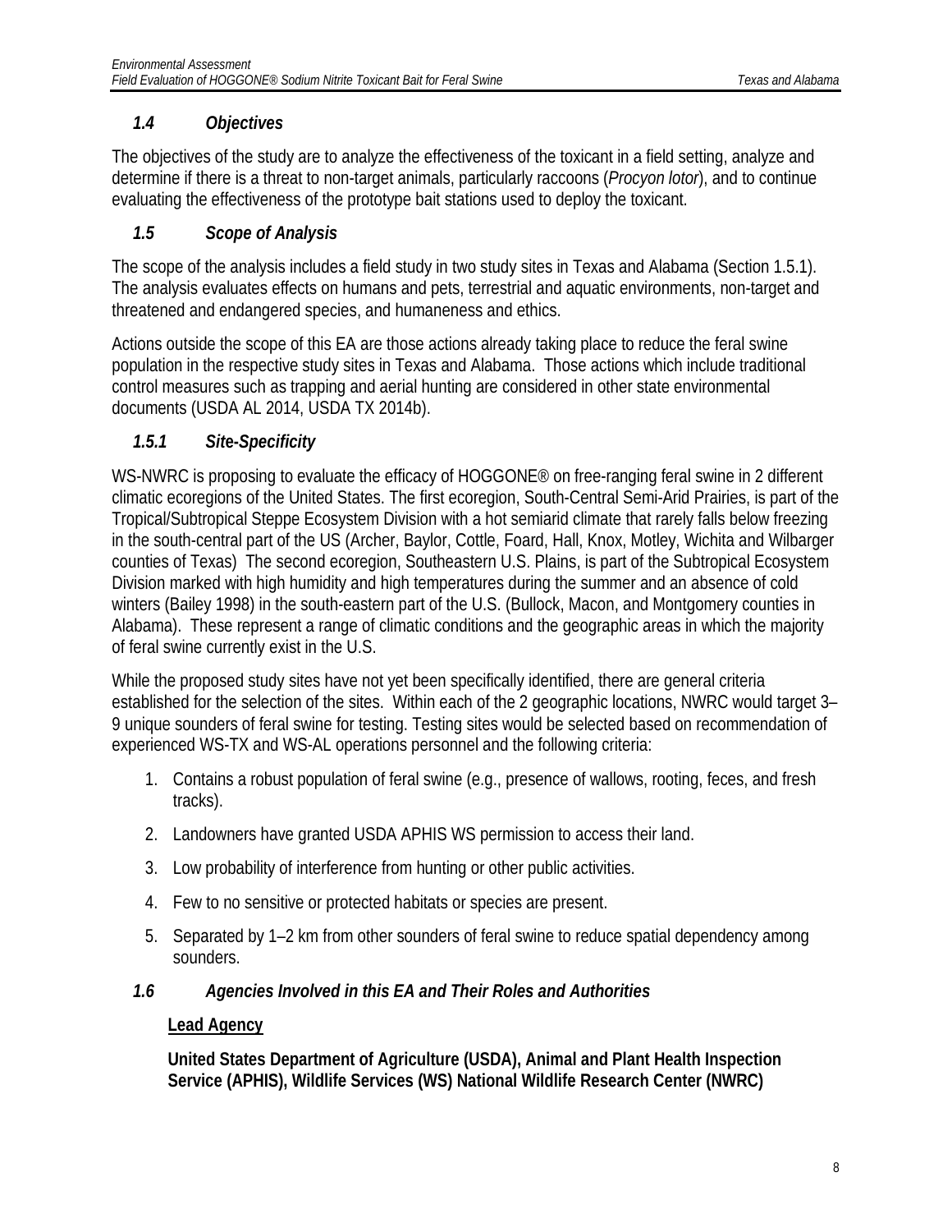### *1.4 Objectives*

The objectives of the study are to analyze the effectiveness of the toxicant in a field setting, analyze and determine if there is a threat to non-target animals, particularly raccoons (*Procyon lotor*), and to continue evaluating the effectiveness of the prototype bait stations used to deploy the toxicant.

### *1.5 Scope of Analysis*

The scope of the analysis includes a field study in two study sites in Texas and Alabama (Section 1.5.1). The analysis evaluates effects on humans and pets, terrestrial and aquatic environments, non-target and threatened and endangered species, and humaneness and ethics.

Actions outside the scope of this EA are those actions already taking place to reduce the feral swine population in the respective study sites in Texas and Alabama. Those actions which include traditional control measures such as trapping and aerial hunting are considered in other state environmental documents (USDA AL 2014, USDA TX 2014b).

#### *1.5.1 Site-Specificity*

WS-NWRC is proposing to evaluate the efficacy of HOGGONE® on free-ranging feral swine in 2 different climatic ecoregions of the United States. The first ecoregion, South-Central Semi-Arid Prairies, is part of the Tropical/Subtropical Steppe Ecosystem Division with a hot semiarid climate that rarely falls below freezing in the south-central part of the US (Archer, Baylor, Cottle, Foard, Hall, Knox, Motley, Wichita and Wilbarger counties of Texas) The second ecoregion, Southeastern U.S. Plains, is part of the Subtropical Ecosystem Division marked with high humidity and high temperatures during the summer and an absence of cold winters (Bailey 1998) in the south-eastern part of the U.S. (Bullock, Macon, and Montgomery counties in Alabama). These represent a range of climatic conditions and the geographic areas in which the majority of feral swine currently exist in the U.S.

While the proposed study sites have not yet been specifically identified, there are general criteria established for the selection of the sites. Within each of the 2 geographic locations, NWRC would target 3–9 unique sounders of feral swine for testing. Testing sites would be selected based on recommendation of experienced WS-TX and WS-AL operations personnel and the following criteria:

1. Contains a robust population of feral swine (e.g., presence of wallows, rooting, feces, and fresh tracks).
2. Landowners have granted USDA APHIS WS permission to access their land.
3. Low probability of interference from hunting or other public activities.
4. Few to no sensitive or protected habitats or species are present.
5. Separated by 1–2 km from other sounders of feral swine to reduce spatial dependency among sounders.

### *1.6 Agencies Involved in this EA and Their Roles and Authorities*

**Lead Agency**

**United States Department of Agriculture (USDA), Animal and Plant Health Inspection Service (APHIS), Wildlife Services (WS) National Wildlife Research Center (NWRC)**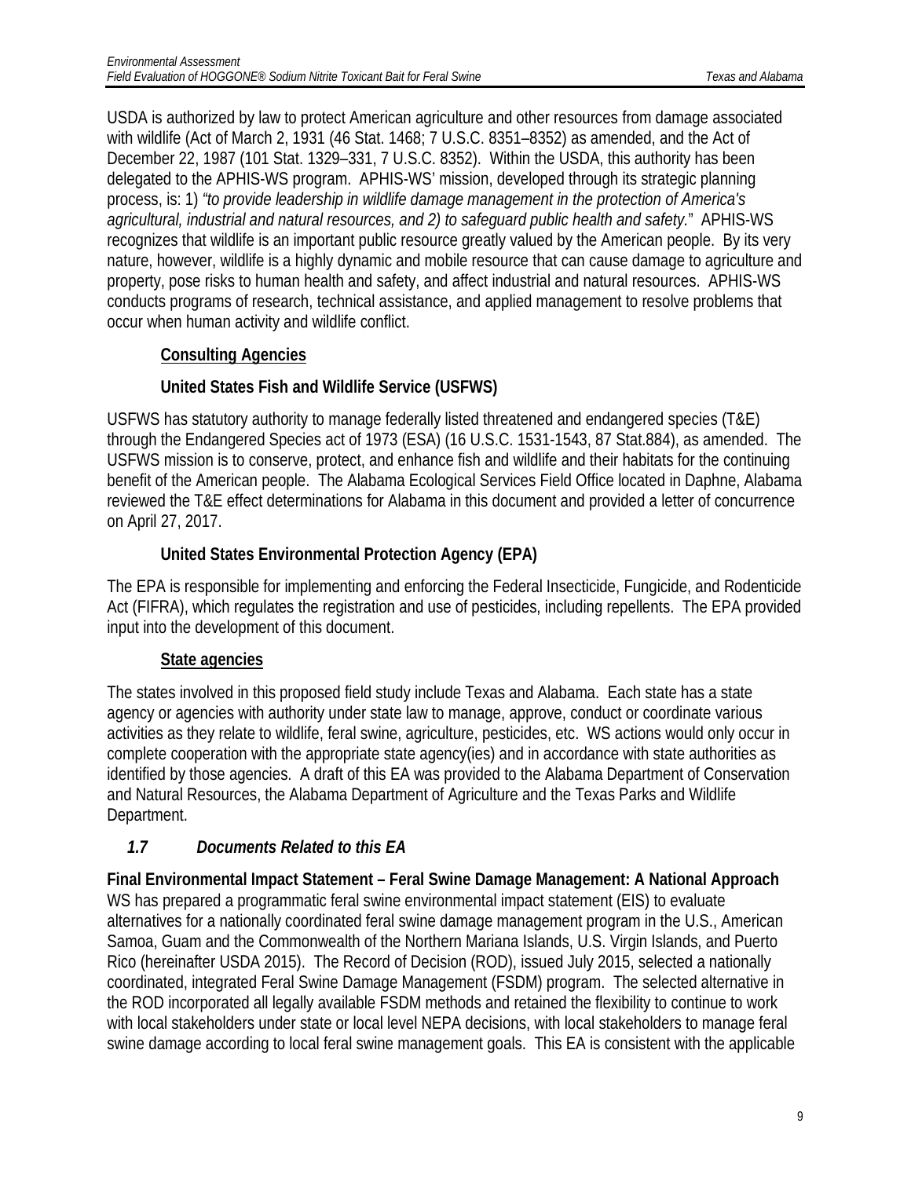USDA is authorized by law to protect American agriculture and other resources from damage associated with wildlife (Act of March 2, 1931 (46 Stat. 1468; 7 U.S.C. 8351–8352) as amended, and the Act of December 22, 1987 (101 Stat. 1329–331, 7 U.S.C. 8352). Within the USDA, this authority has been delegated to the APHIS-WS program. APHIS-WS' mission, developed through its strategic planning process, is: 1) *"to provide leadership in wildlife damage management in the protection of America's agricultural, industrial and natural resources, and 2) to safeguard public health and safety.*" APHIS-WS recognizes that wildlife is an important public resource greatly valued by the American people. By its very nature, however, wildlife is a highly dynamic and mobile resource that can cause damage to agriculture and property, pose risks to human health and safety, and affect industrial and natural resources. APHIS-WS conducts programs of research, technical assistance, and applied management to resolve problems that occur when human activity and wildlife conflict.

**Consulting Agencies**

**United States Fish and Wildlife Service (USFWS)**

USFWS has statutory authority to manage federally listed threatened and endangered species (T&E) through the Endangered Species act of 1973 (ESA) (16 U.S.C. 1531-1543, 87 Stat.884), as amended. The USFWS mission is to conserve, protect, and enhance fish and wildlife and their habitats for the continuing benefit of the American people. The Alabama Ecological Services Field Office located in Daphne, Alabama reviewed the T&E effect determinations for Alabama in this document and provided a letter of concurrence on April 27, 2017.

**United States Environmental Protection Agency (EPA)**

The EPA is responsible for implementing and enforcing the Federal Insecticide, Fungicide, and Rodenticide Act (FIFRA), which regulates the registration and use of pesticides, including repellents. The EPA provided input into the development of this document.

**State agencies**

The states involved in this proposed field study include Texas and Alabama. Each state has a state agency or agencies with authority under state law to manage, approve, conduct or coordinate various activities as they relate to wildlife, feral swine, agriculture, pesticides, etc. WS actions would only occur in complete cooperation with the appropriate state agency(ies) and in accordance with state authorities as identified by those agencies. A draft of this EA was provided to the Alabama Department of Conservation and Natural Resources, the Alabama Department of Agriculture and the Texas Parks and Wildlife Department.

### *1.7 Documents Related to this EA*

**Final Environmental Impact Statement – Feral Swine Damage Management: A National Approach**
WS has prepared a programmatic feral swine environmental impact statement (EIS) to evaluate alternatives for a nationally coordinated feral swine damage management program in the U.S., American Samoa, Guam and the Commonwealth of the Northern Mariana Islands, U.S. Virgin Islands, and Puerto Rico (hereinafter USDA 2015). The Record of Decision (ROD), issued July 2015, selected a nationally coordinated, integrated Feral Swine Damage Management (FSDM) program. The selected alternative in the ROD incorporated all legally available FSDM methods and retained the flexibility to continue to work with local stakeholders under state or local level NEPA decisions, with local stakeholders to manage feral swine damage according to local feral swine management goals. This EA is consistent with the applicable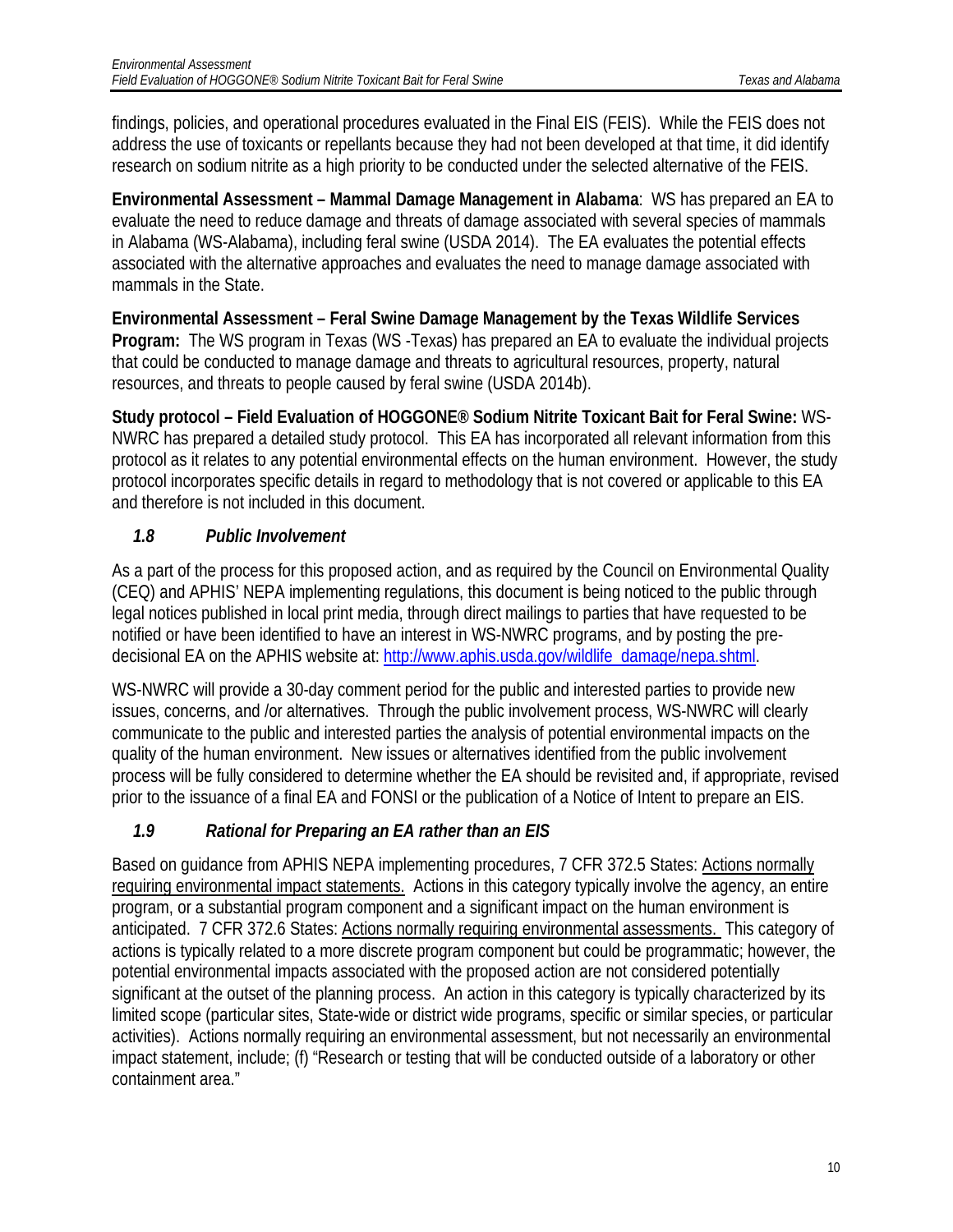findings, policies, and operational procedures evaluated in the Final EIS (FEIS). While the FEIS does not address the use of toxicants or repellants because they had not been developed at that time, it did identify research on sodium nitrite as a high priority to be conducted under the selected alternative of the FEIS.

**Environmental Assessment – Mammal Damage Management in Alabama**: WS has prepared an EA to evaluate the need to reduce damage and threats of damage associated with several species of mammals in Alabama (WS-Alabama), including feral swine (USDA 2014). The EA evaluates the potential effects associated with the alternative approaches and evaluates the need to manage damage associated with mammals in the State.

**Environmental Assessment – Feral Swine Damage Management by the Texas Wildlife Services Program:** The WS program in Texas (WS -Texas) has prepared an EA to evaluate the individual projects that could be conducted to manage damage and threats to agricultural resources, property, natural resources, and threats to people caused by feral swine (USDA 2014b).

**Study protocol – Field Evaluation of HOGGONE® Sodium Nitrite Toxicant Bait for Feral Swine:** WS-NWRC has prepared a detailed study protocol. This EA has incorporated all relevant information from this protocol as it relates to any potential environmental effects on the human environment. However, the study protocol incorporates specific details in regard to methodology that is not covered or applicable to this EA and therefore is not included in this document.

### *1.8 Public Involvement*

As a part of the process for this proposed action, and as required by the Council on Environmental Quality (CEQ) and APHIS' NEPA implementing regulations, this document is being noticed to the public through legal notices published in local print media, through direct mailings to parties that have requested to be notified or have been identified to have an interest in WS-NWRC programs, and by posting the pre-decisional EA on the APHIS website at: http://www.aphis.usda.gov/wildlife_damage/nepa.shtml.

WS-NWRC will provide a 30-day comment period for the public and interested parties to provide new issues, concerns, and /or alternatives. Through the public involvement process, WS-NWRC will clearly communicate to the public and interested parties the analysis of potential environmental impacts on the quality of the human environment. New issues or alternatives identified from the public involvement process will be fully considered to determine whether the EA should be revisited and, if appropriate, revised prior to the issuance of a final EA and FONSI or the publication of a Notice of Intent to prepare an EIS.

### *1.9 Rational for Preparing an EA rather than an EIS*

Based on guidance from APHIS NEPA implementing procedures, 7 CFR 372.5 States: Actions normally requiring environmental impact statements. Actions in this category typically involve the agency, an entire program, or a substantial program component and a significant impact on the human environment is anticipated. 7 CFR 372.6 States: Actions normally requiring environmental assessments. This category of actions is typically related to a more discrete program component but could be programmatic; however, the potential environmental impacts associated with the proposed action are not considered potentially significant at the outset of the planning process. An action in this category is typically characterized by its limited scope (particular sites, State-wide or district wide programs, specific or similar species, or particular activities). Actions normally requiring an environmental assessment, but not necessarily an environmental impact statement, include; (f) "Research or testing that will be conducted outside of a laboratory or other containment area."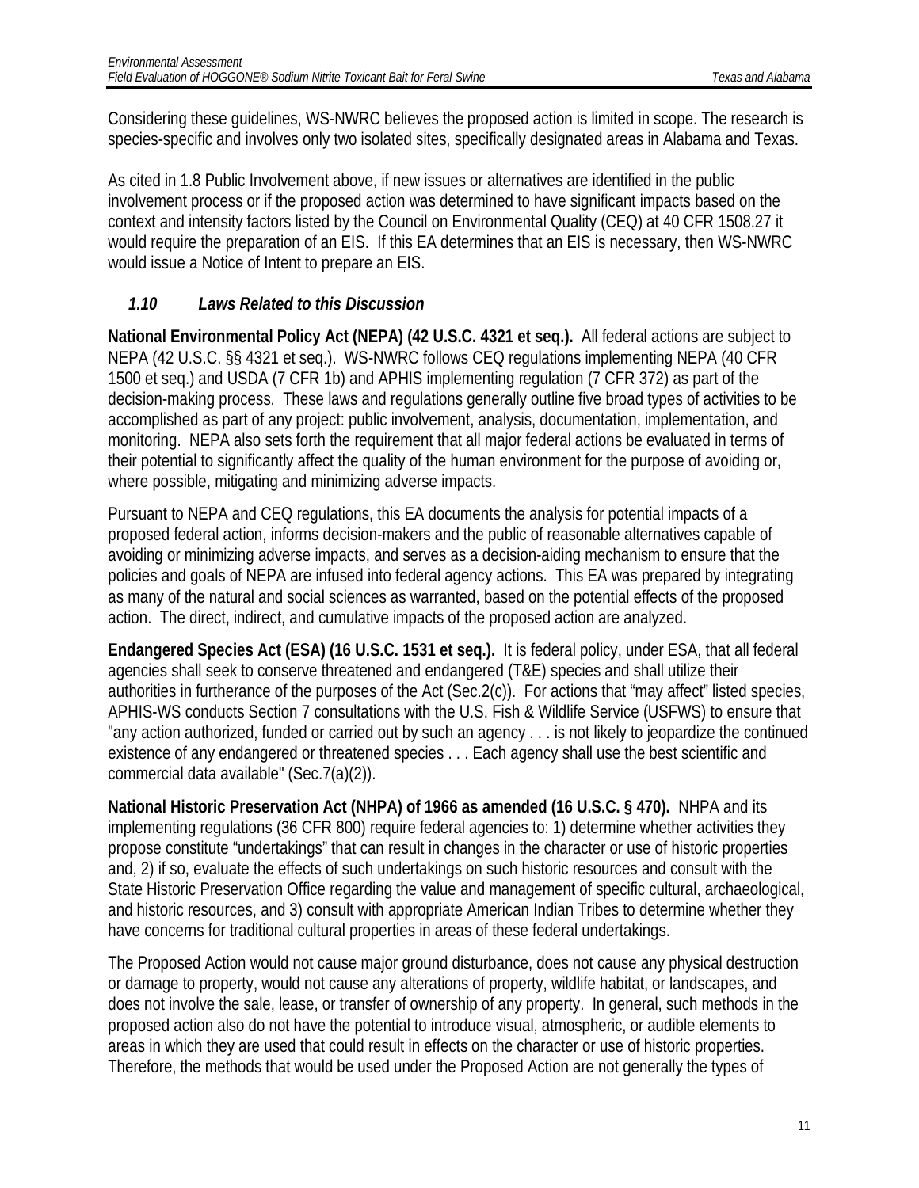Considering these guidelines, WS-NWRC believes the proposed action is limited in scope. The research is species-specific and involves only two isolated sites, specifically designated areas in Alabama and Texas.

As cited in 1.8 Public Involvement above, if new issues or alternatives are identified in the public involvement process or if the proposed action was determined to have significant impacts based on the context and intensity factors listed by the Council on Environmental Quality (CEQ) at 40 CFR 1508.27 it would require the preparation of an EIS. If this EA determines that an EIS is necessary, then WS-NWRC would issue a Notice of Intent to prepare an EIS.

## *1.10 Laws Related to this Discussion*

**National Environmental Policy Act (NEPA) (42 U.S.C. 4321 et seq.).** All federal actions are subject to NEPA (42 U.S.C. §§ 4321 et seq.). WS-NWRC follows CEQ regulations implementing NEPA (40 CFR 1500 et seq.) and USDA (7 CFR 1b) and APHIS implementing regulation (7 CFR 372) as part of the decision-making process. These laws and regulations generally outline five broad types of activities to be accomplished as part of any project: public involvement, analysis, documentation, implementation, and monitoring. NEPA also sets forth the requirement that all major federal actions be evaluated in terms of their potential to significantly affect the quality of the human environment for the purpose of avoiding or, where possible, mitigating and minimizing adverse impacts.

Pursuant to NEPA and CEQ regulations, this EA documents the analysis for potential impacts of a proposed federal action, informs decision-makers and the public of reasonable alternatives capable of avoiding or minimizing adverse impacts, and serves as a decision-aiding mechanism to ensure that the policies and goals of NEPA are infused into federal agency actions. This EA was prepared by integrating as many of the natural and social sciences as warranted, based on the potential effects of the proposed action. The direct, indirect, and cumulative impacts of the proposed action are analyzed.

**Endangered Species Act (ESA) (16 U.S.C. 1531 et seq.).** It is federal policy, under ESA, that all federal agencies shall seek to conserve threatened and endangered (T&E) species and shall utilize their authorities in furtherance of the purposes of the Act (Sec.2(c)). For actions that "may affect" listed species, APHIS-WS conducts Section 7 consultations with the U.S. Fish & Wildlife Service (USFWS) to ensure that "any action authorized, funded or carried out by such an agency . . . is not likely to jeopardize the continued existence of any endangered or threatened species . . . Each agency shall use the best scientific and commercial data available" (Sec.7(a)(2)).

**National Historic Preservation Act (NHPA) of 1966 as amended (16 U.S.C. § 470).** NHPA and its implementing regulations (36 CFR 800) require federal agencies to: 1) determine whether activities they propose constitute "undertakings" that can result in changes in the character or use of historic properties and, 2) if so, evaluate the effects of such undertakings on such historic resources and consult with the State Historic Preservation Office regarding the value and management of specific cultural, archaeological, and historic resources, and 3) consult with appropriate American Indian Tribes to determine whether they have concerns for traditional cultural properties in areas of these federal undertakings.

The Proposed Action would not cause major ground disturbance, does not cause any physical destruction or damage to property, would not cause any alterations of property, wildlife habitat, or landscapes, and does not involve the sale, lease, or transfer of ownership of any property. In general, such methods in the proposed action also do not have the potential to introduce visual, atmospheric, or audible elements to areas in which they are used that could result in effects on the character or use of historic properties. Therefore, the methods that would be used under the Proposed Action are not generally the types of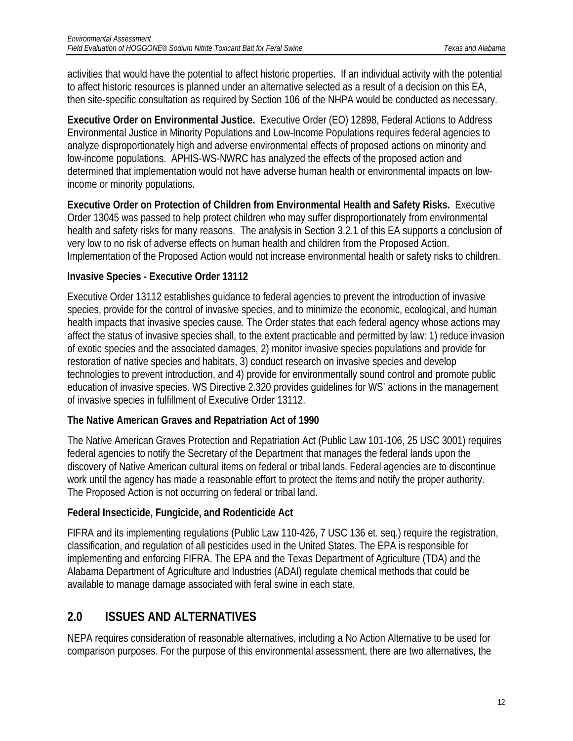activities that would have the potential to affect historic properties. If an individual activity with the potential to affect historic resources is planned under an alternative selected as a result of a decision on this EA, then site-specific consultation as required by Section 106 of the NHPA would be conducted as necessary.

**Executive Order on Environmental Justice.** Executive Order (EO) 12898, Federal Actions to Address Environmental Justice in Minority Populations and Low-Income Populations requires federal agencies to analyze disproportionately high and adverse environmental effects of proposed actions on minority and low-income populations. APHIS-WS-NWRC has analyzed the effects of the proposed action and determined that implementation would not have adverse human health or environmental impacts on low-income or minority populations.

**Executive Order on Protection of Children from Environmental Health and Safety Risks.** Executive Order 13045 was passed to help protect children who may suffer disproportionately from environmental health and safety risks for many reasons. The analysis in Section 3.2.1 of this EA supports a conclusion of very low to no risk of adverse effects on human health and children from the Proposed Action. Implementation of the Proposed Action would not increase environmental health or safety risks to children.

**Invasive Species - Executive Order 13112**

Executive Order 13112 establishes guidance to federal agencies to prevent the introduction of invasive species, provide for the control of invasive species, and to minimize the economic, ecological, and human health impacts that invasive species cause. The Order states that each federal agency whose actions may affect the status of invasive species shall, to the extent practicable and permitted by law: 1) reduce invasion of exotic species and the associated damages, 2) monitor invasive species populations and provide for restoration of native species and habitats, 3) conduct research on invasive species and develop technologies to prevent introduction, and 4) provide for environmentally sound control and promote public education of invasive species. WS Directive 2.320 provides guidelines for WS' actions in the management of invasive species in fulfillment of Executive Order 13112.

**The Native American Graves and Repatriation Act of 1990**

The Native American Graves Protection and Repatriation Act (Public Law 101-106, 25 USC 3001) requires federal agencies to notify the Secretary of the Department that manages the federal lands upon the discovery of Native American cultural items on federal or tribal lands. Federal agencies are to discontinue work until the agency has made a reasonable effort to protect the items and notify the proper authority. The Proposed Action is not occurring on federal or tribal land.

**Federal Insecticide, Fungicide, and Rodenticide Act**

FIFRA and its implementing regulations (Public Law 110-426, 7 USC 136 et. seq.) require the registration, classification, and regulation of all pesticides used in the United States. The EPA is responsible for implementing and enforcing FIFRA. The EPA and the Texas Department of Agriculture (TDA) and the Alabama Department of Agriculture and Industries (ADAI) regulate chemical methods that could be available to manage damage associated with feral swine in each state.

# 2.0 ISSUES AND ALTERNATIVES

NEPA requires consideration of reasonable alternatives, including a No Action Alternative to be used for comparison purposes. For the purpose of this environmental assessment, there are two alternatives, the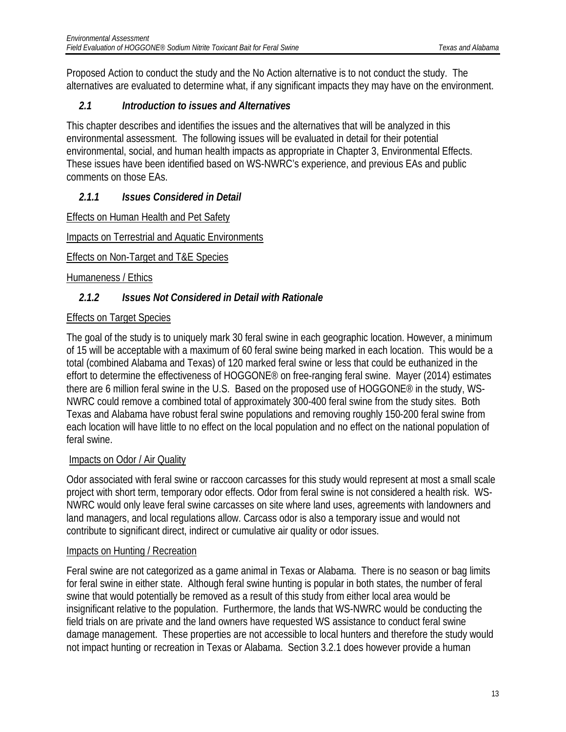Proposed Action to conduct the study and the No Action alternative is to not conduct the study. The alternatives are evaluated to determine what, if any significant impacts they may have on the environment.

## *2.1 Introduction to issues and Alternatives*

This chapter describes and identifies the issues and the alternatives that will be analyzed in this environmental assessment. The following issues will be evaluated in detail for their potential environmental, social, and human health impacts as appropriate in Chapter 3, Environmental Effects. These issues have been identified based on WS-NWRC's experience, and previous EAs and public comments on those EAs.

### *2.1.1 Issues Considered in Detail*

<u>Effects on Human Health and Pet Safety</u>

<u>Impacts on Terrestrial and Aquatic Environments</u>

<u>Effects on Non-Target and T&E Species</u>

<u>Humaneness / Ethics</u>

### *2.1.2 Issues Not Considered in Detail with Rationale*

<u>Effects on Target Species</u>

The goal of the study is to uniquely mark 30 feral swine in each geographic location. However, a minimum of 15 will be acceptable with a maximum of 60 feral swine being marked in each location. This would be a total (combined Alabama and Texas) of 120 marked feral swine or less that could be euthanized in the effort to determine the effectiveness of HOGGONE® on free-ranging feral swine. Mayer (2014) estimates there are 6 million feral swine in the U.S. Based on the proposed use of HOGGONE® in the study, WS-NWRC could remove a combined total of approximately 300-400 feral swine from the study sites. Both Texas and Alabama have robust feral swine populations and removing roughly 150-200 feral swine from each location will have little to no effect on the local population and no effect on the national population of feral swine.

<u>Impacts on Odor / Air Quality</u>

Odor associated with feral swine or raccoon carcasses for this study would represent at most a small scale project with short term, temporary odor effects. Odor from feral swine is not considered a health risk. WS-NWRC would only leave feral swine carcasses on site where land uses, agreements with landowners and land managers, and local regulations allow. Carcass odor is also a temporary issue and would not contribute to significant direct, indirect or cumulative air quality or odor issues.

<u>Impacts on Hunting / Recreation</u>

Feral swine are not categorized as a game animal in Texas or Alabama. There is no season or bag limits for feral swine in either state. Although feral swine hunting is popular in both states, the number of feral swine that would potentially be removed as a result of this study from either local area would be insignificant relative to the population. Furthermore, the lands that WS-NWRC would be conducting the field trials on are private and the land owners have requested WS assistance to conduct feral swine damage management. These properties are not accessible to local hunters and therefore the study would not impact hunting or recreation in Texas or Alabama. Section 3.2.1 does however provide a human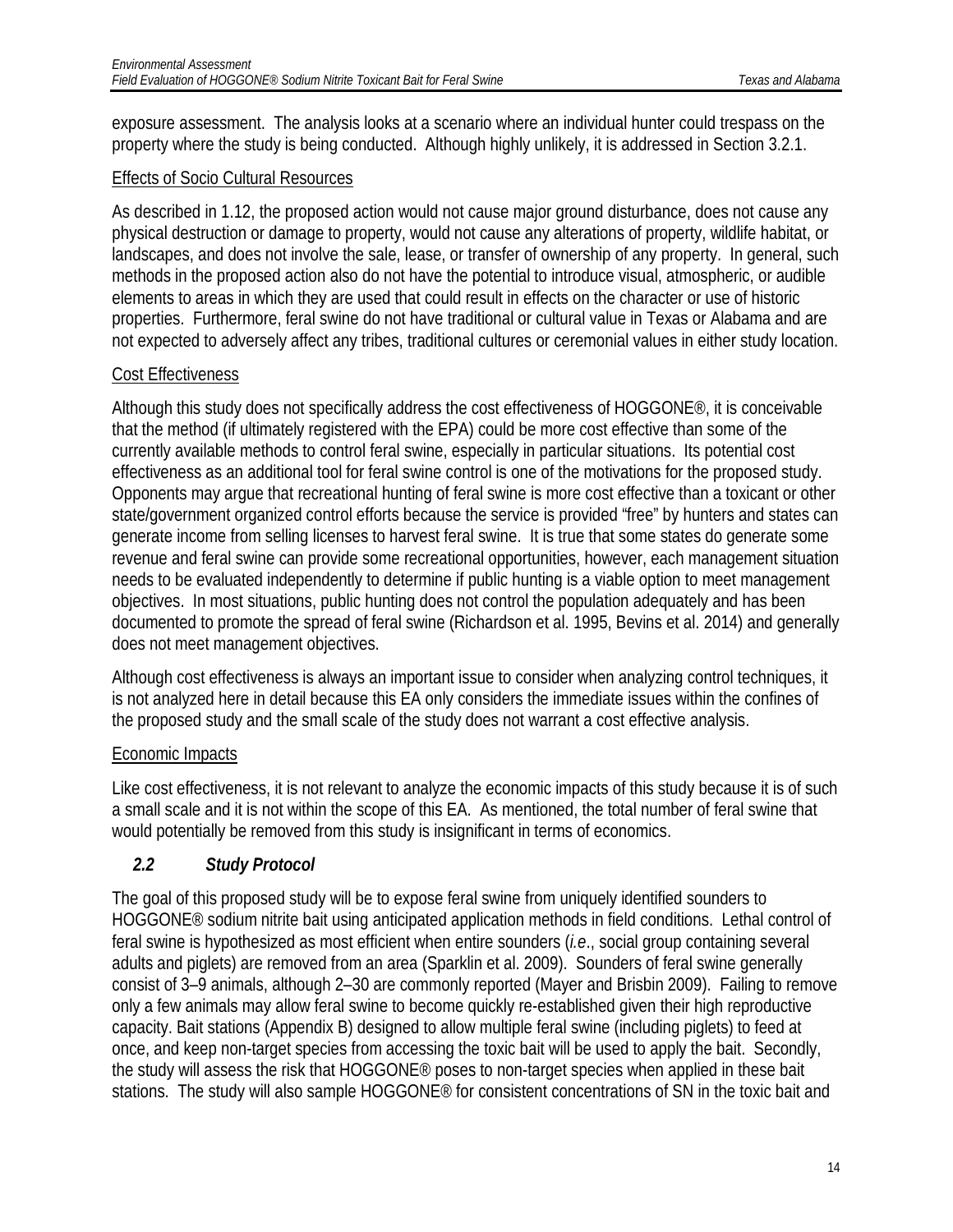exposure assessment. The analysis looks at a scenario where an individual hunter could trespass on the property where the study is being conducted. Although highly unlikely, it is addressed in Section 3.2.1.

Effects of Socio Cultural Resources

As described in 1.12, the proposed action would not cause major ground disturbance, does not cause any physical destruction or damage to property, would not cause any alterations of property, wildlife habitat, or landscapes, and does not involve the sale, lease, or transfer of ownership of any property. In general, such methods in the proposed action also do not have the potential to introduce visual, atmospheric, or audible elements to areas in which they are used that could result in effects on the character or use of historic properties. Furthermore, feral swine do not have traditional or cultural value in Texas or Alabama and are not expected to adversely affect any tribes, traditional cultures or ceremonial values in either study location.

Cost Effectiveness

Although this study does not specifically address the cost effectiveness of HOGGONE®, it is conceivable that the method (if ultimately registered with the EPA) could be more cost effective than some of the currently available methods to control feral swine, especially in particular situations. Its potential cost effectiveness as an additional tool for feral swine control is one of the motivations for the proposed study. Opponents may argue that recreational hunting of feral swine is more cost effective than a toxicant or other state/government organized control efforts because the service is provided "free" by hunters and states can generate income from selling licenses to harvest feral swine. It is true that some states do generate some revenue and feral swine can provide some recreational opportunities, however, each management situation needs to be evaluated independently to determine if public hunting is a viable option to meet management objectives. In most situations, public hunting does not control the population adequately and has been documented to promote the spread of feral swine (Richardson et al. 1995, Bevins et al. 2014) and generally does not meet management objectives.

Although cost effectiveness is always an important issue to consider when analyzing control techniques, it is not analyzed here in detail because this EA only considers the immediate issues within the confines of the proposed study and the small scale of the study does not warrant a cost effective analysis.

Economic Impacts

Like cost effectiveness, it is not relevant to analyze the economic impacts of this study because it is of such a small scale and it is not within the scope of this EA. As mentioned, the total number of feral swine that would potentially be removed from this study is insignificant in terms of economics.

## *2.2 Study Protocol*

The goal of this proposed study will be to expose feral swine from uniquely identified sounders to HOGGONE® sodium nitrite bait using anticipated application methods in field conditions. Lethal control of feral swine is hypothesized as most efficient when entire sounders (*i.e*., social group containing several adults and piglets) are removed from an area (Sparklin et al. 2009). Sounders of feral swine generally consist of 3–9 animals, although 2–30 are commonly reported (Mayer and Brisbin 2009). Failing to remove only a few animals may allow feral swine to become quickly re-established given their high reproductive capacity. Bait stations (Appendix B) designed to allow multiple feral swine (including piglets) to feed at once, and keep non-target species from accessing the toxic bait will be used to apply the bait. Secondly, the study will assess the risk that HOGGONE® poses to non-target species when applied in these bait stations. The study will also sample HOGGONE® for consistent concentrations of SN in the toxic bait and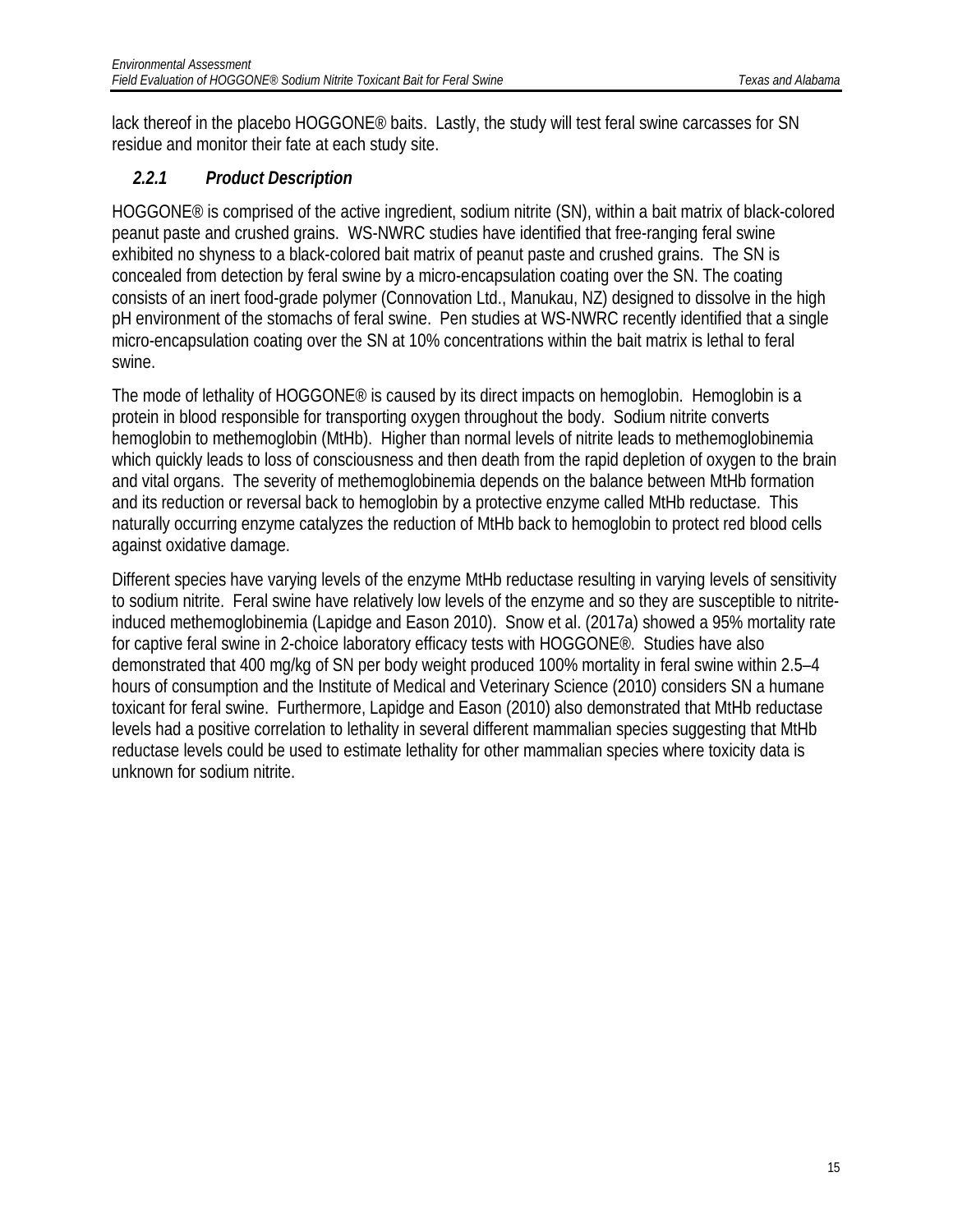lack thereof in the placebo HOGGONE® baits. Lastly, the study will test feral swine carcasses for SN residue and monitor their fate at each study site.

### *2.2.1 Product Description*

HOGGONE® is comprised of the active ingredient, sodium nitrite (SN), within a bait matrix of black-colored peanut paste and crushed grains. WS-NWRC studies have identified that free-ranging feral swine exhibited no shyness to a black-colored bait matrix of peanut paste and crushed grains. The SN is concealed from detection by feral swine by a micro-encapsulation coating over the SN. The coating consists of an inert food-grade polymer (Connovation Ltd., Manukau, NZ) designed to dissolve in the high pH environment of the stomachs of feral swine. Pen studies at WS-NWRC recently identified that a single micro-encapsulation coating over the SN at 10% concentrations within the bait matrix is lethal to feral swine.

The mode of lethality of HOGGONE® is caused by its direct impacts on hemoglobin. Hemoglobin is a protein in blood responsible for transporting oxygen throughout the body. Sodium nitrite converts hemoglobin to methemoglobin (MtHb). Higher than normal levels of nitrite leads to methemoglobinemia which quickly leads to loss of consciousness and then death from the rapid depletion of oxygen to the brain and vital organs. The severity of methemoglobinemia depends on the balance between MtHb formation and its reduction or reversal back to hemoglobin by a protective enzyme called MtHb reductase. This naturally occurring enzyme catalyzes the reduction of MtHb back to hemoglobin to protect red blood cells against oxidative damage.

Different species have varying levels of the enzyme MtHb reductase resulting in varying levels of sensitivity to sodium nitrite. Feral swine have relatively low levels of the enzyme and so they are susceptible to nitrite-induced methemoglobinemia (Lapidge and Eason 2010). Snow et al. (2017a) showed a 95% mortality rate for captive feral swine in 2-choice laboratory efficacy tests with HOGGONE®. Studies have also demonstrated that 400 mg/kg of SN per body weight produced 100% mortality in feral swine within 2.5–4 hours of consumption and the Institute of Medical and Veterinary Science (2010) considers SN a humane toxicant for feral swine. Furthermore, Lapidge and Eason (2010) also demonstrated that MtHb reductase levels had a positive correlation to lethality in several different mammalian species suggesting that MtHb reductase levels could be used to estimate lethality for other mammalian species where toxicity data is unknown for sodium nitrite.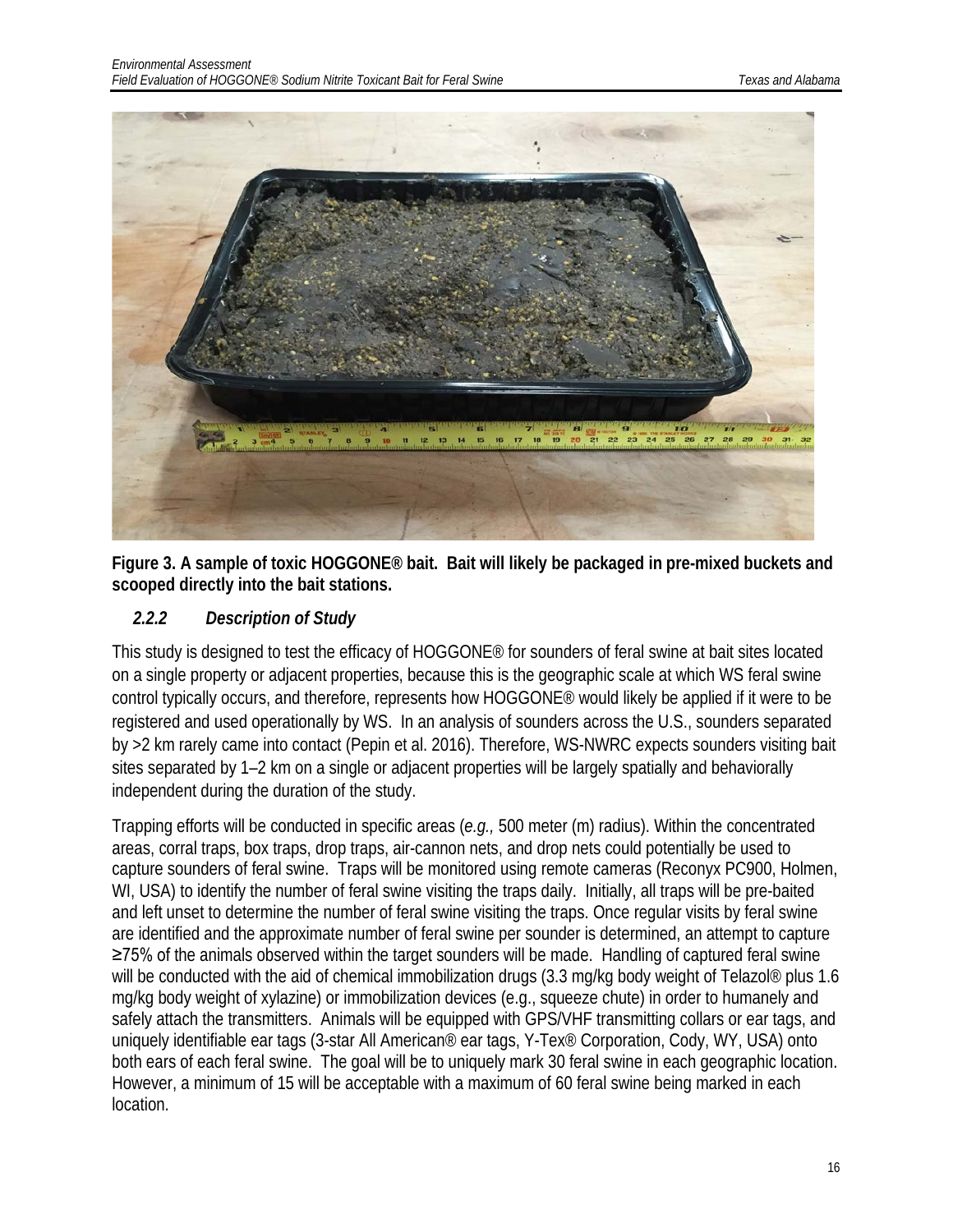**Figure 3. A sample of toxic HOGGONE® bait. Bait will likely be packaged in pre-mixed buckets and scooped directly into the bait stations.**

### *2.2.2 Description of Study*

This study is designed to test the efficacy of HOGGONE® for sounders of feral swine at bait sites located on a single property or adjacent properties, because this is the geographic scale at which WS feral swine control typically occurs, and therefore, represents how HOGGONE® would likely be applied if it were to be registered and used operationally by WS. In an analysis of sounders across the U.S., sounders separated by >2 km rarely came into contact (Pepin et al. 2016). Therefore, WS-NWRC expects sounders visiting bait sites separated by 1–2 km on a single or adjacent properties will be largely spatially and behaviorally independent during the duration of the study.

Trapping efforts will be conducted in specific areas (*e.g.,* 500 meter (m) radius). Within the concentrated areas, corral traps, box traps, drop traps, air-cannon nets, and drop nets could potentially be used to capture sounders of feral swine. Traps will be monitored using remote cameras (Reconyx PC900, Holmen, WI, USA) to identify the number of feral swine visiting the traps daily. Initially, all traps will be pre-baited and left unset to determine the number of feral swine visiting the traps. Once regular visits by feral swine are identified and the approximate number of feral swine per sounder is determined, an attempt to capture ≥75% of the animals observed within the target sounders will be made. Handling of captured feral swine will be conducted with the aid of chemical immobilization drugs (3.3 mg/kg body weight of Telazol® plus 1.6 mg/kg body weight of xylazine) or immobilization devices (e.g., squeeze chute) in order to humanely and safely attach the transmitters. Animals will be equipped with GPS/VHF transmitting collars or ear tags, and uniquely identifiable ear tags (3-star All American® ear tags, Y-Tex® Corporation, Cody, WY, USA) onto both ears of each feral swine. The goal will be to uniquely mark 30 feral swine in each geographic location. However, a minimum of 15 will be acceptable with a maximum of 60 feral swine being marked in each location.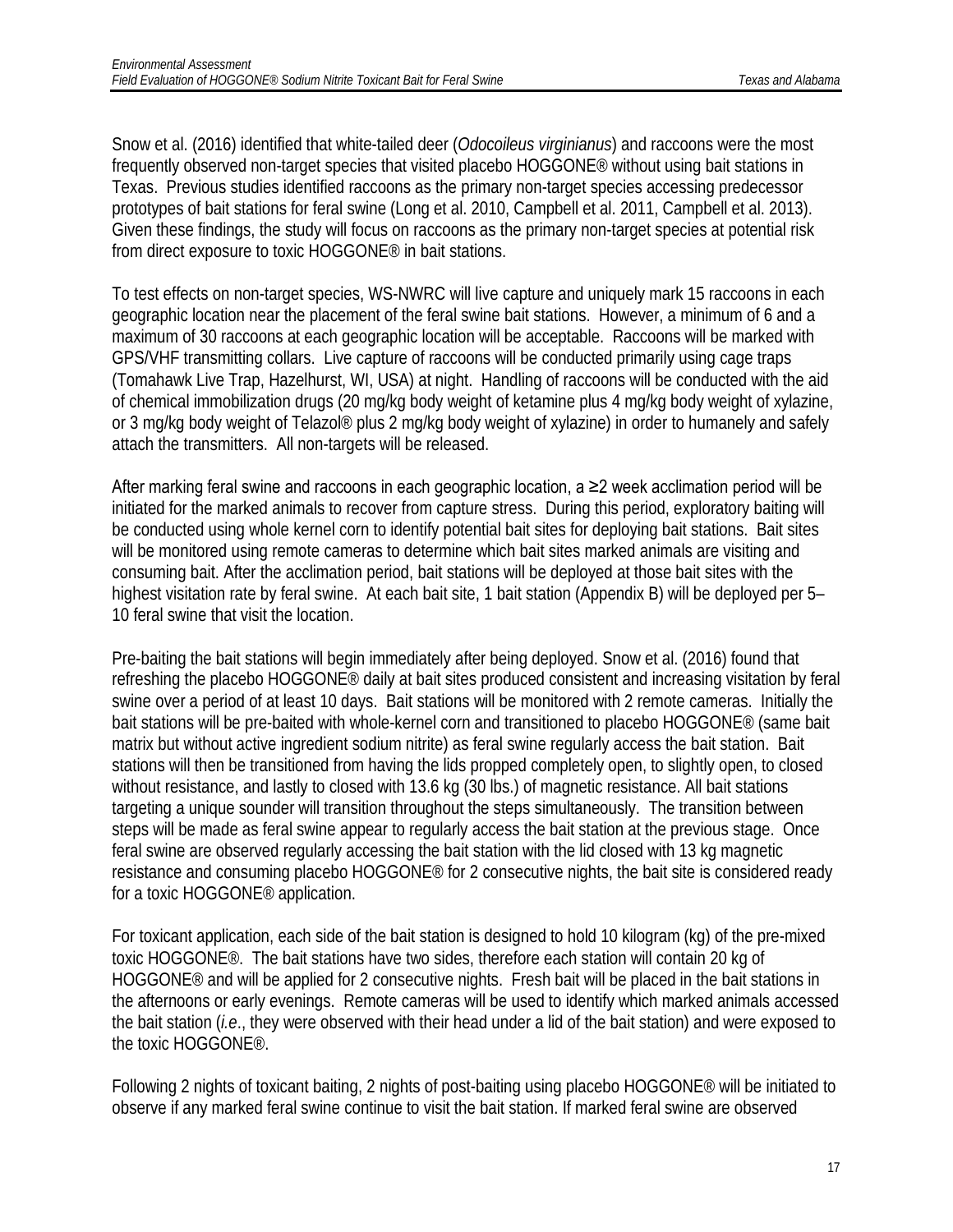Snow et al. (2016) identified that white-tailed deer (*Odocoileus virginianus*) and raccoons were the most frequently observed non-target species that visited placebo HOGGONE® without using bait stations in Texas. Previous studies identified raccoons as the primary non-target species accessing predecessor prototypes of bait stations for feral swine (Long et al. 2010, Campbell et al. 2011, Campbell et al. 2013). Given these findings, the study will focus on raccoons as the primary non-target species at potential risk from direct exposure to toxic HOGGONE® in bait stations.

To test effects on non-target species, WS-NWRC will live capture and uniquely mark 15 raccoons in each geographic location near the placement of the feral swine bait stations. However, a minimum of 6 and a maximum of 30 raccoons at each geographic location will be acceptable. Raccoons will be marked with GPS/VHF transmitting collars. Live capture of raccoons will be conducted primarily using cage traps (Tomahawk Live Trap, Hazelhurst, WI, USA) at night. Handling of raccoons will be conducted with the aid of chemical immobilization drugs (20 mg/kg body weight of ketamine plus 4 mg/kg body weight of xylazine, or 3 mg/kg body weight of Telazol® plus 2 mg/kg body weight of xylazine) in order to humanely and safely attach the transmitters. All non-targets will be released.

After marking feral swine and raccoons in each geographic location, a ≥2 week acclimation period will be initiated for the marked animals to recover from capture stress. During this period, exploratory baiting will be conducted using whole kernel corn to identify potential bait sites for deploying bait stations. Bait sites will be monitored using remote cameras to determine which bait sites marked animals are visiting and consuming bait. After the acclimation period, bait stations will be deployed at those bait sites with the highest visitation rate by feral swine. At each bait site, 1 bait station (Appendix B) will be deployed per 5–10 feral swine that visit the location.

Pre-baiting the bait stations will begin immediately after being deployed. Snow et al. (2016) found that refreshing the placebo HOGGONE® daily at bait sites produced consistent and increasing visitation by feral swine over a period of at least 10 days. Bait stations will be monitored with 2 remote cameras. Initially the bait stations will be pre-baited with whole-kernel corn and transitioned to placebo HOGGONE® (same bait matrix but without active ingredient sodium nitrite) as feral swine regularly access the bait station. Bait stations will then be transitioned from having the lids propped completely open, to slightly open, to closed without resistance, and lastly to closed with 13.6 kg (30 lbs.) of magnetic resistance. All bait stations targeting a unique sounder will transition throughout the steps simultaneously. The transition between steps will be made as feral swine appear to regularly access the bait station at the previous stage. Once feral swine are observed regularly accessing the bait station with the lid closed with 13 kg magnetic resistance and consuming placebo HOGGONE® for 2 consecutive nights, the bait site is considered ready for a toxic HOGGONE® application.

For toxicant application, each side of the bait station is designed to hold 10 kilogram (kg) of the pre-mixed toxic HOGGONE®. The bait stations have two sides, therefore each station will contain 20 kg of HOGGONE® and will be applied for 2 consecutive nights. Fresh bait will be placed in the bait stations in the afternoons or early evenings. Remote cameras will be used to identify which marked animals accessed the bait station (*i.e*., they were observed with their head under a lid of the bait station) and were exposed to the toxic HOGGONE®.

Following 2 nights of toxicant baiting, 2 nights of post-baiting using placebo HOGGONE® will be initiated to observe if any marked feral swine continue to visit the bait station. If marked feral swine are observed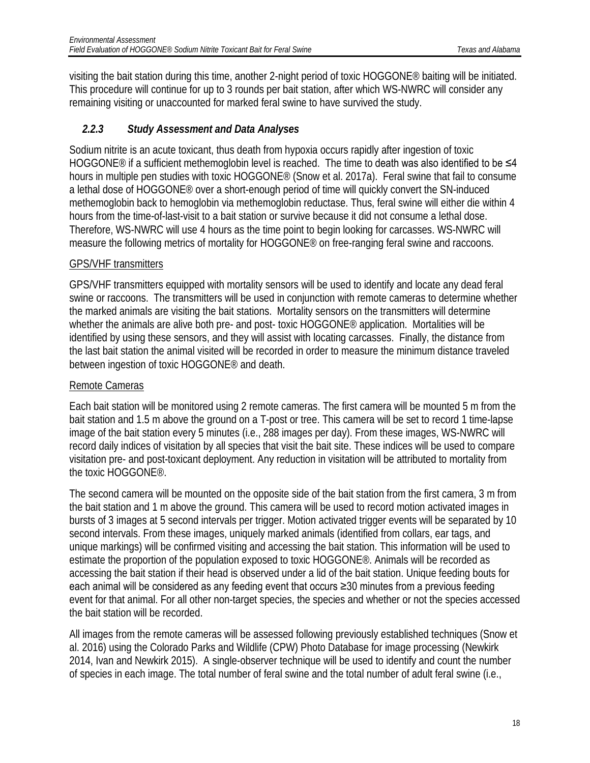visiting the bait station during this time, another 2-night period of toxic HOGGONE® baiting will be initiated. This procedure will continue for up to 3 rounds per bait station, after which WS-NWRC will consider any remaining visiting or unaccounted for marked feral swine to have survived the study.

### *2.2.3 Study Assessment and Data Analyses*

Sodium nitrite is an acute toxicant, thus death from hypoxia occurs rapidly after ingestion of toxic HOGGONE® if a sufficient methemoglobin level is reached. The time to death was also identified to be ≤4 hours in multiple pen studies with toxic HOGGONE® (Snow et al. 2017a). Feral swine that fail to consume a lethal dose of HOGGONE® over a short-enough period of time will quickly convert the SN-induced methemoglobin back to hemoglobin via methemoglobin reductase. Thus, feral swine will either die within 4 hours from the time-of-last-visit to a bait station or survive because it did not consume a lethal dose. Therefore, WS-NWRC will use 4 hours as the time point to begin looking for carcasses. WS-NWRC will measure the following metrics of mortality for HOGGONE® on free-ranging feral swine and raccoons.

<u>GPS/VHF transmitters</u>

GPS/VHF transmitters equipped with mortality sensors will be used to identify and locate any dead feral swine or raccoons. The transmitters will be used in conjunction with remote cameras to determine whether the marked animals are visiting the bait stations. Mortality sensors on the transmitters will determine whether the animals are alive both pre- and post- toxic HOGGONE® application. Mortalities will be identified by using these sensors, and they will assist with locating carcasses. Finally, the distance from the last bait station the animal visited will be recorded in order to measure the minimum distance traveled between ingestion of toxic HOGGONE® and death.

<u>Remote Cameras</u>

Each bait station will be monitored using 2 remote cameras. The first camera will be mounted 5 m from the bait station and 1.5 m above the ground on a T-post or tree. This camera will be set to record 1 time-lapse image of the bait station every 5 minutes (i.e., 288 images per day). From these images, WS-NWRC will record daily indices of visitation by all species that visit the bait site. These indices will be used to compare visitation pre- and post-toxicant deployment. Any reduction in visitation will be attributed to mortality from the toxic HOGGONE®.

The second camera will be mounted on the opposite side of the bait station from the first camera, 3 m from the bait station and 1 m above the ground. This camera will be used to record motion activated images in bursts of 3 images at 5 second intervals per trigger. Motion activated trigger events will be separated by 10 second intervals. From these images, uniquely marked animals (identified from collars, ear tags, and unique markings) will be confirmed visiting and accessing the bait station. This information will be used to estimate the proportion of the population exposed to toxic HOGGONE®. Animals will be recorded as accessing the bait station if their head is observed under a lid of the bait station. Unique feeding bouts for each animal will be considered as any feeding event that occurs ≥30 minutes from a previous feeding event for that animal. For all other non-target species, the species and whether or not the species accessed the bait station will be recorded.

All images from the remote cameras will be assessed following previously established techniques (Snow et al. 2016) using the Colorado Parks and Wildlife (CPW) Photo Database for image processing (Newkirk 2014, Ivan and Newkirk 2015). A single-observer technique will be used to identify and count the number of species in each image. The total number of feral swine and the total number of adult feral swine (i.e.,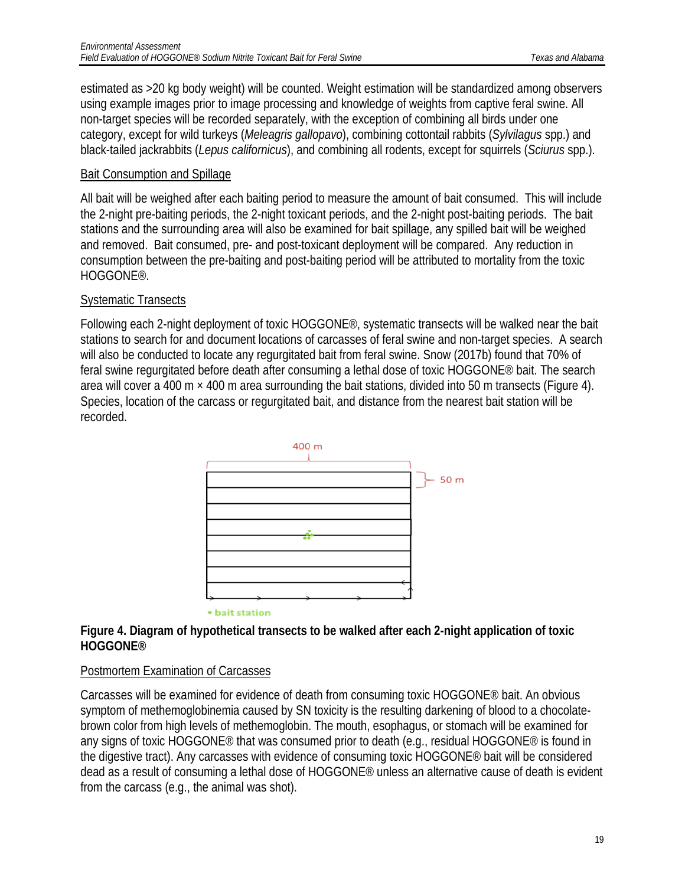estimated as >20 kg body weight) will be counted. Weight estimation will be standardized among observers using example images prior to image processing and knowledge of weights from captive feral swine. All non-target species will be recorded separately, with the exception of combining all birds under one category, except for wild turkeys (*Meleagris gallopavo*), combining cottontail rabbits (*Sylvilagus* spp.) and black-tailed jackrabbits (*Lepus californicus*), and combining all rodents, except for squirrels (*Sciurus* spp.).

## Bait Consumption and Spillage

All bait will be weighed after each baiting period to measure the amount of bait consumed. This will include the 2-night pre-baiting periods, the 2-night toxicant periods, and the 2-night post-baiting periods. The bait stations and the surrounding area will also be examined for bait spillage, any spilled bait will be weighed and removed. Bait consumed, pre- and post-toxicant deployment will be compared. Any reduction in consumption between the pre-baiting and post-baiting period will be attributed to mortality from the toxic HOGGONE®.

## Systematic Transects

Following each 2-night deployment of toxic HOGGONE®, systematic transects will be walked near the bait stations to search for and document locations of carcasses of feral swine and non-target species. A search will also be conducted to locate any regurgitated bait from feral swine. Snow (2017b) found that 70% of feral swine regurgitated before death after consuming a lethal dose of toxic HOGGONE® bait. The search area will cover a 400 m × 400 m area surrounding the bait stations, divided into 50 m transects (Figure 4). Species, location of the carcass or regurgitated bait, and distance from the nearest bait station will be recorded.

**Figure 4. Diagram of hypothetical transects to be walked after each 2-night application of toxic HOGGONE®**

## Postmortem Examination of Carcasses

Carcasses will be examined for evidence of death from consuming toxic HOGGONE® bait. An obvious symptom of methemoglobinemia caused by SN toxicity is the resulting darkening of blood to a chocolate-brown color from high levels of methemoglobin. The mouth, esophagus, or stomach will be examined for any signs of toxic HOGGONE® that was consumed prior to death (e.g., residual HOGGONE® is found in the digestive tract). Any carcasses with evidence of consuming toxic HOGGONE® bait will be considered dead as a result of consuming a lethal dose of HOGGONE® unless an alternative cause of death is evident from the carcass (e.g., the animal was shot).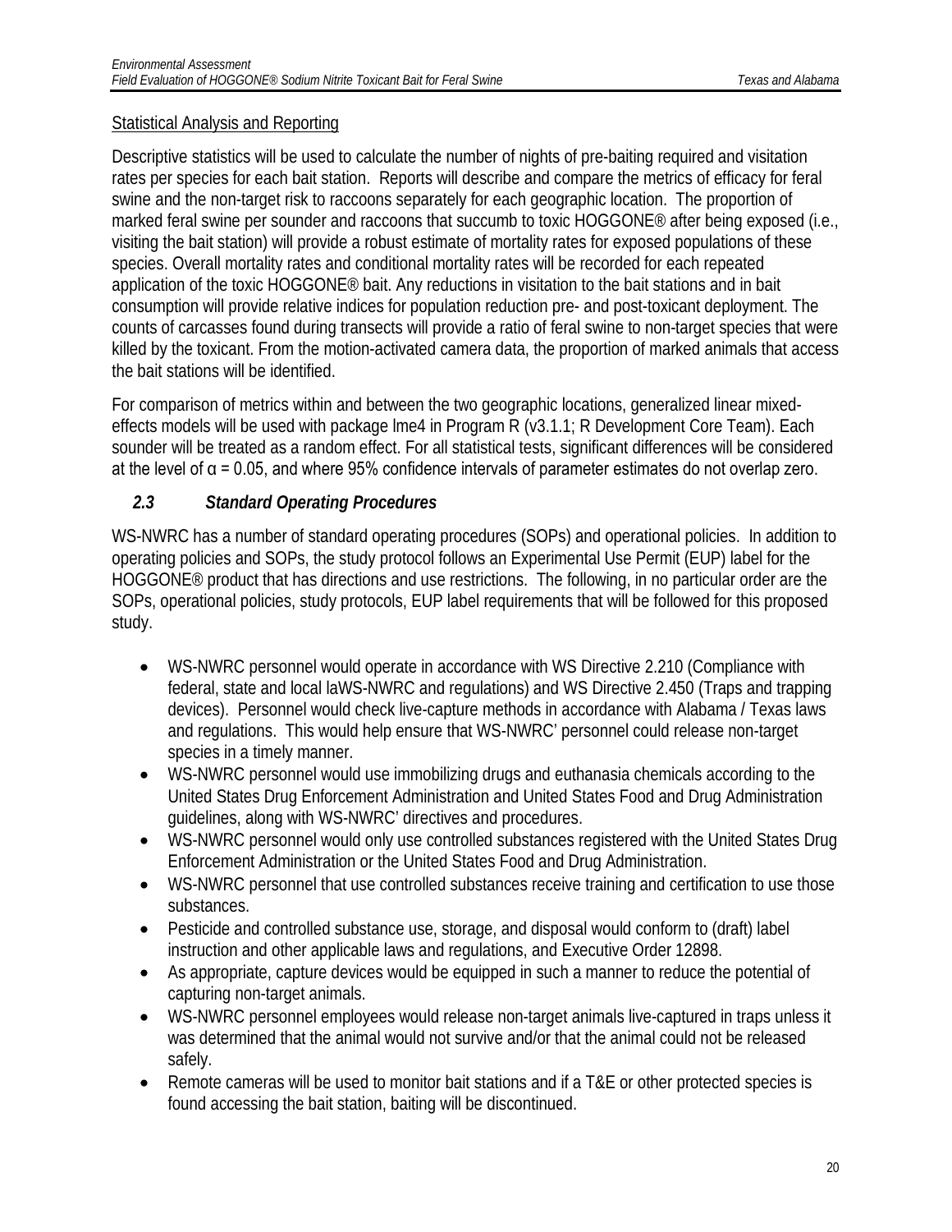Statistical Analysis and Reporting

Descriptive statistics will be used to calculate the number of nights of pre-baiting required and visitation rates per species for each bait station. Reports will describe and compare the metrics of efficacy for feral swine and the non-target risk to raccoons separately for each geographic location. The proportion of marked feral swine per sounder and raccoons that succumb to toxic HOGGONE® after being exposed (i.e., visiting the bait station) will provide a robust estimate of mortality rates for exposed populations of these species. Overall mortality rates and conditional mortality rates will be recorded for each repeated application of the toxic HOGGONE® bait. Any reductions in visitation to the bait stations and in bait consumption will provide relative indices for population reduction pre- and post-toxicant deployment. The counts of carcasses found during transects will provide a ratio of feral swine to non-target species that were killed by the toxicant. From the motion-activated camera data, the proportion of marked animals that access the bait stations will be identified.

For comparison of metrics within and between the two geographic locations, generalized linear mixed-effects models will be used with package lme4 in Program R (v3.1.1; R Development Core Team). Each sounder will be treated as a random effect. For all statistical tests, significant differences will be considered at the level of $\alpha = 0.05$, and where 95% confidence intervals of parameter estimates do not overlap zero.

### *2.3 Standard Operating Procedures*

WS-NWRC has a number of standard operating procedures (SOPs) and operational policies. In addition to operating policies and SOPs, the study protocol follows an Experimental Use Permit (EUP) label for the HOGGONE® product that has directions and use restrictions. The following, in no particular order are the SOPs, operational policies, study protocols, EUP label requirements that will be followed for this proposed study.

- WS-NWRC personnel would operate in accordance with WS Directive 2.210 (Compliance with federal, state and local laWS-NWRC and regulations) and WS Directive 2.450 (Traps and trapping devices). Personnel would check live-capture methods in accordance with Alabama / Texas laws and regulations. This would help ensure that WS-NWRC' personnel could release non-target species in a timely manner.
- WS-NWRC personnel would use immobilizing drugs and euthanasia chemicals according to the United States Drug Enforcement Administration and United States Food and Drug Administration guidelines, along with WS-NWRC' directives and procedures.
- WS-NWRC personnel would only use controlled substances registered with the United States Drug Enforcement Administration or the United States Food and Drug Administration.
- WS-NWRC personnel that use controlled substances receive training and certification to use those substances.
- Pesticide and controlled substance use, storage, and disposal would conform to (draft) label instruction and other applicable laws and regulations, and Executive Order 12898.
- As appropriate, capture devices would be equipped in such a manner to reduce the potential of capturing non-target animals.
- WS-NWRC personnel employees would release non-target animals live-captured in traps unless it was determined that the animal would not survive and/or that the animal could not be released safely.
- Remote cameras will be used to monitor bait stations and if a T&E or other protected species is found accessing the bait station, baiting will be discontinued.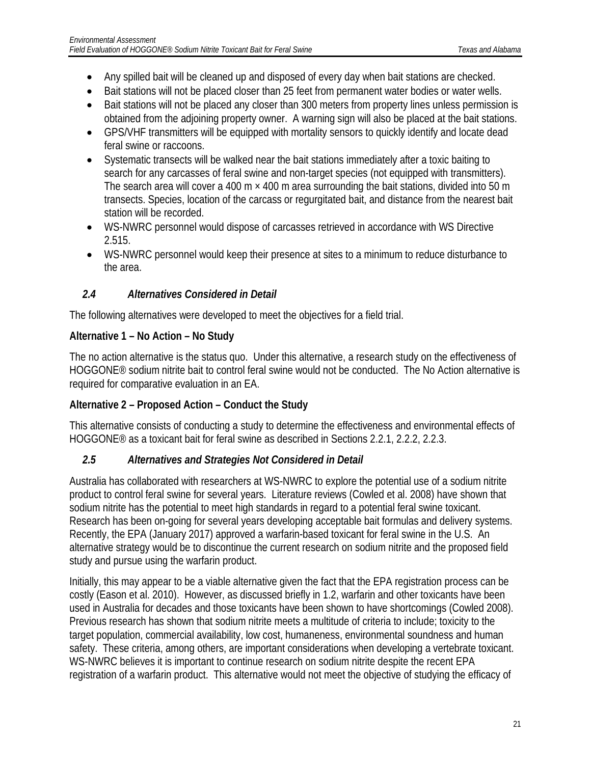- Any spilled bait will be cleaned up and disposed of every day when bait stations are checked.
- Bait stations will not be placed closer than 25 feet from permanent water bodies or water wells.
- Bait stations will not be placed any closer than 300 meters from property lines unless permission is obtained from the adjoining property owner. A warning sign will also be placed at the bait stations.
- GPS/VHF transmitters will be equipped with mortality sensors to quickly identify and locate dead feral swine or raccoons.
- Systematic transects will be walked near the bait stations immediately after a toxic baiting to search for any carcasses of feral swine and non-target species (not equipped with transmitters). The search area will cover a 400 m × 400 m area surrounding the bait stations, divided into 50 m transects. Species, location of the carcass or regurgitated bait, and distance from the nearest bait station will be recorded.
- WS-NWRC personnel would dispose of carcasses retrieved in accordance with WS Directive 2.515.
- WS-NWRC personnel would keep their presence at sites to a minimum to reduce disturbance to the area.

## *2.4 Alternatives Considered in Detail*

The following alternatives were developed to meet the objectives for a field trial.

**Alternative 1 – No Action – No Study**

The no action alternative is the status quo. Under this alternative, a research study on the effectiveness of HOGGONE® sodium nitrite bait to control feral swine would not be conducted. The No Action alternative is required for comparative evaluation in an EA.

**Alternative 2 – Proposed Action – Conduct the Study**

This alternative consists of conducting a study to determine the effectiveness and environmental effects of HOGGONE® as a toxicant bait for feral swine as described in Sections 2.2.1, 2.2.2, 2.2.3.

## *2.5 Alternatives and Strategies Not Considered in Detail*

Australia has collaborated with researchers at WS-NWRC to explore the potential use of a sodium nitrite product to control feral swine for several years. Literature reviews (Cowled et al. 2008) have shown that sodium nitrite has the potential to meet high standards in regard to a potential feral swine toxicant. Research has been on-going for several years developing acceptable bait formulas and delivery systems. Recently, the EPA (January 2017) approved a warfarin-based toxicant for feral swine in the U.S. An alternative strategy would be to discontinue the current research on sodium nitrite and the proposed field study and pursue using the warfarin product.

Initially, this may appear to be a viable alternative given the fact that the EPA registration process can be costly (Eason et al. 2010). However, as discussed briefly in 1.2, warfarin and other toxicants have been used in Australia for decades and those toxicants have been shown to have shortcomings (Cowled 2008). Previous research has shown that sodium nitrite meets a multitude of criteria to include; toxicity to the target population, commercial availability, low cost, humaneness, environmental soundness and human safety. These criteria, among others, are important considerations when developing a vertebrate toxicant. WS-NWRC believes it is important to continue research on sodium nitrite despite the recent EPA registration of a warfarin product. This alternative would not meet the objective of studying the efficacy of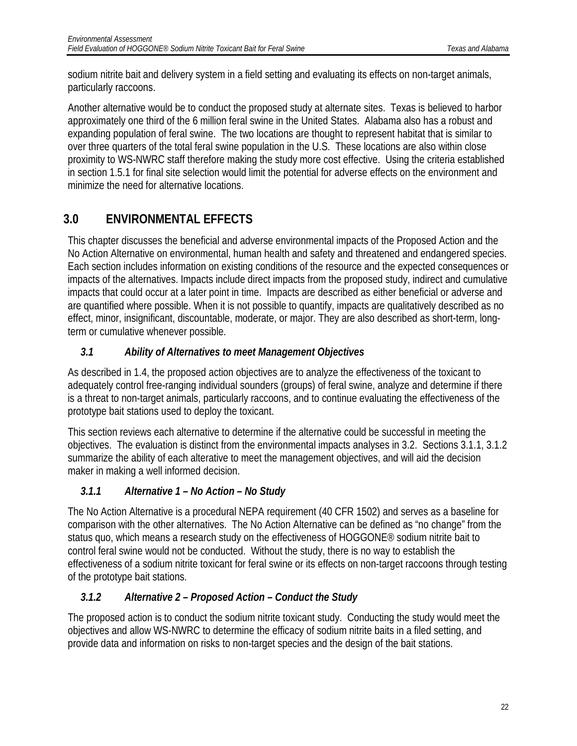sodium nitrite bait and delivery system in a field setting and evaluating its effects on non-target animals, particularly raccoons.

Another alternative would be to conduct the proposed study at alternate sites. Texas is believed to harbor approximately one third of the 6 million feral swine in the United States. Alabama also has a robust and expanding population of feral swine. The two locations are thought to represent habitat that is similar to over three quarters of the total feral swine population in the U.S. These locations are also within close proximity to WS-NWRC staff therefore making the study more cost effective. Using the criteria established in section 1.5.1 for final site selection would limit the potential for adverse effects on the environment and minimize the need for alternative locations.

# 3.0 ENVIRONMENTAL EFFECTS

This chapter discusses the beneficial and adverse environmental impacts of the Proposed Action and the No Action Alternative on environmental, human health and safety and threatened and endangered species. Each section includes information on existing conditions of the resource and the expected consequences or impacts of the alternatives. Impacts include direct impacts from the proposed study, indirect and cumulative impacts that could occur at a later point in time. Impacts are described as either beneficial or adverse and are quantified where possible. When it is not possible to quantify, impacts are qualitatively described as no effect, minor, insignificant, discountable, moderate, or major. They are also described as short-term, long-term or cumulative whenever possible.

## *3.1 Ability of Alternatives to meet Management Objectives*

As described in 1.4, the proposed action objectives are to analyze the effectiveness of the toxicant to adequately control free-ranging individual sounders (groups) of feral swine, analyze and determine if there is a threat to non-target animals, particularly raccoons, and to continue evaluating the effectiveness of the prototype bait stations used to deploy the toxicant.

This section reviews each alternative to determine if the alternative could be successful in meeting the objectives. The evaluation is distinct from the environmental impacts analyses in 3.2. Sections 3.1.1, 3.1.2 summarize the ability of each alterative to meet the management objectives, and will aid the decision maker in making a well informed decision.

### *3.1.1 Alternative 1 – No Action – No Study*

The No Action Alternative is a procedural NEPA requirement (40 CFR 1502) and serves as a baseline for comparison with the other alternatives. The No Action Alternative can be defined as "no change" from the status quo, which means a research study on the effectiveness of HOGGONE® sodium nitrite bait to control feral swine would not be conducted. Without the study, there is no way to establish the effectiveness of a sodium nitrite toxicant for feral swine or its effects on non-target raccoons through testing of the prototype bait stations.

### *3.1.2 Alternative 2 – Proposed Action – Conduct the Study*

The proposed action is to conduct the sodium nitrite toxicant study. Conducting the study would meet the objectives and allow WS-NWRC to determine the efficacy of sodium nitrite baits in a filed setting, and provide data and information on risks to non-target species and the design of the bait stations.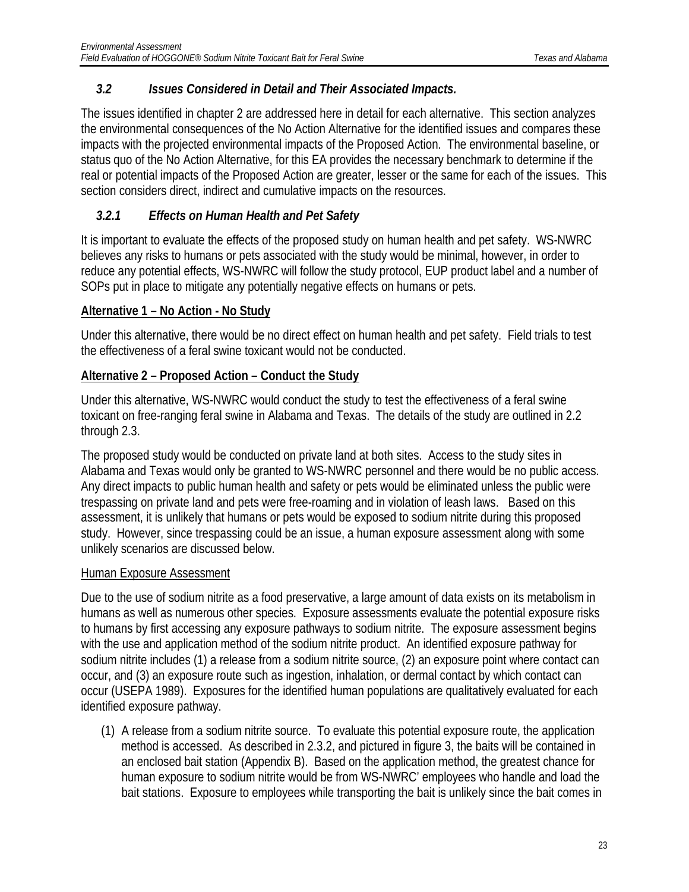### *3.2 Issues Considered in Detail and Their Associated Impacts.*

The issues identified in chapter 2 are addressed here in detail for each alternative. This section analyzes the environmental consequences of the No Action Alternative for the identified issues and compares these impacts with the projected environmental impacts of the Proposed Action. The environmental baseline, or status quo of the No Action Alternative, for this EA provides the necessary benchmark to determine if the real or potential impacts of the Proposed Action are greater, lesser or the same for each of the issues. This section considers direct, indirect and cumulative impacts on the resources.

#### *3.2.1 Effects on Human Health and Pet Safety*

It is important to evaluate the effects of the proposed study on human health and pet safety. WS-NWRC believes any risks to humans or pets associated with the study would be minimal, however, in order to reduce any potential effects, WS-NWRC will follow the study protocol, EUP product label and a number of SOPs put in place to mitigate any potentially negative effects on humans or pets.

**Alternative 1 – No Action - No Study**

Under this alternative, there would be no direct effect on human health and pet safety. Field trials to test the effectiveness of a feral swine toxicant would not be conducted.

**Alternative 2 – Proposed Action – Conduct the Study**

Under this alternative, WS-NWRC would conduct the study to test the effectiveness of a feral swine toxicant on free-ranging feral swine in Alabama and Texas. The details of the study are outlined in 2.2 through 2.3.

The proposed study would be conducted on private land at both sites. Access to the study sites in Alabama and Texas would only be granted to WS-NWRC personnel and there would be no public access. Any direct impacts to public human health and safety or pets would be eliminated unless the public were trespassing on private land and pets were free-roaming and in violation of leash laws. Based on this assessment, it is unlikely that humans or pets would be exposed to sodium nitrite during this proposed study. However, since trespassing could be an issue, a human exposure assessment along with some unlikely scenarios are discussed below.

Human Exposure Assessment

Due to the use of sodium nitrite as a food preservative, a large amount of data exists on its metabolism in humans as well as numerous other species. Exposure assessments evaluate the potential exposure risks to humans by first accessing any exposure pathways to sodium nitrite. The exposure assessment begins with the use and application method of the sodium nitrite product. An identified exposure pathway for sodium nitrite includes (1) a release from a sodium nitrite source, (2) an exposure point where contact can occur, and (3) an exposure route such as ingestion, inhalation, or dermal contact by which contact can occur (USEPA 1989). Exposures for the identified human populations are qualitatively evaluated for each identified exposure pathway.

(1) A release from a sodium nitrite source. To evaluate this potential exposure route, the application method is accessed. As described in 2.3.2, and pictured in figure 3, the baits will be contained in an enclosed bait station (Appendix B). Based on the application method, the greatest chance for human exposure to sodium nitrite would be from WS-NWRC' employees who handle and load the bait stations. Exposure to employees while transporting the bait is unlikely since the bait comes in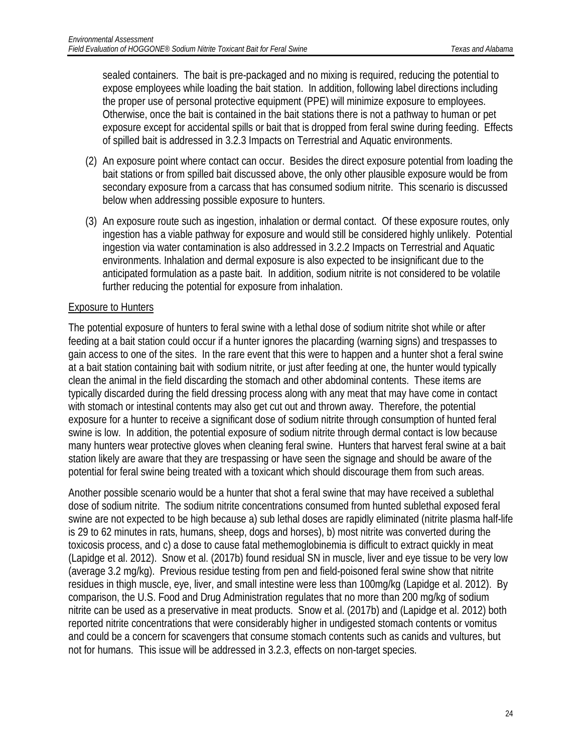sealed containers. The bait is pre-packaged and no mixing is required, reducing the potential to expose employees while loading the bait station. In addition, following label directions including the proper use of personal protective equipment (PPE) will minimize exposure to employees. Otherwise, once the bait is contained in the bait stations there is not a pathway to human or pet exposure except for accidental spills or bait that is dropped from feral swine during feeding. Effects of spilled bait is addressed in 3.2.3 Impacts on Terrestrial and Aquatic environments.

(2) An exposure point where contact can occur. Besides the direct exposure potential from loading the bait stations or from spilled bait discussed above, the only other plausible exposure would be from secondary exposure from a carcass that has consumed sodium nitrite. This scenario is discussed below when addressing possible exposure to hunters.

(3) An exposure route such as ingestion, inhalation or dermal contact. Of these exposure routes, only ingestion has a viable pathway for exposure and would still be considered highly unlikely. Potential ingestion via water contamination is also addressed in 3.2.2 Impacts on Terrestrial and Aquatic environments. Inhalation and dermal exposure is also expected to be insignificant due to the anticipated formulation as a paste bait. In addition, sodium nitrite is not considered to be volatile further reducing the potential for exposure from inhalation.

Exposure to Hunters

The potential exposure of hunters to feral swine with a lethal dose of sodium nitrite shot while or after feeding at a bait station could occur if a hunter ignores the placarding (warning signs) and trespasses to gain access to one of the sites. In the rare event that this were to happen and a hunter shot a feral swine at a bait station containing bait with sodium nitrite, or just after feeding at one, the hunter would typically clean the animal in the field discarding the stomach and other abdominal contents. These items are typically discarded during the field dressing process along with any meat that may have come in contact with stomach or intestinal contents may also get cut out and thrown away. Therefore, the potential exposure for a hunter to receive a significant dose of sodium nitrite through consumption of hunted feral swine is low. In addition, the potential exposure of sodium nitrite through dermal contact is low because many hunters wear protective gloves when cleaning feral swine. Hunters that harvest feral swine at a bait station likely are aware that they are trespassing or have seen the signage and should be aware of the potential for feral swine being treated with a toxicant which should discourage them from such areas.

Another possible scenario would be a hunter that shot a feral swine that may have received a sublethal dose of sodium nitrite. The sodium nitrite concentrations consumed from hunted sublethal exposed feral swine are not expected to be high because a) sub lethal doses are rapidly eliminated (nitrite plasma half-life is 29 to 62 minutes in rats, humans, sheep, dogs and horses), b) most nitrite was converted during the toxicosis process, and c) a dose to cause fatal methemoglobinemia is difficult to extract quickly in meat (Lapidge et al. 2012). Snow et al. (2017b) found residual SN in muscle, liver and eye tissue to be very low (average 3.2 mg/kg). Previous residue testing from pen and field-poisoned feral swine show that nitrite residues in thigh muscle, eye, liver, and small intestine were less than 100mg/kg (Lapidge et al. 2012). By comparison, the U.S. Food and Drug Administration regulates that no more than 200 mg/kg of sodium nitrite can be used as a preservative in meat products. Snow et al. (2017b) and (Lapidge et al. 2012) both reported nitrite concentrations that were considerably higher in undigested stomach contents or vomitus and could be a concern for scavengers that consume stomach contents such as canids and vultures, but not for humans. This issue will be addressed in 3.2.3, effects on non-target species.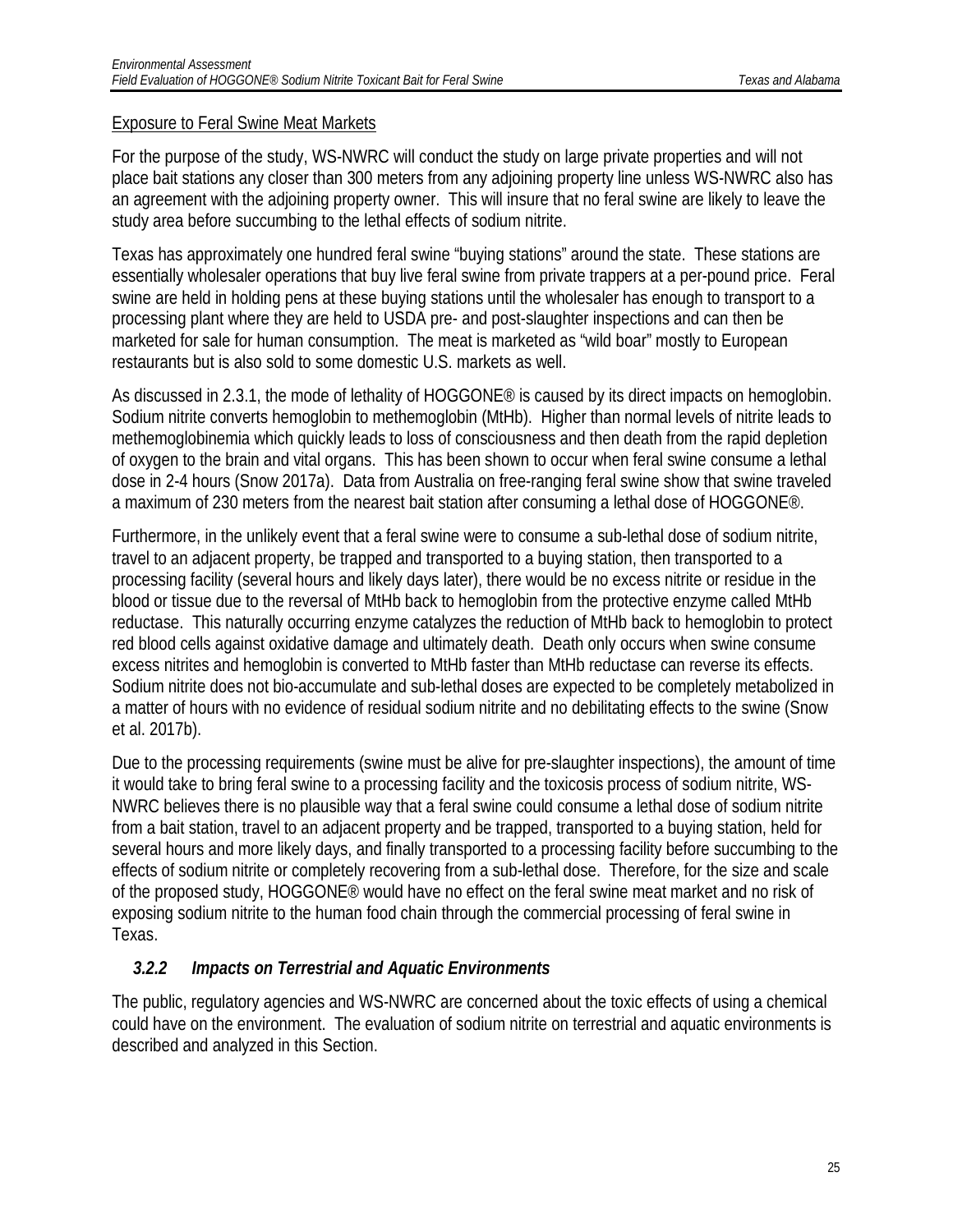Exposure to Feral Swine Meat Markets

For the purpose of the study, WS-NWRC will conduct the study on large private properties and will not place bait stations any closer than 300 meters from any adjoining property line unless WS-NWRC also has an agreement with the adjoining property owner. This will insure that no feral swine are likely to leave the study area before succumbing to the lethal effects of sodium nitrite.

Texas has approximately one hundred feral swine "buying stations" around the state. These stations are essentially wholesaler operations that buy live feral swine from private trappers at a per-pound price. Feral swine are held in holding pens at these buying stations until the wholesaler has enough to transport to a processing plant where they are held to USDA pre- and post-slaughter inspections and can then be marketed for sale for human consumption. The meat is marketed as "wild boar" mostly to European restaurants but is also sold to some domestic U.S. markets as well.

As discussed in 2.3.1, the mode of lethality of HOGGONE® is caused by its direct impacts on hemoglobin. Sodium nitrite converts hemoglobin to methemoglobin (MtHb). Higher than normal levels of nitrite leads to methemoglobinemia which quickly leads to loss of consciousness and then death from the rapid depletion of oxygen to the brain and vital organs. This has been shown to occur when feral swine consume a lethal dose in 2-4 hours (Snow 2017a). Data from Australia on free-ranging feral swine show that swine traveled a maximum of 230 meters from the nearest bait station after consuming a lethal dose of HOGGONE®.

Furthermore, in the unlikely event that a feral swine were to consume a sub-lethal dose of sodium nitrite, travel to an adjacent property, be trapped and transported to a buying station, then transported to a processing facility (several hours and likely days later), there would be no excess nitrite or residue in the blood or tissue due to the reversal of MtHb back to hemoglobin from the protective enzyme called MtHb reductase. This naturally occurring enzyme catalyzes the reduction of MtHb back to hemoglobin to protect red blood cells against oxidative damage and ultimately death. Death only occurs when swine consume excess nitrites and hemoglobin is converted to MtHb faster than MtHb reductase can reverse its effects. Sodium nitrite does not bio-accumulate and sub-lethal doses are expected to be completely metabolized in a matter of hours with no evidence of residual sodium nitrite and no debilitating effects to the swine (Snow et al. 2017b).

Due to the processing requirements (swine must be alive for pre-slaughter inspections), the amount of time it would take to bring feral swine to a processing facility and the toxicosis process of sodium nitrite, WS-NWRC believes there is no plausible way that a feral swine could consume a lethal dose of sodium nitrite from a bait station, travel to an adjacent property and be trapped, transported to a buying station, held for several hours and more likely days, and finally transported to a processing facility before succumbing to the effects of sodium nitrite or completely recovering from a sub-lethal dose. Therefore, for the size and scale of the proposed study, HOGGONE® would have no effect on the feral swine meat market and no risk of exposing sodium nitrite to the human food chain through the commercial processing of feral swine in Texas.

### *3.2.2 Impacts on Terrestrial and Aquatic Environments*

The public, regulatory agencies and WS-NWRC are concerned about the toxic effects of using a chemical could have on the environment. The evaluation of sodium nitrite on terrestrial and aquatic environments is described and analyzed in this Section.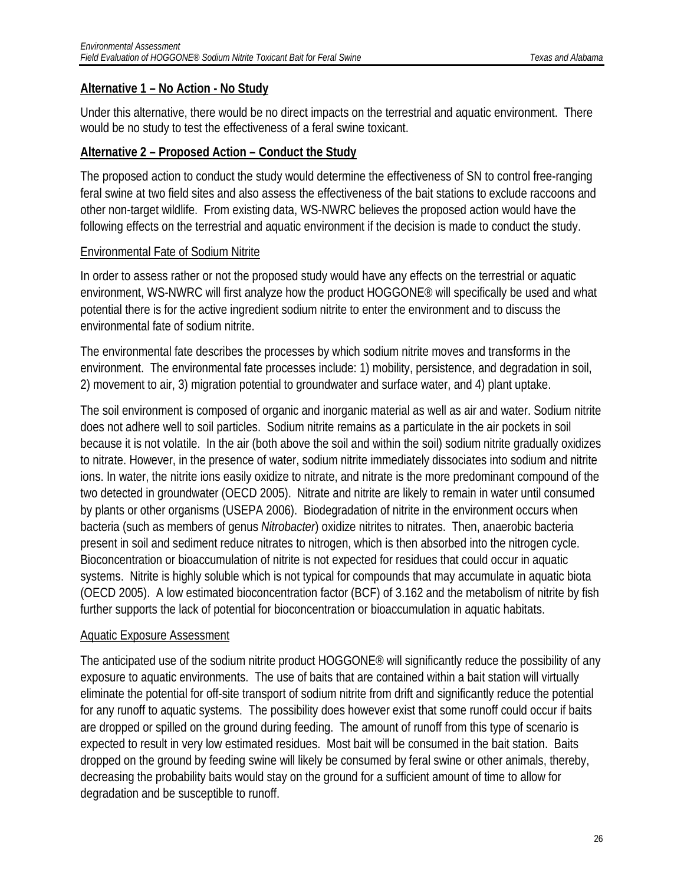**Alternative 1 – No Action - No Study**

Under this alternative, there would be no direct impacts on the terrestrial and aquatic environment. There would be no study to test the effectiveness of a feral swine toxicant.

**Alternative 2 – Proposed Action – Conduct the Study**

The proposed action to conduct the study would determine the effectiveness of SN to control free-ranging feral swine at two field sites and also assess the effectiveness of the bait stations to exclude raccoons and other non-target wildlife. From existing data, WS-NWRC believes the proposed action would have the following effects on the terrestrial and aquatic environment if the decision is made to conduct the study.

Environmental Fate of Sodium Nitrite

In order to assess rather or not the proposed study would have any effects on the terrestrial or aquatic environment, WS-NWRC will first analyze how the product HOGGONE® will specifically be used and what potential there is for the active ingredient sodium nitrite to enter the environment and to discuss the environmental fate of sodium nitrite.

The environmental fate describes the processes by which sodium nitrite moves and transforms in the environment. The environmental fate processes include: 1) mobility, persistence, and degradation in soil, 2) movement to air, 3) migration potential to groundwater and surface water, and 4) plant uptake.

The soil environment is composed of organic and inorganic material as well as air and water. Sodium nitrite does not adhere well to soil particles. Sodium nitrite remains as a particulate in the air pockets in soil because it is not volatile. In the air (both above the soil and within the soil) sodium nitrite gradually oxidizes to nitrate. However, in the presence of water, sodium nitrite immediately dissociates into sodium and nitrite ions. In water, the nitrite ions easily oxidize to nitrate, and nitrate is the more predominant compound of the two detected in groundwater (OECD 2005). Nitrate and nitrite are likely to remain in water until consumed by plants or other organisms (USEPA 2006). Biodegradation of nitrite in the environment occurs when bacteria (such as members of genus *Nitrobacter*) oxidize nitrites to nitrates. Then, anaerobic bacteria present in soil and sediment reduce nitrates to nitrogen, which is then absorbed into the nitrogen cycle. Bioconcentration or bioaccumulation of nitrite is not expected for residues that could occur in aquatic systems. Nitrite is highly soluble which is not typical for compounds that may accumulate in aquatic biota (OECD 2005). A low estimated bioconcentration factor (BCF) of 3.162 and the metabolism of nitrite by fish further supports the lack of potential for bioconcentration or bioaccumulation in aquatic habitats.

Aquatic Exposure Assessment

The anticipated use of the sodium nitrite product HOGGONE® will significantly reduce the possibility of any exposure to aquatic environments. The use of baits that are contained within a bait station will virtually eliminate the potential for off-site transport of sodium nitrite from drift and significantly reduce the potential for any runoff to aquatic systems. The possibility does however exist that some runoff could occur if baits are dropped or spilled on the ground during feeding. The amount of runoff from this type of scenario is expected to result in very low estimated residues. Most bait will be consumed in the bait station. Baits dropped on the ground by feeding swine will likely be consumed by feral swine or other animals, thereby, decreasing the probability baits would stay on the ground for a sufficient amount of time to allow for degradation and be susceptible to runoff.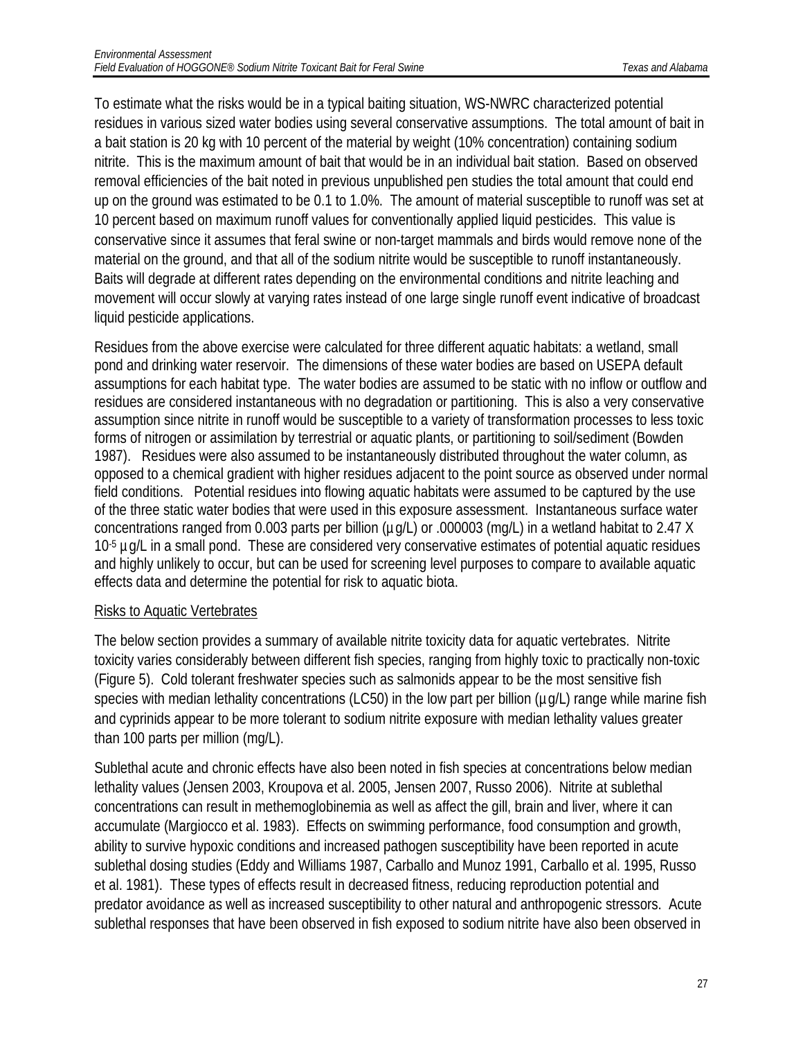To estimate what the risks would be in a typical baiting situation, WS-NWRC characterized potential residues in various sized water bodies using several conservative assumptions. The total amount of bait in a bait station is 20 kg with 10 percent of the material by weight (10% concentration) containing sodium nitrite. This is the maximum amount of bait that would be in an individual bait station. Based on observed removal efficiencies of the bait noted in previous unpublished pen studies the total amount that could end up on the ground was estimated to be 0.1 to 1.0%. The amount of material susceptible to runoff was set at 10 percent based on maximum runoff values for conventionally applied liquid pesticides. This value is conservative since it assumes that feral swine or non-target mammals and birds would remove none of the material on the ground, and that all of the sodium nitrite would be susceptible to runoff instantaneously. Baits will degrade at different rates depending on the environmental conditions and nitrite leaching and movement will occur slowly at varying rates instead of one large single runoff event indicative of broadcast liquid pesticide applications.

Residues from the above exercise were calculated for three different aquatic habitats: a wetland, small pond and drinking water reservoir. The dimensions of these water bodies are based on USEPA default assumptions for each habitat type. The water bodies are assumed to be static with no inflow or outflow and residues are considered instantaneous with no degradation or partitioning. This is also a very conservative assumption since nitrite in runoff would be susceptible to a variety of transformation processes to less toxic forms of nitrogen or assimilation by terrestrial or aquatic plants, or partitioning to soil/sediment (Bowden 1987). Residues were also assumed to be instantaneously distributed throughout the water column, as opposed to a chemical gradient with higher residues adjacent to the point source as observed under normal field conditions. Potential residues into flowing aquatic habitats were assumed to be captured by the use of the three static water bodies that were used in this exposure assessment. Instantaneous surface water concentrations ranged from 0.003 parts per billion (µg/L) or .000003 (mg/L) in a wetland habitat to $2.47 \times 10^{-5}$ µg/L in a small pond. These are considered very conservative estimates of potential aquatic residues and highly unlikely to occur, but can be used for screening level purposes to compare to available aquatic effects data and determine the potential for risk to aquatic biota.

Risks to Aquatic Vertebrates

The below section provides a summary of available nitrite toxicity data for aquatic vertebrates. Nitrite toxicity varies considerably between different fish species, ranging from highly toxic to practically non-toxic (Figure 5). Cold tolerant freshwater species such as salmonids appear to be the most sensitive fish species with median lethality concentrations (LC50) in the low part per billion (µg/L) range while marine fish and cyprinids appear to be more tolerant to sodium nitrite exposure with median lethality values greater than 100 parts per million (mg/L).

Sublethal acute and chronic effects have also been noted in fish species at concentrations below median lethality values (Jensen 2003, Kroupova et al. 2005, Jensen 2007, Russo 2006). Nitrite at sublethal concentrations can result in methemoglobinemia as well as affect the gill, brain and liver, where it can accumulate (Margiocco et al. 1983). Effects on swimming performance, food consumption and growth, ability to survive hypoxic conditions and increased pathogen susceptibility have been reported in acute sublethal dosing studies (Eddy and Williams 1987, Carballo and Munoz 1991, Carballo et al. 1995, Russo et al. 1981). These types of effects result in decreased fitness, reducing reproduction potential and predator avoidance as well as increased susceptibility to other natural and anthropogenic stressors. Acute sublethal responses that have been observed in fish exposed to sodium nitrite have also been observed in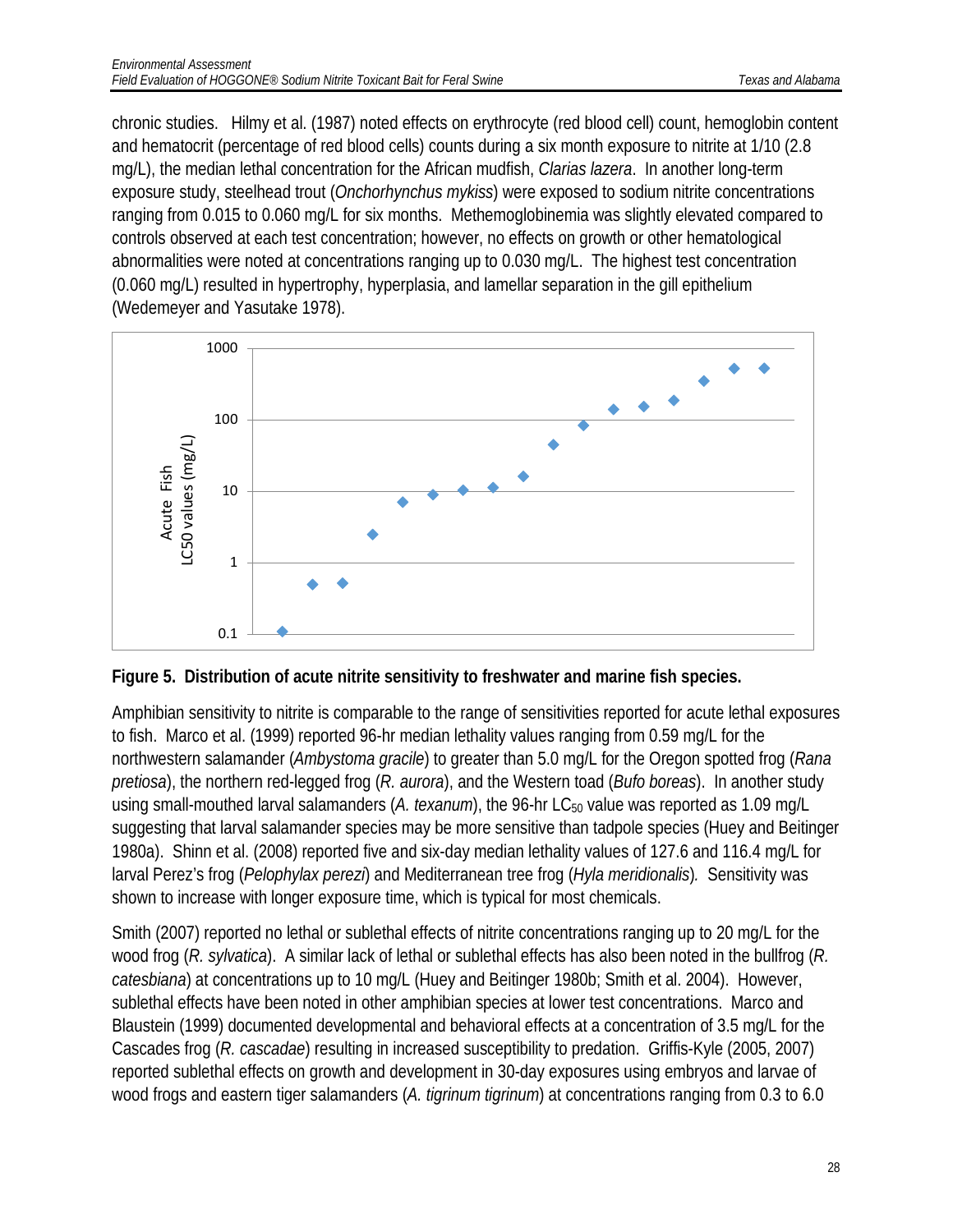chronic studies. Hilmy et al. (1987) noted effects on erythrocyte (red blood cell) count, hemoglobin content and hematocrit (percentage of red blood cells) counts during a six month exposure to nitrite at 1/10 (2.8 mg/L), the median lethal concentration for the African mudfish, *Clarias lazera*. In another long-term exposure study, steelhead trout (*Onchorhynchus mykiss*) were exposed to sodium nitrite concentrations ranging from 0.015 to 0.060 mg/L for six months. Methemoglobinemia was slightly elevated compared to controls observed at each test concentration; however, no effects on growth or other hematological abnormalities were noted at concentrations ranging up to 0.030 mg/L. The highest test concentration (0.060 mg/L) resulted in hypertrophy, hyperplasia, and lamellar separation in the gill epithelium (Wedemeyer and Yasutake 1978).

**Figure 5. Distribution of acute nitrite sensitivity to freshwater and marine fish species.**

Amphibian sensitivity to nitrite is comparable to the range of sensitivities reported for acute lethal exposures to fish. Marco et al. (1999) reported 96-hr median lethality values ranging from 0.59 mg/L for the northwestern salamander (*Ambystoma gracile*) to greater than 5.0 mg/L for the Oregon spotted frog (*Rana pretiosa*), the northern red-legged frog (*R. aurora*), and the Western toad (*Bufo boreas*). In another study using small-mouthed larval salamanders (*A. texanum*), the 96-hr $LC_{50}$ value was reported as 1.09 mg/L suggesting that larval salamander species may be more sensitive than tadpole species (Huey and Beitinger 1980a). Shinn et al. (2008) reported five and six-day median lethality values of 127.6 and 116.4 mg/L for larval Perez's frog (*Pelophylax perezi*) and Mediterranean tree frog (*Hyla meridionalis*). Sensitivity was shown to increase with longer exposure time, which is typical for most chemicals.

Smith (2007) reported no lethal or sublethal effects of nitrite concentrations ranging up to 20 mg/L for the wood frog (*R. sylvatica*). A similar lack of lethal or sublethal effects has also been noted in the bullfrog (*R. catesbiana*) at concentrations up to 10 mg/L (Huey and Beitinger 1980b; Smith et al. 2004). However, sublethal effects have been noted in other amphibian species at lower test concentrations. Marco and Blaustein (1999) documented developmental and behavioral effects at a concentration of 3.5 mg/L for the Cascades frog (*R. cascadae*) resulting in increased susceptibility to predation. Griffis-Kyle (2005, 2007) reported sublethal effects on growth and development in 30-day exposures using embryos and larvae of wood frogs and eastern tiger salamanders (*A. tigrinum tigrinum*) at concentrations ranging from 0.3 to 6.0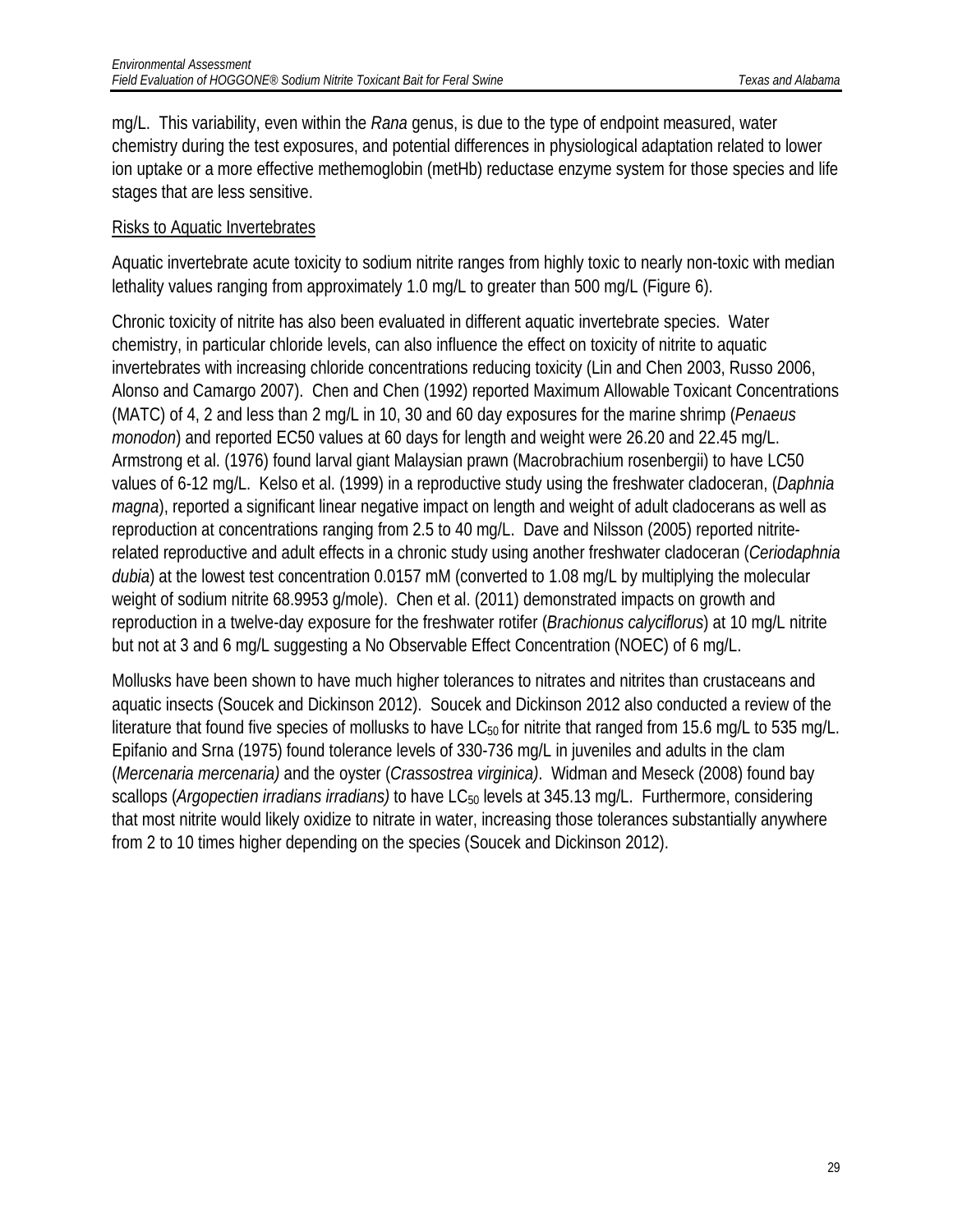mg/L. This variability, even within the *Rana* genus, is due to the type of endpoint measured, water chemistry during the test exposures, and potential differences in physiological adaptation related to lower ion uptake or a more effective methemoglobin (metHb) reductase enzyme system for those species and life stages that are less sensitive.

<u>Risks to Aquatic Invertebrates</u>

Aquatic invertebrate acute toxicity to sodium nitrite ranges from highly toxic to nearly non-toxic with median lethality values ranging from approximately 1.0 mg/L to greater than 500 mg/L (Figure 6).

Chronic toxicity of nitrite has also been evaluated in different aquatic invertebrate species. Water chemistry, in particular chloride levels, can also influence the effect on toxicity of nitrite to aquatic invertebrates with increasing chloride concentrations reducing toxicity (Lin and Chen 2003, Russo 2006, Alonso and Camargo 2007). Chen and Chen (1992) reported Maximum Allowable Toxicant Concentrations (MATC) of 4, 2 and less than 2 mg/L in 10, 30 and 60 day exposures for the marine shrimp (*Penaeus monodon*) and reported EC50 values at 60 days for length and weight were 26.20 and 22.45 mg/L. Armstrong et al. (1976) found larval giant Malaysian prawn (Macrobrachium rosenbergii) to have LC50 values of 6-12 mg/L. Kelso et al. (1999) in a reproductive study using the freshwater cladoceran, (*Daphnia magna*), reported a significant linear negative impact on length and weight of adult cladocerans as well as reproduction at concentrations ranging from 2.5 to 40 mg/L. Dave and Nilsson (2005) reported nitrite-related reproductive and adult effects in a chronic study using another freshwater cladoceran (*Ceriodaphnia dubia*) at the lowest test concentration 0.0157 mM (converted to 1.08 mg/L by multiplying the molecular weight of sodium nitrite 68.9953 g/mole). Chen et al. (2011) demonstrated impacts on growth and reproduction in a twelve-day exposure for the freshwater rotifer (*Brachionus calyciflorus*) at 10 mg/L nitrite but not at 3 and 6 mg/L suggesting a No Observable Effect Concentration (NOEC) of 6 mg/L.

Mollusks have been shown to have much higher tolerances to nitrates and nitrites than crustaceans and aquatic insects (Soucek and Dickinson 2012). Soucek and Dickinson 2012 also conducted a review of the literature that found five species of mollusks to have $LC_{50}$ for nitrite that ranged from 15.6 mg/L to 535 mg/L. Epifanio and Srna (1975) found tolerance levels of 330-736 mg/L in juveniles and adults in the clam (*Mercenaria mercenaria)* and the oyster (*Crassostrea virginica)*. Widman and Meseck (2008) found bay scallops (*Argopectien irradians irradians)* to have $LC_{50}$ levels at 345.13 mg/L. Furthermore, considering that most nitrite would likely oxidize to nitrate in water, increasing those tolerances substantially anywhere from 2 to 10 times higher depending on the species (Soucek and Dickinson 2012).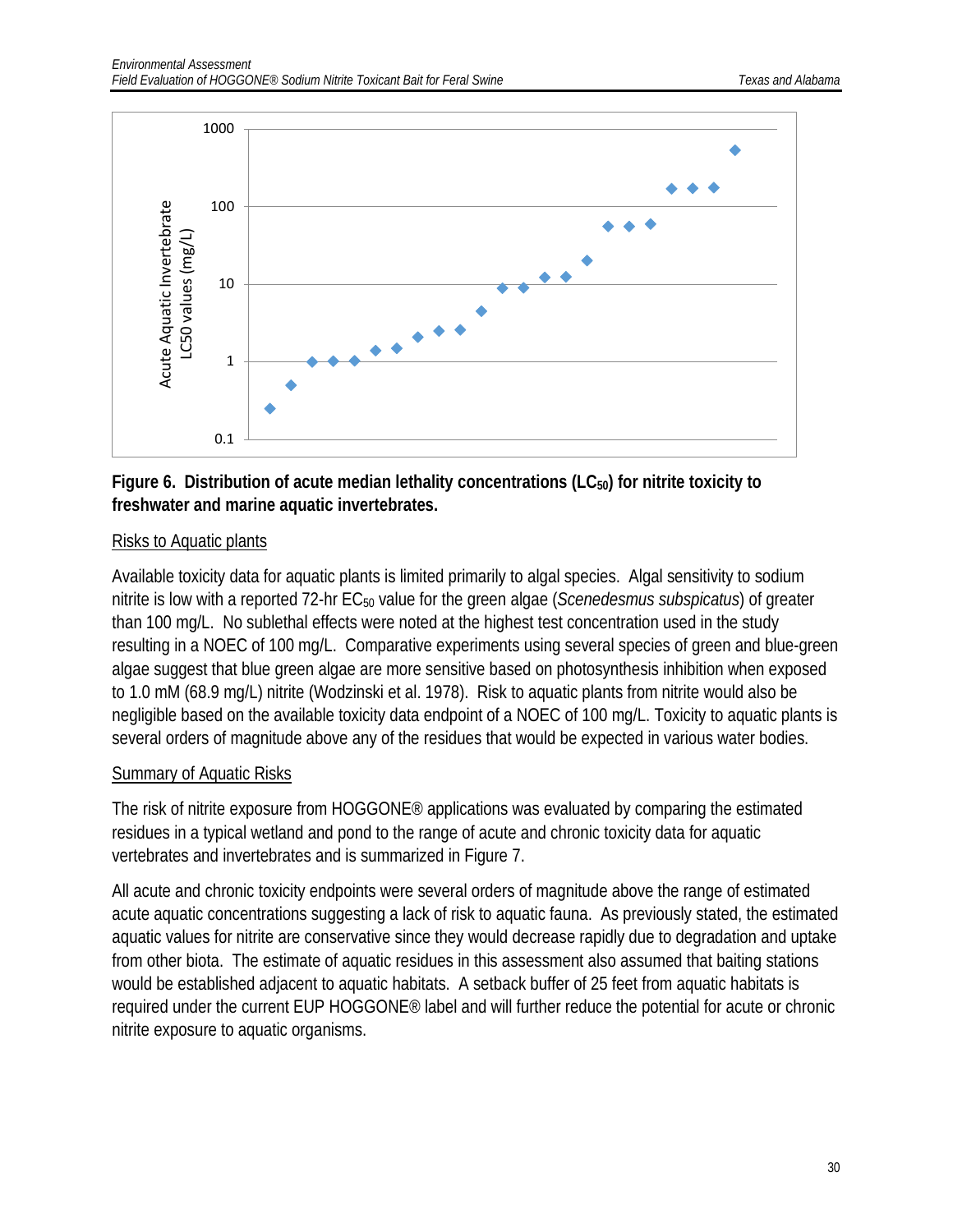**Figure 6. Distribution of acute median lethality concentrations ($LC_{50}$) for nitrite toxicity to freshwater and marine aquatic invertebrates.**

### Risks to Aquatic plants

Available toxicity data for aquatic plants is limited primarily to algal species. Algal sensitivity to sodium nitrite is low with a reported 72-hr $EC_{50}$ value for the green algae (*Scenedesmus subspicatus*) of greater than 100 mg/L. No sublethal effects were noted at the highest test concentration used in the study resulting in a NOEC of 100 mg/L. Comparative experiments using several species of green and blue-green algae suggest that blue green algae are more sensitive based on photosynthesis inhibition when exposed to 1.0 mM (68.9 mg/L) nitrite (Wodzinski et al. 1978). Risk to aquatic plants from nitrite would also be negligible based on the available toxicity data endpoint of a NOEC of 100 mg/L. Toxicity to aquatic plants is several orders of magnitude above any of the residues that would be expected in various water bodies.

### Summary of Aquatic Risks

The risk of nitrite exposure from HOGGONE® applications was evaluated by comparing the estimated residues in a typical wetland and pond to the range of acute and chronic toxicity data for aquatic vertebrates and invertebrates and is summarized in Figure 7.

All acute and chronic toxicity endpoints were several orders of magnitude above the range of estimated acute aquatic concentrations suggesting a lack of risk to aquatic fauna. As previously stated, the estimated aquatic values for nitrite are conservative since they would decrease rapidly due to degradation and uptake from other biota. The estimate of aquatic residues in this assessment also assumed that baiting stations would be established adjacent to aquatic habitats. A setback buffer of 25 feet from aquatic habitats is required under the current EUP HOGGONE® label and will further reduce the potential for acute or chronic nitrite exposure to aquatic organisms.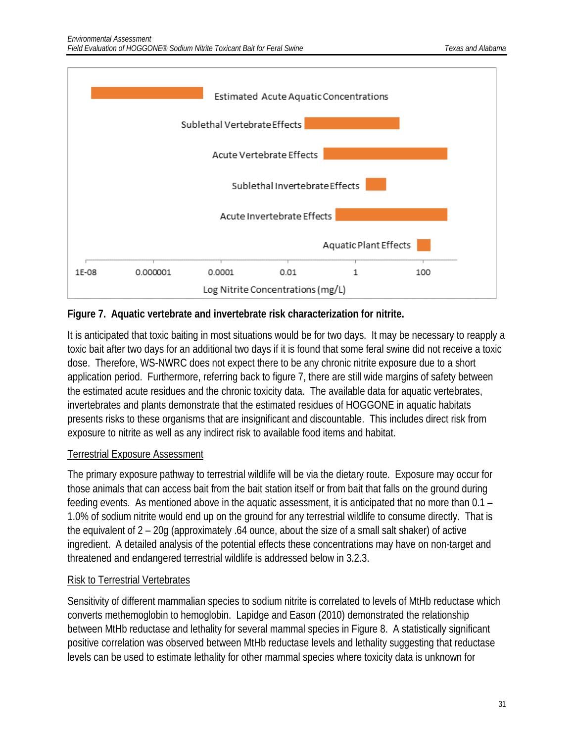**Figure 7. Aquatic vertebrate and invertebrate risk characterization for nitrite.**

It is anticipated that toxic baiting in most situations would be for two days. It may be necessary to reapply a toxic bait after two days for an additional two days if it is found that some feral swine did not receive a toxic dose. Therefore, WS-NWRC does not expect there to be any chronic nitrite exposure due to a short application period. Furthermore, referring back to figure 7, there are still wide margins of safety between the estimated acute residues and the chronic toxicity data. The available data for aquatic vertebrates, invertebrates and plants demonstrate that the estimated residues of HOGGONE in aquatic habitats presents risks to these organisms that are insignificant and discountable. This includes direct risk from exposure to nitrite as well as any indirect risk to available food items and habitat.

<u>Terrestrial Exposure Assessment</u>

The primary exposure pathway to terrestrial wildlife will be via the dietary route. Exposure may occur for those animals that can access bait from the bait station itself or from bait that falls on the ground during feeding events. As mentioned above in the aquatic assessment, it is anticipated that no more than 0.1 – 1.0% of sodium nitrite would end up on the ground for any terrestrial wildlife to consume directly. That is the equivalent of 2 – 20g (approximately .64 ounce, about the size of a small salt shaker) of active ingredient. A detailed analysis of the potential effects these concentrations may have on non-target and threatened and endangered terrestrial wildlife is addressed below in 3.2.3.

<u>Risk to Terrestrial Vertebrates</u>

Sensitivity of different mammalian species to sodium nitrite is correlated to levels of MtHb reductase which converts methemoglobin to hemoglobin. Lapidge and Eason (2010) demonstrated the relationship between MtHb reductase and lethality for several mammal species in Figure 8. A statistically significant positive correlation was observed between MtHb reductase levels and lethality suggesting that reductase levels can be used to estimate lethality for other mammal species where toxicity data is unknown for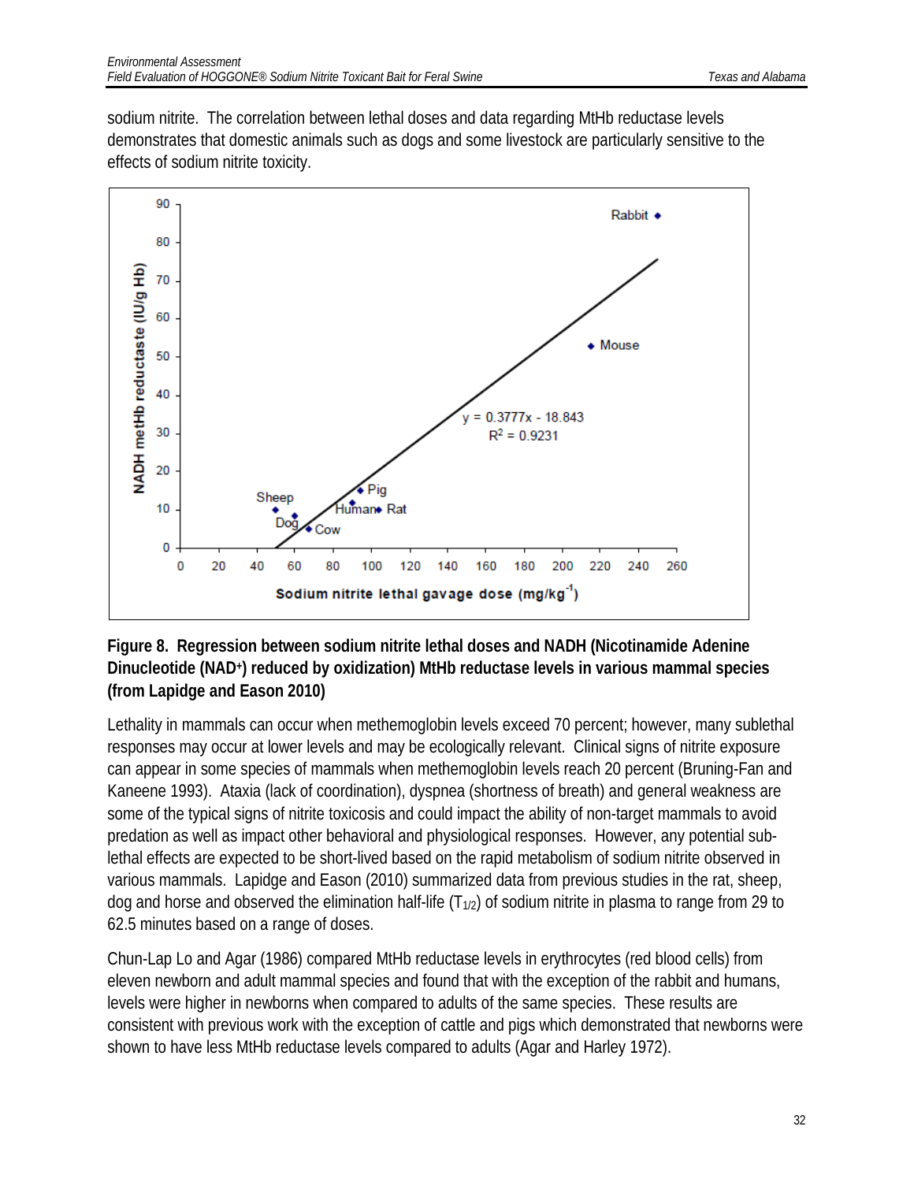sodium nitrite. The correlation between lethal doses and data regarding MtHb reductase levels demonstrates that domestic animals such as dogs and some livestock are particularly sensitive to the effects of sodium nitrite toxicity.

**Figure 8. Regression between sodium nitrite lethal doses and NADH (Nicotinamide Adenine Dinucleotide ($NAD^+$) reduced by oxidization) MtHb reductase levels in various mammal species (from Lapidge and Eason 2010)**

Lethality in mammals can occur when methemoglobin levels exceed 70 percent; however, many sublethal responses may occur at lower levels and may be ecologically relevant. Clinical signs of nitrite exposure can appear in some species of mammals when methemoglobin levels reach 20 percent (Bruning-Fan and Kaneene 1993). Ataxia (lack of coordination), dyspnea (shortness of breath) and general weakness are some of the typical signs of nitrite toxicosis and could impact the ability of non-target mammals to avoid predation as well as impact other behavioral and physiological responses. However, any potential sub-lethal effects are expected to be short-lived based on the rapid metabolism of sodium nitrite observed in various mammals. Lapidge and Eason (2010) summarized data from previous studies in the rat, sheep, dog and horse and observed the elimination half-life ($T_{1/2}$) of sodium nitrite in plasma to range from 29 to 62.5 minutes based on a range of doses.

Chun-Lap Lo and Agar (1986) compared MtHb reductase levels in erythrocytes (red blood cells) from eleven newborn and adult mammal species and found that with the exception of the rabbit and humans, levels were higher in newborns when compared to adults of the same species. These results are consistent with previous work with the exception of cattle and pigs which demonstrated that newborns were shown to have less MtHb reductase levels compared to adults (Agar and Harley 1972).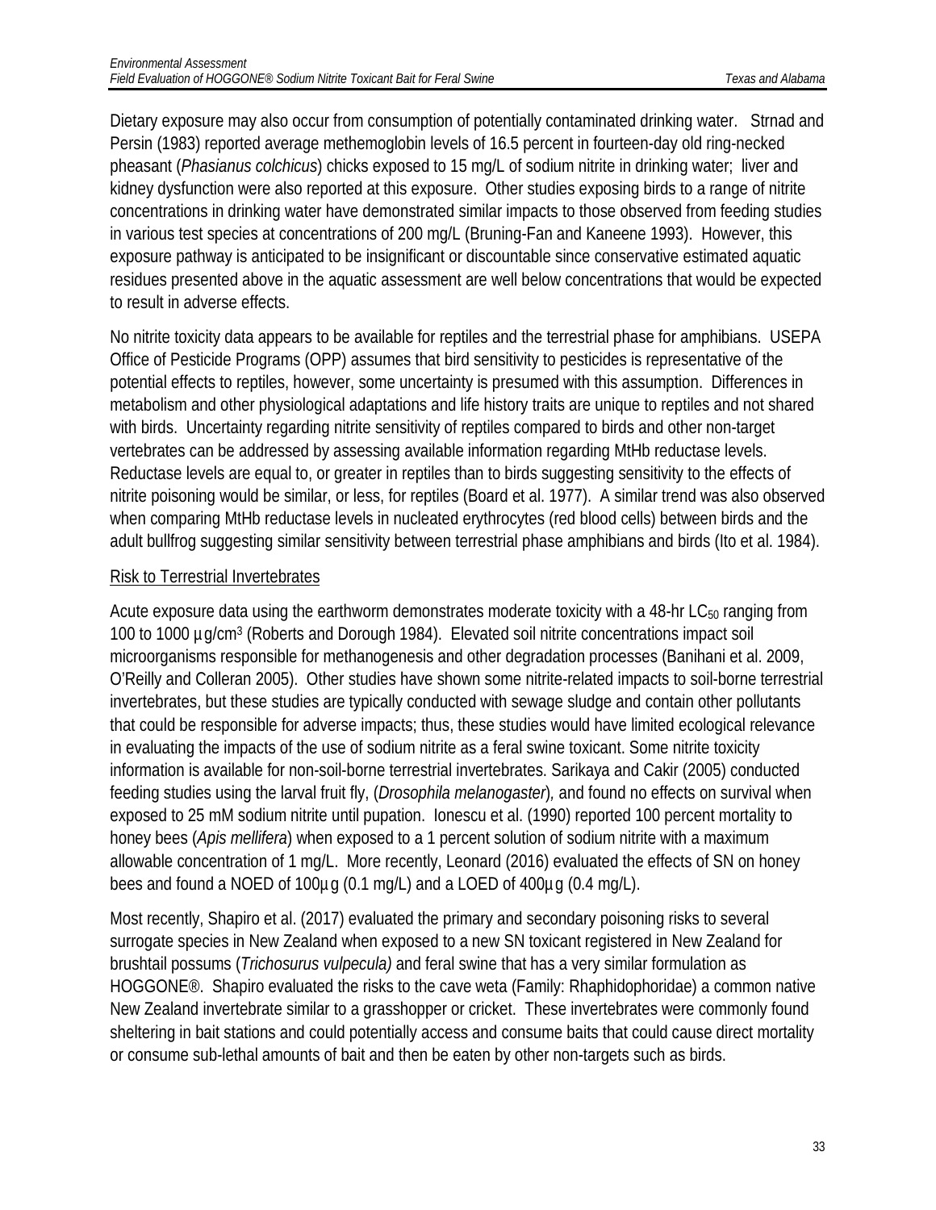Dietary exposure may also occur from consumption of potentially contaminated drinking water. Strnad and Persin (1983) reported average methemoglobin levels of 16.5 percent in fourteen-day old ring-necked pheasant (*Phasianus colchicus*) chicks exposed to 15 mg/L of sodium nitrite in drinking water; liver and kidney dysfunction were also reported at this exposure. Other studies exposing birds to a range of nitrite concentrations in drinking water have demonstrated similar impacts to those observed from feeding studies in various test species at concentrations of 200 mg/L (Bruning-Fan and Kaneene 1993). However, this exposure pathway is anticipated to be insignificant or discountable since conservative estimated aquatic residues presented above in the aquatic assessment are well below concentrations that would be expected to result in adverse effects.

No nitrite toxicity data appears to be available for reptiles and the terrestrial phase for amphibians. USEPA Office of Pesticide Programs (OPP) assumes that bird sensitivity to pesticides is representative of the potential effects to reptiles, however, some uncertainty is presumed with this assumption. Differences in metabolism and other physiological adaptations and life history traits are unique to reptiles and not shared with birds. Uncertainty regarding nitrite sensitivity of reptiles compared to birds and other non-target vertebrates can be addressed by assessing available information regarding MtHb reductase levels. Reductase levels are equal to, or greater in reptiles than to birds suggesting sensitivity to the effects of nitrite poisoning would be similar, or less, for reptiles (Board et al. 1977). A similar trend was also observed when comparing MtHb reductase levels in nucleated erythrocytes (red blood cells) between birds and the adult bullfrog suggesting similar sensitivity between terrestrial phase amphibians and birds (Ito et al. 1984).

Risk to Terrestrial Invertebrates

Acute exposure data using the earthworm demonstrates moderate toxicity with a 48-hr $LC_{50}$ ranging from 100 to 1000 µg/cm$^3$ (Roberts and Dorough 1984). Elevated soil nitrite concentrations impact soil microorganisms responsible for methanogenesis and other degradation processes (Banihani et al. 2009, O'Reilly and Colleran 2005). Other studies have shown some nitrite-related impacts to soil-borne terrestrial invertebrates, but these studies are typically conducted with sewage sludge and contain other pollutants that could be responsible for adverse impacts; thus, these studies would have limited ecological relevance in evaluating the impacts of the use of sodium nitrite as a feral swine toxicant. Some nitrite toxicity information is available for non-soil-borne terrestrial invertebrates. Sarikaya and Cakir (2005) conducted feeding studies using the larval fruit fly, (*Drosophila melanogaster*), and found no effects on survival when exposed to 25 mM sodium nitrite until pupation. Ionescu et al. (1990) reported 100 percent mortality to honey bees (*Apis mellifera*) when exposed to a 1 percent solution of sodium nitrite with a maximum allowable concentration of 1 mg/L. More recently, Leonard (2016) evaluated the effects of SN on honey bees and found a NOED of 100µg (0.1 mg/L) and a LOED of 400µg (0.4 mg/L).

Most recently, Shapiro et al. (2017) evaluated the primary and secondary poisoning risks to several surrogate species in New Zealand when exposed to a new SN toxicant registered in New Zealand for brushtail possums (*Trichosurus vulpecula)* and feral swine that has a very similar formulation as HOGGONE®. Shapiro evaluated the risks to the cave weta (Family: Rhaphidophoridae) a common native New Zealand invertebrate similar to a grasshopper or cricket. These invertebrates were commonly found sheltering in bait stations and could potentially access and consume baits that could cause direct mortality or consume sub-lethal amounts of bait and then be eaten by other non-targets such as birds.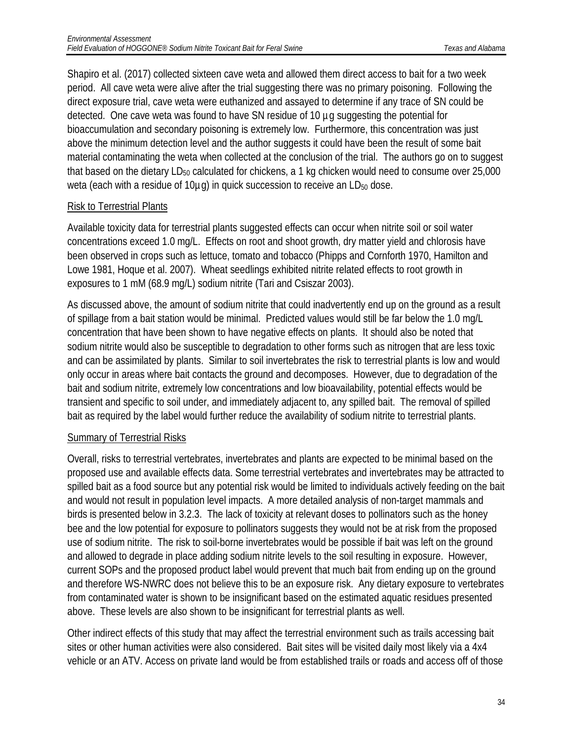Shapiro et al. (2017) collected sixteen cave weta and allowed them direct access to bait for a two week period. All cave weta were alive after the trial suggesting there was no primary poisoning. Following the direct exposure trial, cave weta were euthanized and assayed to determine if any trace of SN could be detected. One cave weta was found to have SN residue of 10 µg suggesting the potential for bioaccumulation and secondary poisoning is extremely low. Furthermore, this concentration was just above the minimum detection level and the author suggests it could have been the result of some bait material contaminating the weta when collected at the conclusion of the trial. The authors go on to suggest that based on the dietary $LD_{50}$ calculated for chickens, a 1 kg chicken would need to consume over 25,000 weta (each with a residue of 10µg) in quick succession to receive an $LD_{50}$ dose.

Risk to Terrestrial Plants

Available toxicity data for terrestrial plants suggested effects can occur when nitrite soil or soil water concentrations exceed 1.0 mg/L. Effects on root and shoot growth, dry matter yield and chlorosis have been observed in crops such as lettuce, tomato and tobacco (Phipps and Cornforth 1970, Hamilton and Lowe 1981, Hoque et al. 2007). Wheat seedlings exhibited nitrite related effects to root growth in exposures to 1 mM (68.9 mg/L) sodium nitrite (Tari and Csiszar 2003).

As discussed above, the amount of sodium nitrite that could inadvertently end up on the ground as a result of spillage from a bait station would be minimal. Predicted values would still be far below the 1.0 mg/L concentration that have been shown to have negative effects on plants. It should also be noted that sodium nitrite would also be susceptible to degradation to other forms such as nitrogen that are less toxic and can be assimilated by plants. Similar to soil invertebrates the risk to terrestrial plants is low and would only occur in areas where bait contacts the ground and decomposes. However, due to degradation of the bait and sodium nitrite, extremely low concentrations and low bioavailability, potential effects would be transient and specific to soil under, and immediately adjacent to, any spilled bait. The removal of spilled bait as required by the label would further reduce the availability of sodium nitrite to terrestrial plants.

Summary of Terrestrial Risks

Overall, risks to terrestrial vertebrates, invertebrates and plants are expected to be minimal based on the proposed use and available effects data. Some terrestrial vertebrates and invertebrates may be attracted to spilled bait as a food source but any potential risk would be limited to individuals actively feeding on the bait and would not result in population level impacts. A more detailed analysis of non-target mammals and birds is presented below in 3.2.3. The lack of toxicity at relevant doses to pollinators such as the honey bee and the low potential for exposure to pollinators suggests they would not be at risk from the proposed use of sodium nitrite. The risk to soil-borne invertebrates would be possible if bait was left on the ground and allowed to degrade in place adding sodium nitrite levels to the soil resulting in exposure. However, current SOPs and the proposed product label would prevent that much bait from ending up on the ground and therefore WS-NWRC does not believe this to be an exposure risk. Any dietary exposure to vertebrates from contaminated water is shown to be insignificant based on the estimated aquatic residues presented above. These levels are also shown to be insignificant for terrestrial plants as well.

Other indirect effects of this study that may affect the terrestrial environment such as trails accessing bait sites or other human activities were also considered. Bait sites will be visited daily most likely via a 4x4 vehicle or an ATV. Access on private land would be from established trails or roads and access off of those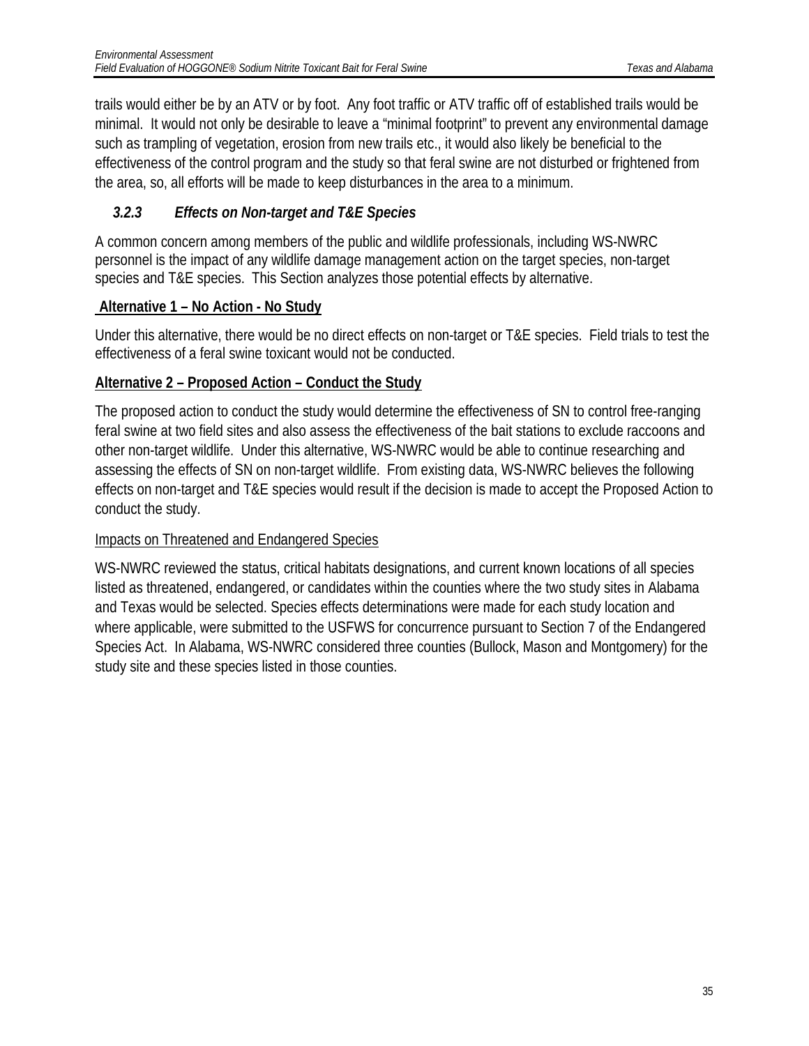trails would either be by an ATV or by foot. Any foot traffic or ATV traffic off of established trails would be minimal. It would not only be desirable to leave a "minimal footprint" to prevent any environmental damage such as trampling of vegetation, erosion from new trails etc., it would also likely be beneficial to the effectiveness of the control program and the study so that feral swine are not disturbed or frightened from the area, so, all efforts will be made to keep disturbances in the area to a minimum.

### *3.2.3 Effects on Non-target and T&E Species*

A common concern among members of the public and wildlife professionals, including WS-NWRC personnel is the impact of any wildlife damage management action on the target species, non-target species and T&E species. This Section analyzes those potential effects by alternative.

**Alternative 1 – No Action - No Study**

Under this alternative, there would be no direct effects on non-target or T&E species. Field trials to test the effectiveness of a feral swine toxicant would not be conducted.

**Alternative 2 – Proposed Action – Conduct the Study**

The proposed action to conduct the study would determine the effectiveness of SN to control free-ranging feral swine at two field sites and also assess the effectiveness of the bait stations to exclude raccoons and other non-target wildlife. Under this alternative, WS-NWRC would be able to continue researching and assessing the effects of SN on non-target wildlife. From existing data, WS-NWRC believes the following effects on non-target and T&E species would result if the decision is made to accept the Proposed Action to conduct the study.

Impacts on Threatened and Endangered Species

WS-NWRC reviewed the status, critical habitats designations, and current known locations of all species listed as threatened, endangered, or candidates within the counties where the two study sites in Alabama and Texas would be selected. Species effects determinations were made for each study location and where applicable, were submitted to the USFWS for concurrence pursuant to Section 7 of the Endangered Species Act. In Alabama, WS-NWRC considered three counties (Bullock, Mason and Montgomery) for the study site and these species listed in those counties.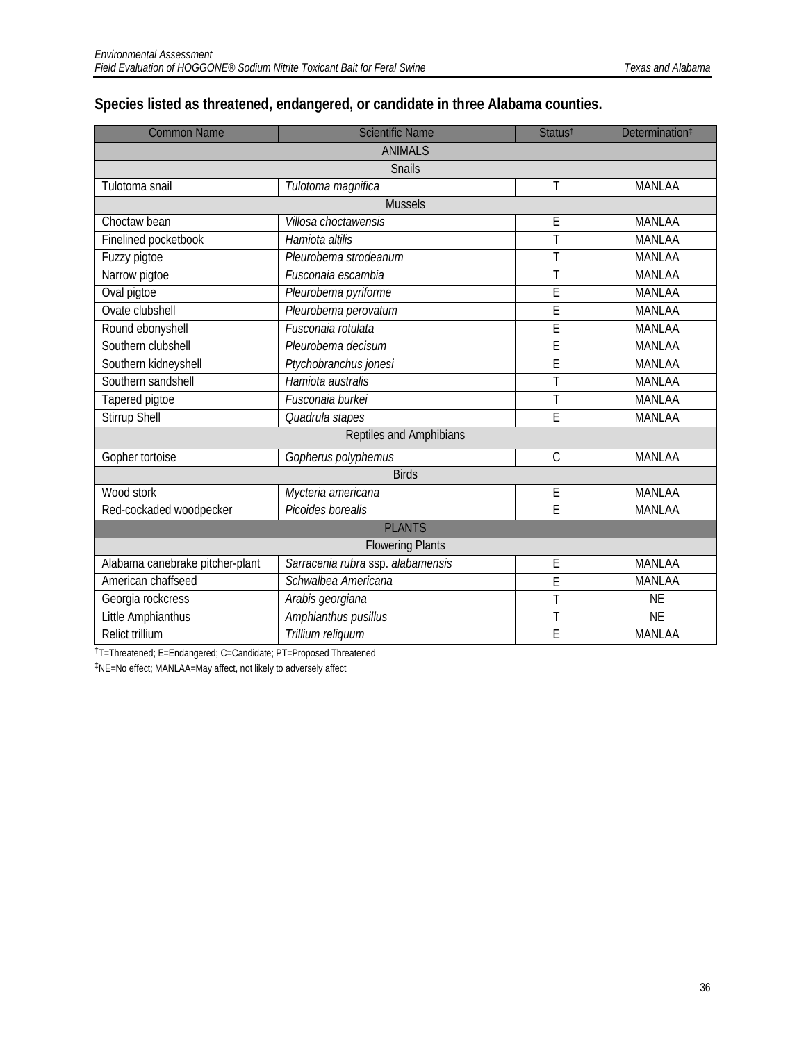## Species listed as threatened, endangered, or candidate in three Alabama counties.

| Common Name | Scientific Name | Status† | Determination‡ |
|---|---|---|---|
| ANIMALS | | | |
| Snails | | | |
| Tulotoma snail | *Tulotoma magnifica* | T | MANLAA |
| Mussels | | | |
| Choctaw bean | *Villosa choctawensis* | E | MANLAA |
| Finelined pocketbook | *Hamiota altilis* | T | MANLAA |
| Fuzzy pigtoe | *Pleurobema strodeanum* | T | MANLAA |
| Narrow pigtoe | *Fusconaia escambia* | T | MANLAA |
| Oval pigtoe | *Pleurobema pyriforme* | E | MANLAA |
| Ovate clubshell | *Pleurobema perovatum* | E | MANLAA |
| Round ebonyshell | *Fusconaia rotulata* | E | MANLAA |
| Southern clubshell | *Pleurobema decisum* | E | MANLAA |
| Southern kidneyshell | *Ptychobranchus jonesi* | E | MANLAA |
| Southern sandshell | *Hamiota australis* | T | MANLAA |
| Tapered pigtoe | *Fusconaia burkei* | T | MANLAA |
| Stirrup Shell | *Quadrula stapes* | E | MANLAA |
| Reptiles and Amphibians | | | |
| Gopher tortoise | *Gopherus polyphemus* | C | MANLAA |
| Birds | | | |
| Wood stork | *Mycteria americana* | E | MANLAA |
| Red-cockaded woodpecker | *Picoides borealis* | E | MANLAA |
| PLANTS | | | |
| Flowering Plants | | | |
| Alabama canebrake pitcher-plant | *Sarracenia rubra* ssp. *alabamensis* | E | MANLAA |
| American chaffseed | *Schwalbea Americana* | E | MANLAA |
| Georgia rockcress | *Arabis georgiana* | T | NE |
| Little Amphianthus | *Amphianthus pusillus* | T | NE |
| Relict trillium | *Trillium reliquum* | E | MANLAA |

†T=Threatened; E=Endangered; C=Candidate; PT=Proposed Threatened

‡NE=No effect; MANLAA=May affect, not likely to adversely affect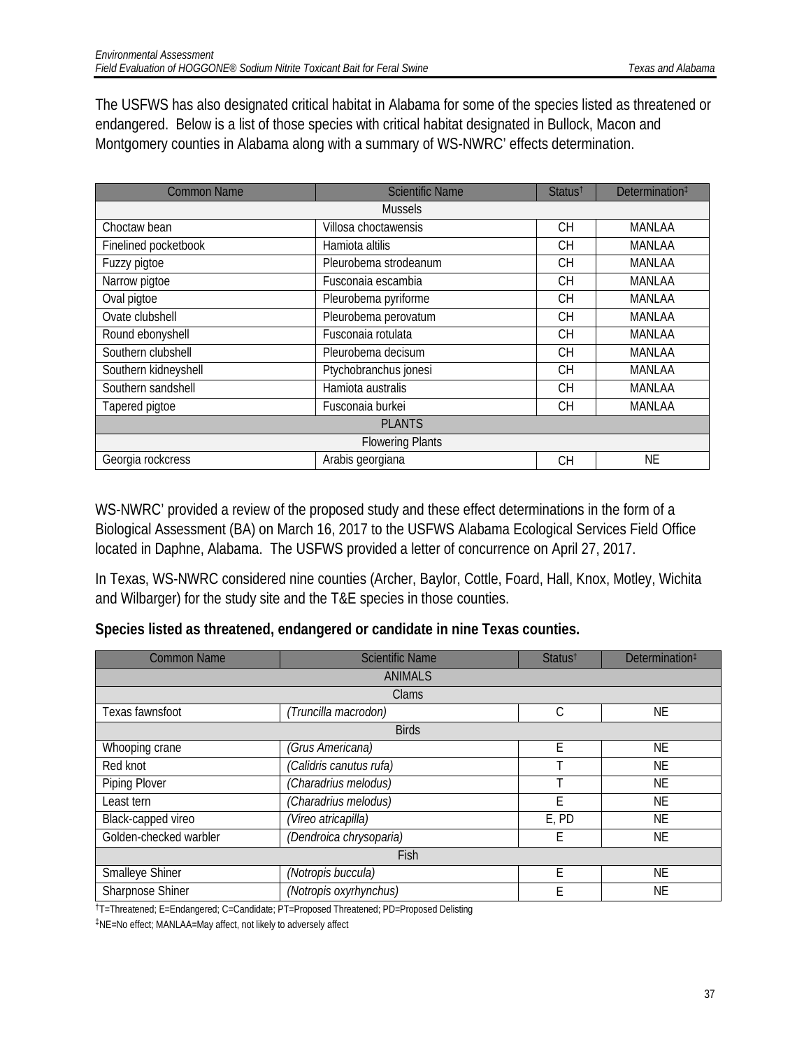The USFWS has also designated critical habitat in Alabama for some of the species listed as threatened or endangered. Below is a list of those species with critical habitat designated in Bullock, Macon and Montgomery counties in Alabama along with a summary of WS-NWRC' effects determination.

| Common Name | Scientific Name | Status† | Determination‡ |
|---|---|---|---|
| Mussels | | | |
| Choctaw bean | Villosa choctawensis | CH | MANLAA |
| Finelined pocketbook | Hamiota altilis | CH | MANLAA |
| Fuzzy pigtoe | Pleurobema strodeanum | CH | MANLAA |
| Narrow pigtoe | Fusconaia escambia | CH | MANLAA |
| Oval pigtoe | Pleurobema pyriforme | CH | MANLAA |
| Ovate clubshell | Pleurobema perovatum | CH | MANLAA |
| Round ebonyshell | Fusconaia rotulata | CH | MANLAA |
| Southern clubshell | Pleurobema decisum | CH | MANLAA |
| Southern kidneyshell | Ptychobranchus jonesi | CH | MANLAA |
| Southern sandshell | Hamiota australis | CH | MANLAA |
| Tapered pigtoe | Fusconaia burkei | CH | MANLAA |
| PLANTS | | | |
| Flowering Plants | | | |
| Georgia rockcress | Arabis georgiana | CH | NE |

WS-NWRC' provided a review of the proposed study and these effect determinations in the form of a Biological Assessment (BA) on March 16, 2017 to the USFWS Alabama Ecological Services Field Office located in Daphne, Alabama. The USFWS provided a letter of concurrence on April 27, 2017.

In Texas, WS-NWRC considered nine counties (Archer, Baylor, Cottle, Foard, Hall, Knox, Motley, Wichita and Wilbarger) for the study site and the T&E species in those counties.

**Species listed as threatened, endangered or candidate in nine Texas counties.**

| Common Name | Scientific Name | Status† | Determination‡ |
|---|---|---|---|
| ANIMALS | | | |
| Clams | | | |
| Texas fawnsfoot | *(Truncilla macrodon)* | C | NE |
| Birds | | | |
| Whooping crane | *(Grus Americana)* | E | NE |
| Red knot | *(Calidris canutus rufa)* | T | NE |
| Piping Plover | *(Charadrius melodus)* | T | NE |
| Least tern | *(Charadrius melodus)* | E | NE |
| Black-capped vireo | *(Vireo atricapilla)* | E, PD | NE |
| Golden-checked warbler | *(Dendroica chrysoparia)* | E | NE |
| Fish | | | |
| Smalleye Shiner | *(Notropis buccula)* | E | NE |
| Sharpnose Shiner | *(Notropis oxyrhynchus)* | E | NE |

†T=Threatened; E=Endangered; C=Candidate; PT=Proposed Threatened; PD=Proposed Delisting

‡NE=No effect; MANLAA=May affect, not likely to adversely affect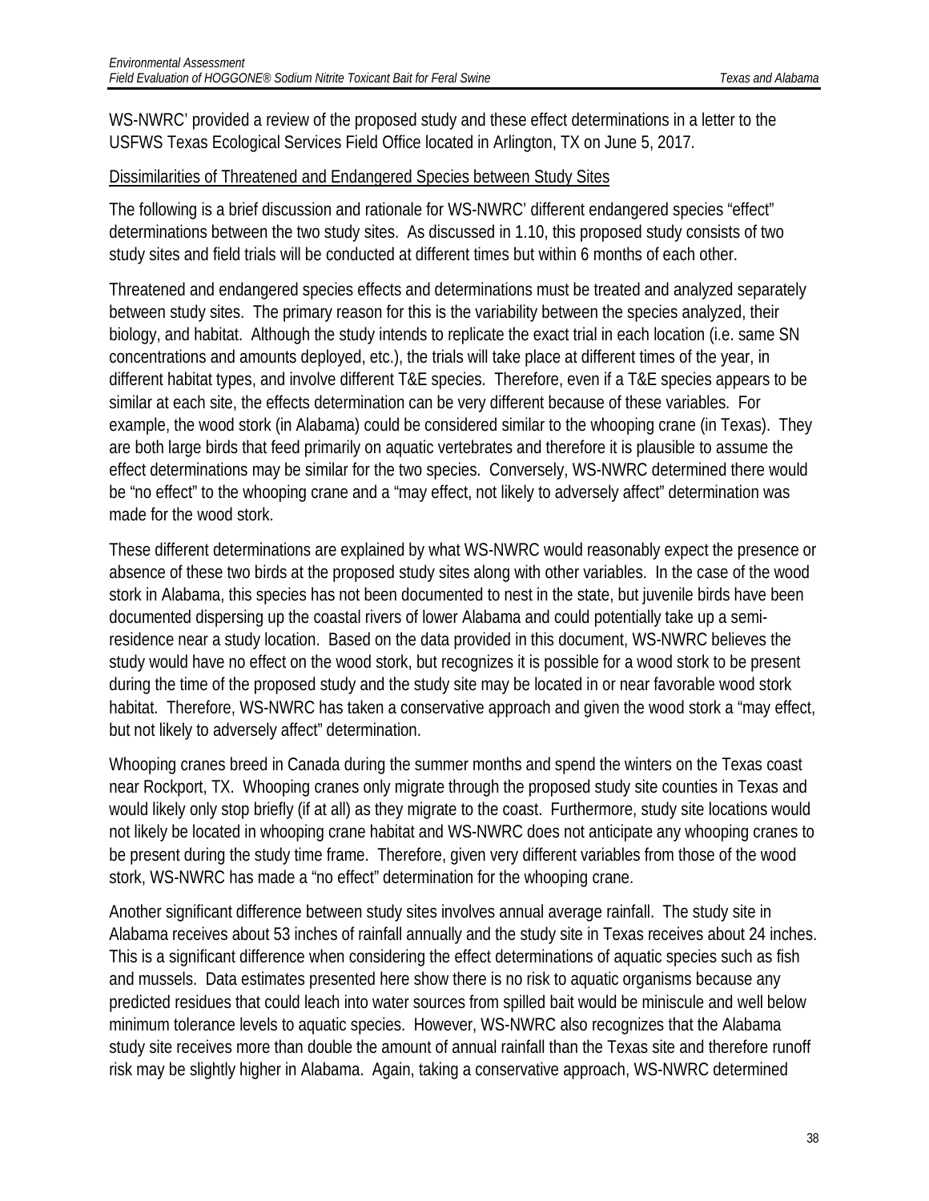WS-NWRC' provided a review of the proposed study and these effect determinations in a letter to the USFWS Texas Ecological Services Field Office located in Arlington, TX on June 5, 2017.

Dissimilarities of Threatened and Endangered Species between Study Sites

The following is a brief discussion and rationale for WS-NWRC' different endangered species "effect" determinations between the two study sites. As discussed in 1.10, this proposed study consists of two study sites and field trials will be conducted at different times but within 6 months of each other.

Threatened and endangered species effects and determinations must be treated and analyzed separately between study sites. The primary reason for this is the variability between the species analyzed, their biology, and habitat. Although the study intends to replicate the exact trial in each location (i.e. same SN concentrations and amounts deployed, etc.), the trials will take place at different times of the year, in different habitat types, and involve different T&E species. Therefore, even if a T&E species appears to be similar at each site, the effects determination can be very different because of these variables. For example, the wood stork (in Alabama) could be considered similar to the whooping crane (in Texas). They are both large birds that feed primarily on aquatic vertebrates and therefore it is plausible to assume the effect determinations may be similar for the two species. Conversely, WS-NWRC determined there would be "no effect" to the whooping crane and a "may effect, not likely to adversely affect" determination was made for the wood stork.

These different determinations are explained by what WS-NWRC would reasonably expect the presence or absence of these two birds at the proposed study sites along with other variables. In the case of the wood stork in Alabama, this species has not been documented to nest in the state, but juvenile birds have been documented dispersing up the coastal rivers of lower Alabama and could potentially take up a semi-residence near a study location. Based on the data provided in this document, WS-NWRC believes the study would have no effect on the wood stork, but recognizes it is possible for a wood stork to be present during the time of the proposed study and the study site may be located in or near favorable wood stork habitat. Therefore, WS-NWRC has taken a conservative approach and given the wood stork a "may effect, but not likely to adversely affect" determination.

Whooping cranes breed in Canada during the summer months and spend the winters on the Texas coast near Rockport, TX. Whooping cranes only migrate through the proposed study site counties in Texas and would likely only stop briefly (if at all) as they migrate to the coast. Furthermore, study site locations would not likely be located in whooping crane habitat and WS-NWRC does not anticipate any whooping cranes to be present during the study time frame. Therefore, given very different variables from those of the wood stork, WS-NWRC has made a "no effect" determination for the whooping crane.

Another significant difference between study sites involves annual average rainfall. The study site in Alabama receives about 53 inches of rainfall annually and the study site in Texas receives about 24 inches. This is a significant difference when considering the effect determinations of aquatic species such as fish and mussels. Data estimates presented here show there is no risk to aquatic organisms because any predicted residues that could leach into water sources from spilled bait would be miniscule and well below minimum tolerance levels to aquatic species. However, WS-NWRC also recognizes that the Alabama study site receives more than double the amount of annual rainfall than the Texas site and therefore runoff risk may be slightly higher in Alabama. Again, taking a conservative approach, WS-NWRC determined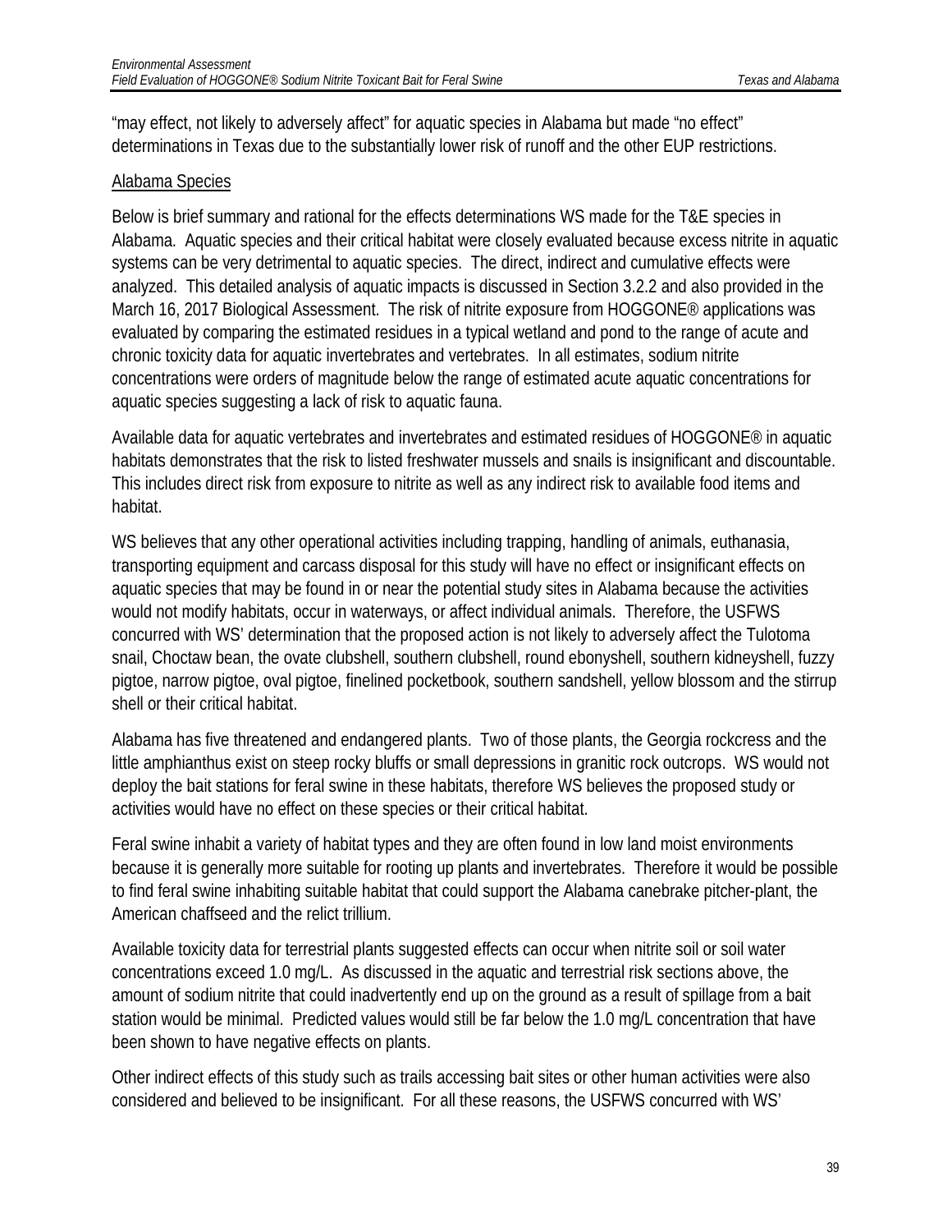"may effect, not likely to adversely affect" for aquatic species in Alabama but made "no effect" determinations in Texas due to the substantially lower risk of runoff and the other EUP restrictions.

Alabama Species

Below is brief summary and rational for the effects determinations WS made for the T&E species in Alabama. Aquatic species and their critical habitat were closely evaluated because excess nitrite in aquatic systems can be very detrimental to aquatic species. The direct, indirect and cumulative effects were analyzed. This detailed analysis of aquatic impacts is discussed in Section 3.2.2 and also provided in the March 16, 2017 Biological Assessment. The risk of nitrite exposure from HOGGONE® applications was evaluated by comparing the estimated residues in a typical wetland and pond to the range of acute and chronic toxicity data for aquatic invertebrates and vertebrates. In all estimates, sodium nitrite concentrations were orders of magnitude below the range of estimated acute aquatic concentrations for aquatic species suggesting a lack of risk to aquatic fauna.

Available data for aquatic vertebrates and invertebrates and estimated residues of HOGGONE® in aquatic habitats demonstrates that the risk to listed freshwater mussels and snails is insignificant and discountable. This includes direct risk from exposure to nitrite as well as any indirect risk to available food items and habitat.

WS believes that any other operational activities including trapping, handling of animals, euthanasia, transporting equipment and carcass disposal for this study will have no effect or insignificant effects on aquatic species that may be found in or near the potential study sites in Alabama because the activities would not modify habitats, occur in waterways, or affect individual animals. Therefore, the USFWS concurred with WS' determination that the proposed action is not likely to adversely affect the Tulotoma snail, Choctaw bean, the ovate clubshell, southern clubshell, round ebonyshell, southern kidneyshell, fuzzy pigtoe, narrow pigtoe, oval pigtoe, finelined pocketbook, southern sandshell, yellow blossom and the stirrup shell or their critical habitat.

Alabama has five threatened and endangered plants. Two of those plants, the Georgia rockcress and the little amphianthus exist on steep rocky bluffs or small depressions in granitic rock outcrops. WS would not deploy the bait stations for feral swine in these habitats, therefore WS believes the proposed study or activities would have no effect on these species or their critical habitat.

Feral swine inhabit a variety of habitat types and they are often found in low land moist environments because it is generally more suitable for rooting up plants and invertebrates. Therefore it would be possible to find feral swine inhabiting suitable habitat that could support the Alabama canebrake pitcher-plant, the American chaffseed and the relict trillium.

Available toxicity data for terrestrial plants suggested effects can occur when nitrite soil or soil water concentrations exceed 1.0 mg/L. As discussed in the aquatic and terrestrial risk sections above, the amount of sodium nitrite that could inadvertently end up on the ground as a result of spillage from a bait station would be minimal. Predicted values would still be far below the 1.0 mg/L concentration that have been shown to have negative effects on plants.

Other indirect effects of this study such as trails accessing bait sites or other human activities were also considered and believed to be insignificant. For all these reasons, the USFWS concurred with WS'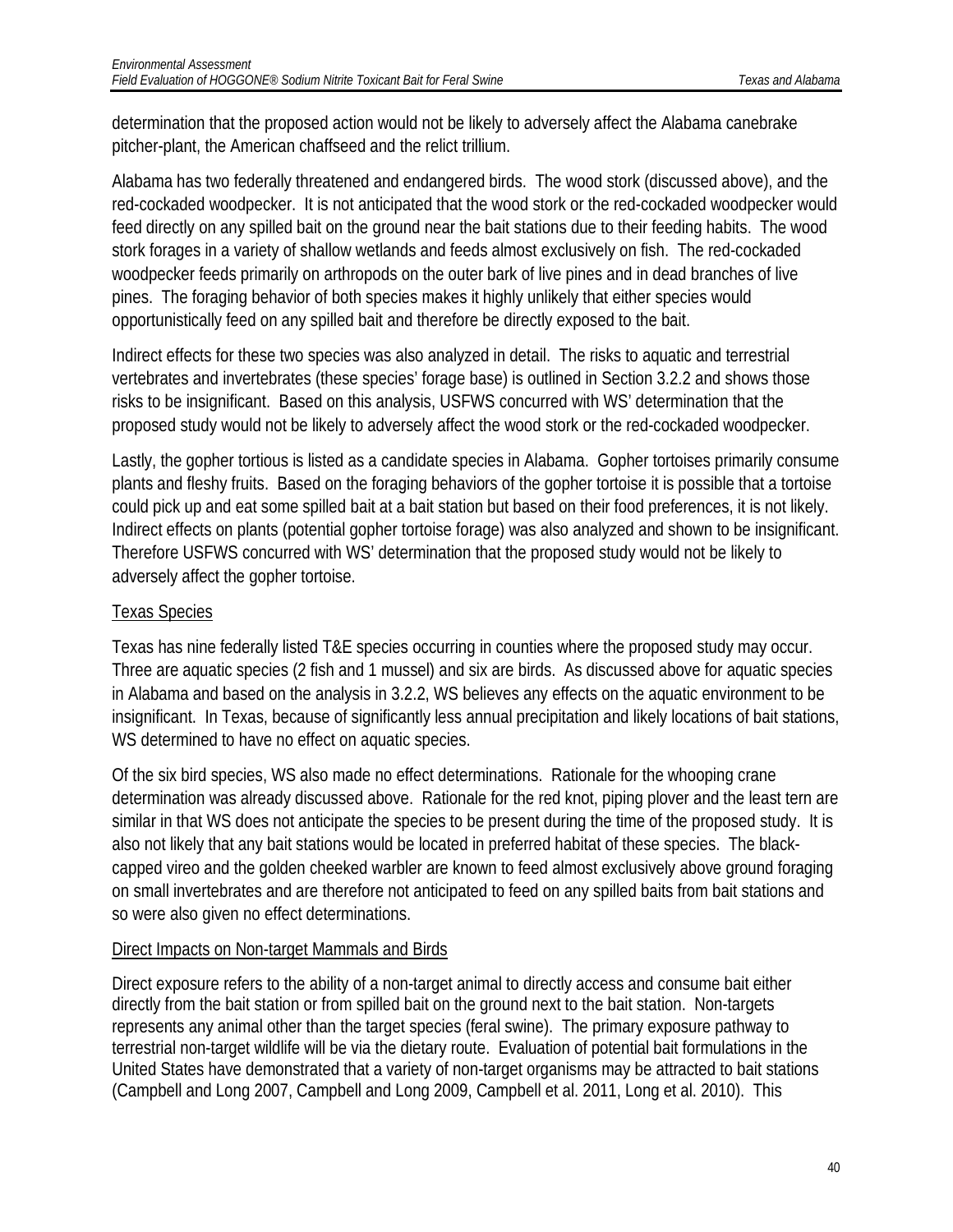determination that the proposed action would not be likely to adversely affect the Alabama canebrake pitcher-plant, the American chaffseed and the relict trillium.

Alabama has two federally threatened and endangered birds. The wood stork (discussed above), and the red-cockaded woodpecker. It is not anticipated that the wood stork or the red-cockaded woodpecker would feed directly on any spilled bait on the ground near the bait stations due to their feeding habits. The wood stork forages in a variety of shallow wetlands and feeds almost exclusively on fish. The red-cockaded woodpecker feeds primarily on arthropods on the outer bark of live pines and in dead branches of live pines. The foraging behavior of both species makes it highly unlikely that either species would opportunistically feed on any spilled bait and therefore be directly exposed to the bait.

Indirect effects for these two species was also analyzed in detail. The risks to aquatic and terrestrial vertebrates and invertebrates (these species' forage base) is outlined in Section 3.2.2 and shows those risks to be insignificant. Based on this analysis, USFWS concurred with WS' determination that the proposed study would not be likely to adversely affect the wood stork or the red-cockaded woodpecker.

Lastly, the gopher tortious is listed as a candidate species in Alabama. Gopher tortoises primarily consume plants and fleshy fruits. Based on the foraging behaviors of the gopher tortoise it is possible that a tortoise could pick up and eat some spilled bait at a bait station but based on their food preferences, it is not likely. Indirect effects on plants (potential gopher tortoise forage) was also analyzed and shown to be insignificant. Therefore USFWS concurred with WS' determination that the proposed study would not be likely to adversely affect the gopher tortoise.

Texas Species

Texas has nine federally listed T&E species occurring in counties where the proposed study may occur. Three are aquatic species (2 fish and 1 mussel) and six are birds. As discussed above for aquatic species in Alabama and based on the analysis in 3.2.2, WS believes any effects on the aquatic environment to be insignificant. In Texas, because of significantly less annual precipitation and likely locations of bait stations, WS determined to have no effect on aquatic species.

Of the six bird species, WS also made no effect determinations. Rationale for the whooping crane determination was already discussed above. Rationale for the red knot, piping plover and the least tern are similar in that WS does not anticipate the species to be present during the time of the proposed study. It is also not likely that any bait stations would be located in preferred habitat of these species. The black-capped vireo and the golden cheeked warbler are known to feed almost exclusively above ground foraging on small invertebrates and are therefore not anticipated to feed on any spilled baits from bait stations and so were also given no effect determinations.

Direct Impacts on Non-target Mammals and Birds

Direct exposure refers to the ability of a non-target animal to directly access and consume bait either directly from the bait station or from spilled bait on the ground next to the bait station. Non-targets represents any animal other than the target species (feral swine). The primary exposure pathway to terrestrial non-target wildlife will be via the dietary route. Evaluation of potential bait formulations in the United States have demonstrated that a variety of non-target organisms may be attracted to bait stations (Campbell and Long 2007, Campbell and Long 2009, Campbell et al. 2011, Long et al. 2010). This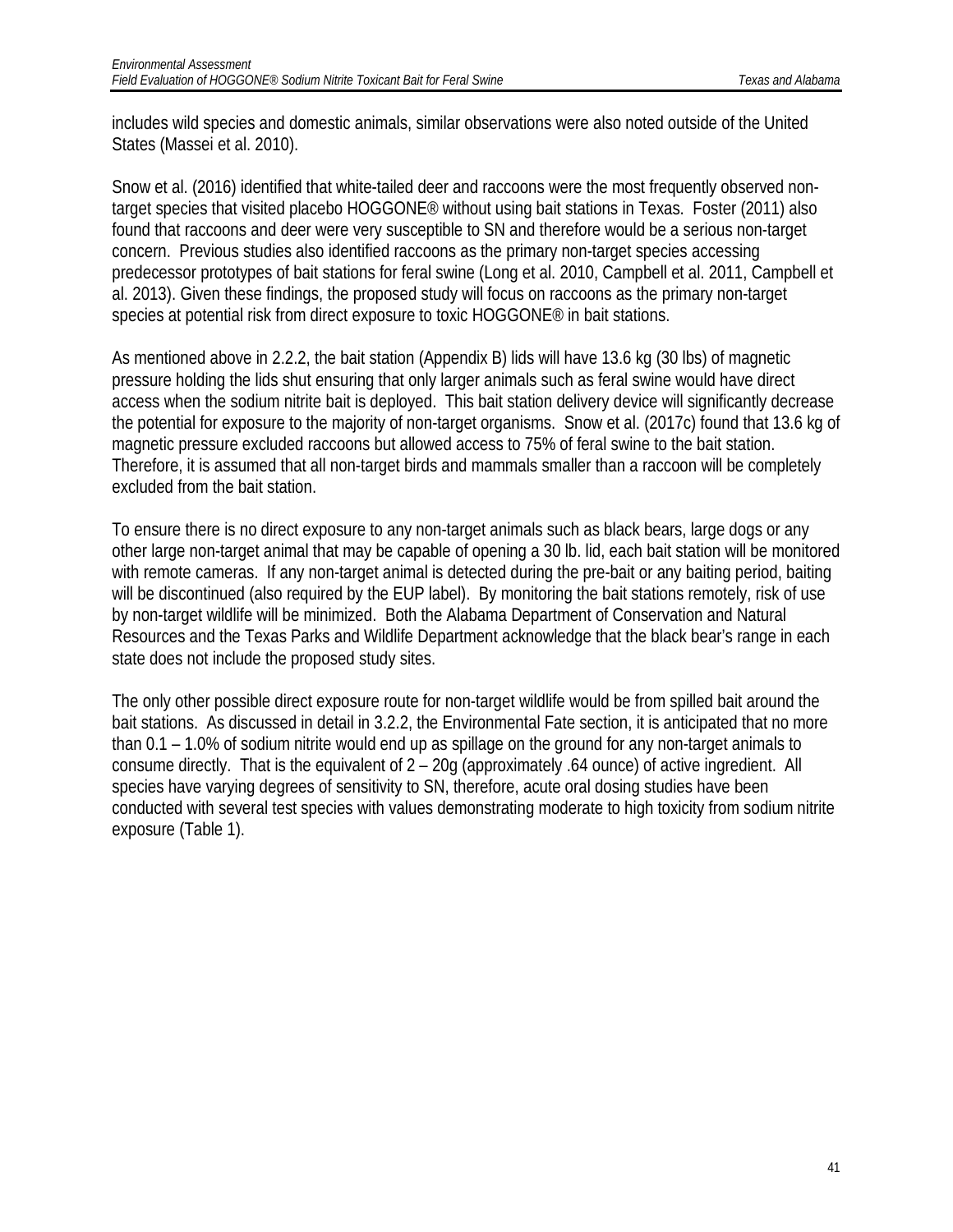includes wild species and domestic animals, similar observations were also noted outside of the United States (Massei et al. 2010).

Snow et al. (2016) identified that white-tailed deer and raccoons were the most frequently observed non-target species that visited placebo HOGGONE® without using bait stations in Texas. Foster (2011) also found that raccoons and deer were very susceptible to SN and therefore would be a serious non-target concern. Previous studies also identified raccoons as the primary non-target species accessing predecessor prototypes of bait stations for feral swine (Long et al. 2010, Campbell et al. 2011, Campbell et al. 2013). Given these findings, the proposed study will focus on raccoons as the primary non-target species at potential risk from direct exposure to toxic HOGGONE® in bait stations.

As mentioned above in 2.2.2, the bait station (Appendix B) lids will have 13.6 kg (30 lbs) of magnetic pressure holding the lids shut ensuring that only larger animals such as feral swine would have direct access when the sodium nitrite bait is deployed. This bait station delivery device will significantly decrease the potential for exposure to the majority of non-target organisms. Snow et al. (2017c) found that 13.6 kg of magnetic pressure excluded raccoons but allowed access to 75% of feral swine to the bait station. Therefore, it is assumed that all non-target birds and mammals smaller than a raccoon will be completely excluded from the bait station.

To ensure there is no direct exposure to any non-target animals such as black bears, large dogs or any other large non-target animal that may be capable of opening a 30 lb. lid, each bait station will be monitored with remote cameras. If any non-target animal is detected during the pre-bait or any baiting period, baiting will be discontinued (also required by the EUP label). By monitoring the bait stations remotely, risk of use by non-target wildlife will be minimized. Both the Alabama Department of Conservation and Natural Resources and the Texas Parks and Wildlife Department acknowledge that the black bear's range in each state does not include the proposed study sites.

The only other possible direct exposure route for non-target wildlife would be from spilled bait around the bait stations. As discussed in detail in 3.2.2, the Environmental Fate section, it is anticipated that no more than 0.1 – 1.0% of sodium nitrite would end up as spillage on the ground for any non-target animals to consume directly. That is the equivalent of 2 – 20g (approximately .64 ounce) of active ingredient. All species have varying degrees of sensitivity to SN, therefore, acute oral dosing studies have been conducted with several test species with values demonstrating moderate to high toxicity from sodium nitrite exposure (Table 1).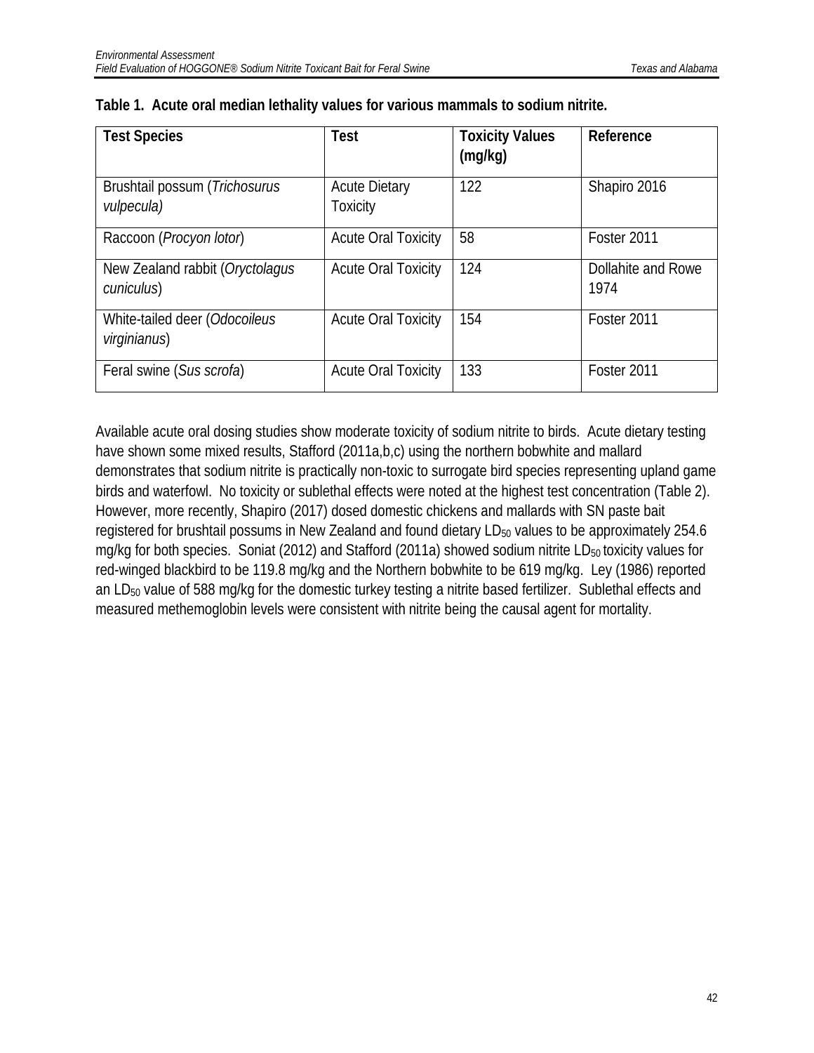**Table 1. Acute oral median lethality values for various mammals to sodium nitrite.**

| Test Species | Test | Toxicity Values (mg/kg) | Reference |
|---|---|---|---|
| Brushtail possum (*Trichosurus vulpecula)* | Acute Dietary Toxicity | 122 | Shapiro 2016 |
| Raccoon (*Procyon lotor*) | Acute Oral Toxicity | 58 | Foster 2011 |
| New Zealand rabbit (*Oryctolagus cuniculus*) | Acute Oral Toxicity | 124 | Dollahite and Rowe 1974 |
| White-tailed deer (*Odocoileus virginianus*) | Acute Oral Toxicity | 154 | Foster 2011 |
| Feral swine (*Sus scrofa*) | Acute Oral Toxicity | 133 | Foster 2011 |

Available acute oral dosing studies show moderate toxicity of sodium nitrite to birds. Acute dietary testing have shown some mixed results, Stafford (2011a,b,c) using the northern bobwhite and mallard demonstrates that sodium nitrite is practically non-toxic to surrogate bird species representing upland game birds and waterfowl. No toxicity or sublethal effects were noted at the highest test concentration (Table 2). However, more recently, Shapiro (2017) dosed domestic chickens and mallards with SN paste bait registered for brushtail possums in New Zealand and found dietary $LD_{50}$ values to be approximately 254.6 mg/kg for both species. Soniat (2012) and Stafford (2011a) showed sodium nitrite $LD_{50}$ toxicity values for red-winged blackbird to be 119.8 mg/kg and the Northern bobwhite to be 619 mg/kg. Ley (1986) reported an $LD_{50}$ value of 588 mg/kg for the domestic turkey testing a nitrite based fertilizer. Sublethal effects and measured methemoglobin levels were consistent with nitrite being the causal agent for mortality.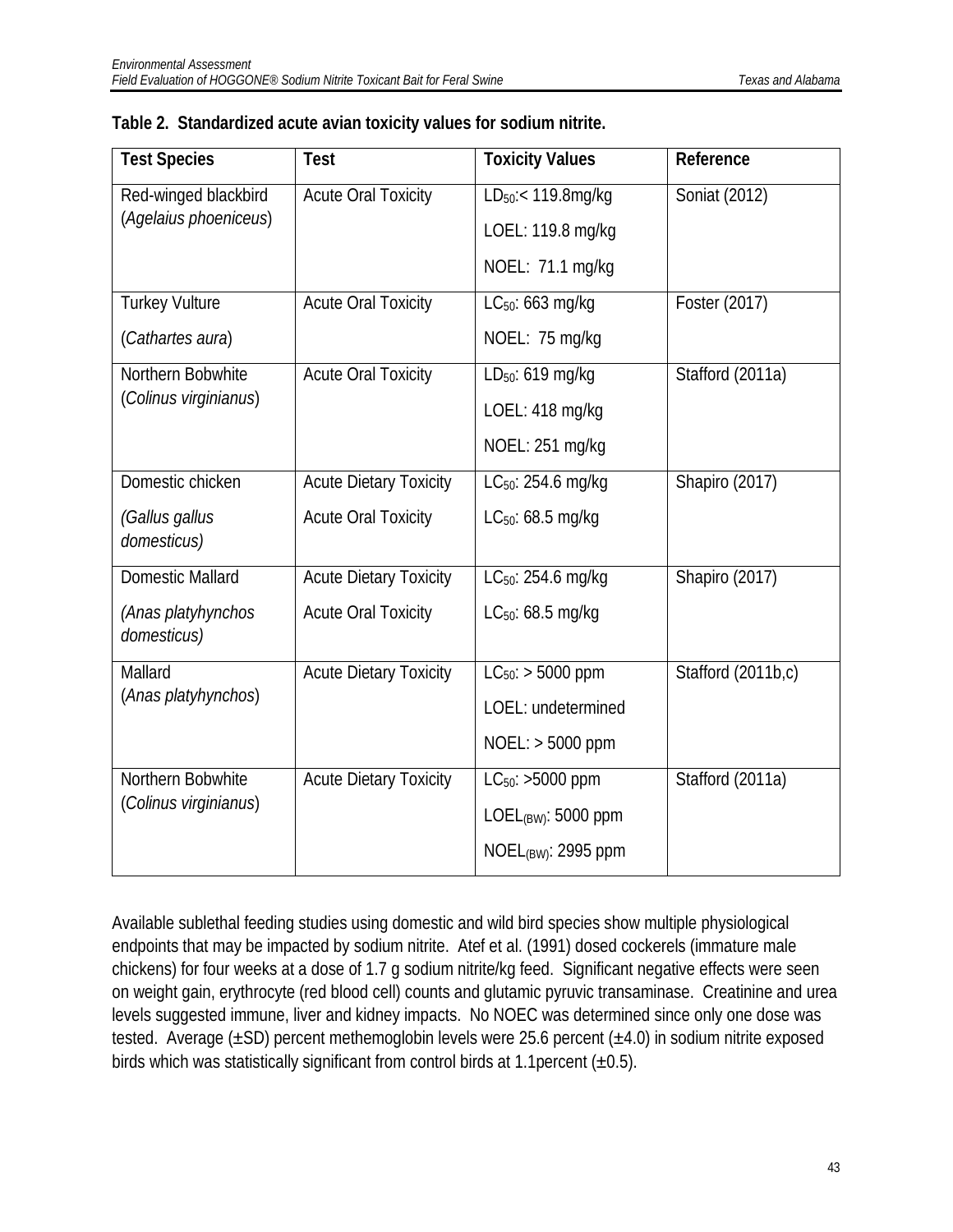**Table 2. Standardized acute avian toxicity values for sodium nitrite.**

| Test Species | Test | Toxicity Values | Reference |
|---|---|---|---|
| Red-winged blackbird (*Agelaius phoeniceus*) | Acute Oral Toxicity | $LD_{50}$:< 119.8mg/kg<br>LOEL: 119.8 mg/kg<br>NOEL: 71.1 mg/kg | Soniat (2012) |
| Turkey Vulture (*Cathartes aura*) | Acute Oral Toxicity | $LC_{50}$: 663 mg/kg<br>NOEL: 75 mg/kg | Foster (2017) |
| Northern Bobwhite (*Colinus virginianus*) | Acute Oral Toxicity | $LD_{50}$: 619 mg/kg<br>LOEL: 418 mg/kg<br>NOEL: 251 mg/kg | Stafford (2011a) |
| Domestic chicken (*Gallus gallus domesticus)* | Acute Dietary Toxicity<br>Acute Oral Toxicity | $LC_{50}$: 254.6 mg/kg<br>$LC_{50}$: 68.5 mg/kg | Shapiro (2017) |
| Domestic Mallard (*Anas platyhynchos domesticus)* | Acute Dietary Toxicity<br>Acute Oral Toxicity | $LC_{50}$: 254.6 mg/kg<br>$LC_{50}$: 68.5 mg/kg | Shapiro (2017) |
| Mallard (*Anas platyhynchos*) | Acute Dietary Toxicity | $LC_{50}$: > 5000 ppm<br>LOEL: undetermined<br>NOEL: > 5000 ppm | Stafford (2011b,c) |
| Northern Bobwhite (*Colinus virginianus*) | Acute Dietary Toxicity | $LC_{50}$: >5000 ppm<br>$LOEL_{(BW)}$: 5000 ppm<br>$NOEL_{(BW)}$: 2995 ppm | Stafford (2011a) |

Available sublethal feeding studies using domestic and wild bird species show multiple physiological endpoints that may be impacted by sodium nitrite. Atef et al. (1991) dosed cockerels (immature male chickens) for four weeks at a dose of 1.7 g sodium nitrite/kg feed. Significant negative effects were seen on weight gain, erythrocyte (red blood cell) counts and glutamic pyruvic transaminase. Creatinine and urea levels suggested immune, liver and kidney impacts. No NOEC was determined since only one dose was tested. Average (±SD) percent methemoglobin levels were 25.6 percent (±4.0) in sodium nitrite exposed birds which was statistically significant from control birds at 1.1percent (±0.5).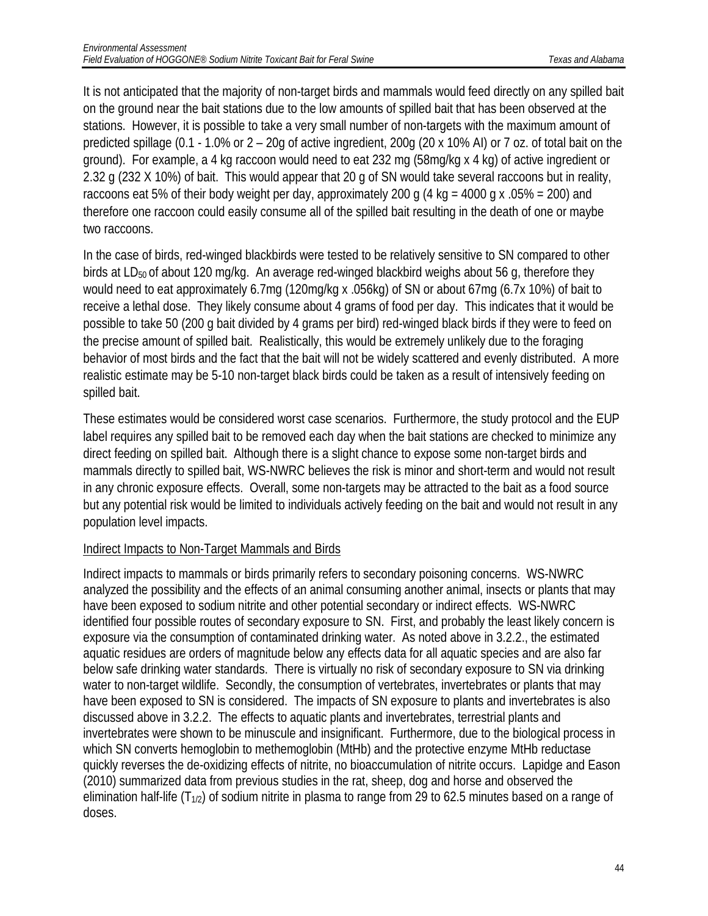It is not anticipated that the majority of non-target birds and mammals would feed directly on any spilled bait on the ground near the bait stations due to the low amounts of spilled bait that has been observed at the stations. However, it is possible to take a very small number of non-targets with the maximum amount of predicted spillage (0.1 - 1.0% or 2 – 20g of active ingredient, 200g (20 x 10% AI) or 7 oz. of total bait on the ground). For example, a 4 kg raccoon would need to eat 232 mg (58mg/kg x 4 kg) of active ingredient or 2.32 g (232 X 10%) of bait. This would appear that 20 g of SN would take several raccoons but in reality, raccoons eat 5% of their body weight per day, approximately 200 g (4 kg = 4000 g x .05% = 200) and therefore one raccoon could easily consume all of the spilled bait resulting in the death of one or maybe two raccoons.

In the case of birds, red-winged blackbirds were tested to be relatively sensitive to SN compared to other birds at $LD_{50}$ of about 120 mg/kg. An average red-winged blackbird weighs about 56 g, therefore they would need to eat approximately 6.7mg (120mg/kg x .056kg) of SN or about 67mg (6.7x 10%) of bait to receive a lethal dose. They likely consume about 4 grams of food per day. This indicates that it would be possible to take 50 (200 g bait divided by 4 grams per bird) red-winged black birds if they were to feed on the precise amount of spilled bait. Realistically, this would be extremely unlikely due to the foraging behavior of most birds and the fact that the bait will not be widely scattered and evenly distributed. A more realistic estimate may be 5-10 non-target black birds could be taken as a result of intensively feeding on spilled bait.

These estimates would be considered worst case scenarios. Furthermore, the study protocol and the EUP label requires any spilled bait to be removed each day when the bait stations are checked to minimize any direct feeding on spilled bait. Although there is a slight chance to expose some non-target birds and mammals directly to spilled bait, WS-NWRC believes the risk is minor and short-term and would not result in any chronic exposure effects. Overall, some non-targets may be attracted to the bait as a food source but any potential risk would be limited to individuals actively feeding on the bait and would not result in any population level impacts.

Indirect Impacts to Non-Target Mammals and Birds

Indirect impacts to mammals or birds primarily refers to secondary poisoning concerns. WS-NWRC analyzed the possibility and the effects of an animal consuming another animal, insects or plants that may have been exposed to sodium nitrite and other potential secondary or indirect effects. WS-NWRC identified four possible routes of secondary exposure to SN. First, and probably the least likely concern is exposure via the consumption of contaminated drinking water. As noted above in 3.2.2., the estimated aquatic residues are orders of magnitude below any effects data for all aquatic species and are also far below safe drinking water standards. There is virtually no risk of secondary exposure to SN via drinking water to non-target wildlife. Secondly, the consumption of vertebrates, invertebrates or plants that may have been exposed to SN is considered. The impacts of SN exposure to plants and invertebrates is also discussed above in 3.2.2. The effects to aquatic plants and invertebrates, terrestrial plants and invertebrates were shown to be minuscule and insignificant. Furthermore, due to the biological process in which SN converts hemoglobin to methemoglobin (MtHb) and the protective enzyme MtHb reductase quickly reverses the de-oxidizing effects of nitrite, no bioaccumulation of nitrite occurs. Lapidge and Eason (2010) summarized data from previous studies in the rat, sheep, dog and horse and observed the elimination half-life ($T_{1/2}$) of sodium nitrite in plasma to range from 29 to 62.5 minutes based on a range of doses.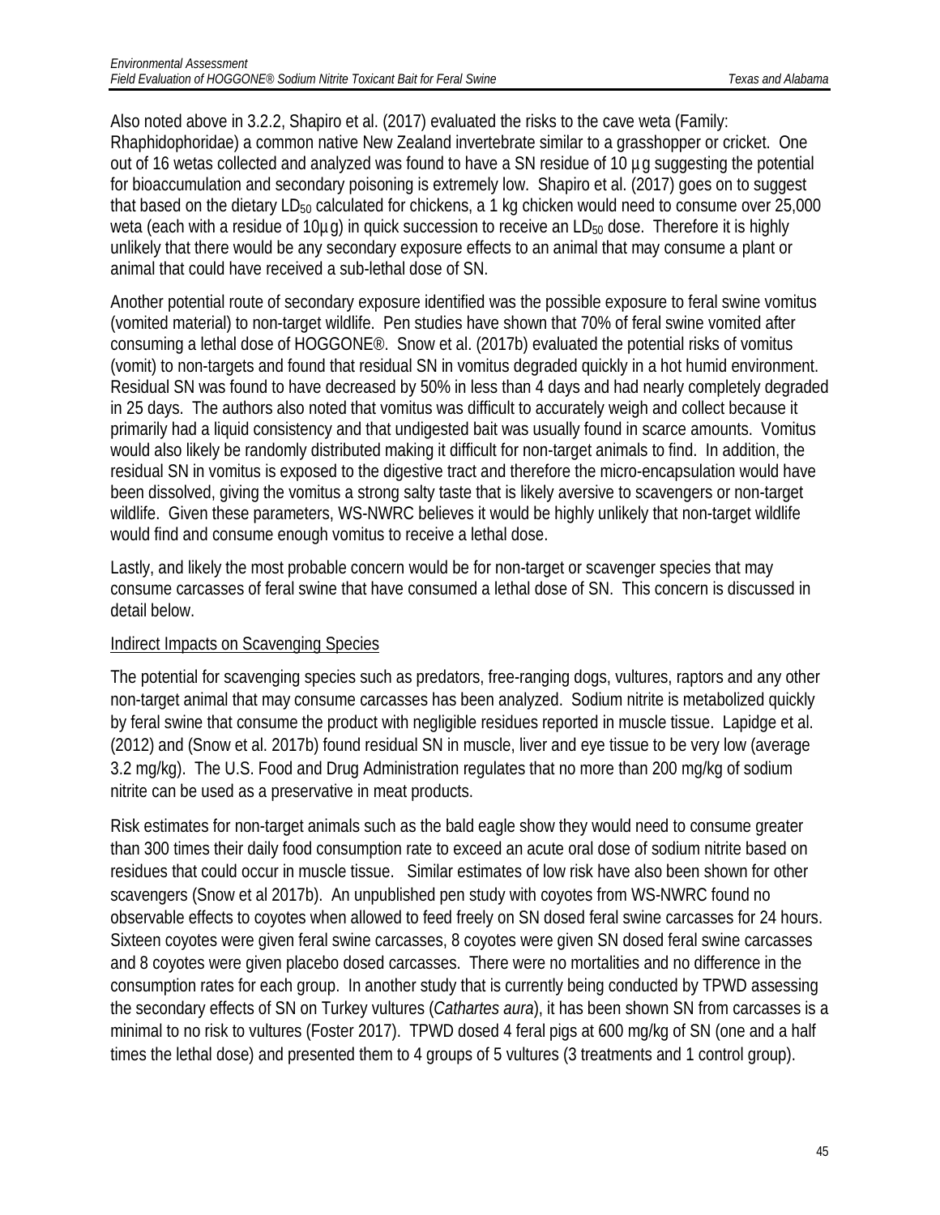Also noted above in 3.2.2, Shapiro et al. (2017) evaluated the risks to the cave weta (Family: Rhaphidophoridae) a common native New Zealand invertebrate similar to a grasshopper or cricket. One out of 16 wetas collected and analyzed was found to have a SN residue of 10 µg suggesting the potential for bioaccumulation and secondary poisoning is extremely low. Shapiro et al. (2017) goes on to suggest that based on the dietary $LD_{50}$ calculated for chickens, a 1 kg chicken would need to consume over 25,000 weta (each with a residue of 10µg) in quick succession to receive an $LD_{50}$ dose. Therefore it is highly unlikely that there would be any secondary exposure effects to an animal that may consume a plant or animal that could have received a sub-lethal dose of SN.

Another potential route of secondary exposure identified was the possible exposure to feral swine vomitus (vomited material) to non-target wildlife. Pen studies have shown that 70% of feral swine vomited after consuming a lethal dose of HOGGONE®. Snow et al. (2017b) evaluated the potential risks of vomitus (vomit) to non-targets and found that residual SN in vomitus degraded quickly in a hot humid environment. Residual SN was found to have decreased by 50% in less than 4 days and had nearly completely degraded in 25 days. The authors also noted that vomitus was difficult to accurately weigh and collect because it primarily had a liquid consistency and that undigested bait was usually found in scarce amounts. Vomitus would also likely be randomly distributed making it difficult for non-target animals to find. In addition, the residual SN in vomitus is exposed to the digestive tract and therefore the micro-encapsulation would have been dissolved, giving the vomitus a strong salty taste that is likely aversive to scavengers or non-target wildlife. Given these parameters, WS-NWRC believes it would be highly unlikely that non-target wildlife would find and consume enough vomitus to receive a lethal dose.

Lastly, and likely the most probable concern would be for non-target or scavenger species that may consume carcasses of feral swine that have consumed a lethal dose of SN. This concern is discussed in detail below.

Indirect Impacts on Scavenging Species

The potential for scavenging species such as predators, free-ranging dogs, vultures, raptors and any other non-target animal that may consume carcasses has been analyzed. Sodium nitrite is metabolized quickly by feral swine that consume the product with negligible residues reported in muscle tissue. Lapidge et al. (2012) and (Snow et al. 2017b) found residual SN in muscle, liver and eye tissue to be very low (average 3.2 mg/kg). The U.S. Food and Drug Administration regulates that no more than 200 mg/kg of sodium nitrite can be used as a preservative in meat products.

Risk estimates for non-target animals such as the bald eagle show they would need to consume greater than 300 times their daily food consumption rate to exceed an acute oral dose of sodium nitrite based on residues that could occur in muscle tissue. Similar estimates of low risk have also been shown for other scavengers (Snow et al 2017b). An unpublished pen study with coyotes from WS-NWRC found no observable effects to coyotes when allowed to feed freely on SN dosed feral swine carcasses for 24 hours. Sixteen coyotes were given feral swine carcasses, 8 coyotes were given SN dosed feral swine carcasses and 8 coyotes were given placebo dosed carcasses. There were no mortalities and no difference in the consumption rates for each group. In another study that is currently being conducted by TPWD assessing the secondary effects of SN on Turkey vultures (*Cathartes aura*), it has been shown SN from carcasses is a minimal to no risk to vultures (Foster 2017). TPWD dosed 4 feral pigs at 600 mg/kg of SN (one and a half times the lethal dose) and presented them to 4 groups of 5 vultures (3 treatments and 1 control group).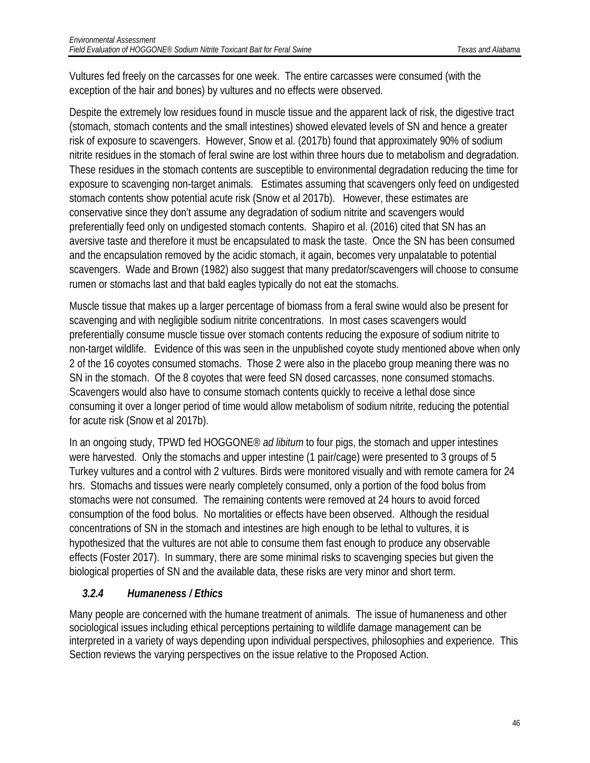Vultures fed freely on the carcasses for one week. The entire carcasses were consumed (with the exception of the hair and bones) by vultures and no effects were observed.

Despite the extremely low residues found in muscle tissue and the apparent lack of risk, the digestive tract (stomach, stomach contents and the small intestines) showed elevated levels of SN and hence a greater risk of exposure to scavengers. However, Snow et al. (2017b) found that approximately 90% of sodium nitrite residues in the stomach of feral swine are lost within three hours due to metabolism and degradation. These residues in the stomach contents are susceptible to environmental degradation reducing the time for exposure to scavenging non-target animals. Estimates assuming that scavengers only feed on undigested stomach contents show potential acute risk (Snow et al 2017b). However, these estimates are conservative since they don't assume any degradation of sodium nitrite and scavengers would preferentially feed only on undigested stomach contents. Shapiro et al. (2016) cited that SN has an aversive taste and therefore it must be encapsulated to mask the taste. Once the SN has been consumed and the encapsulation removed by the acidic stomach, it again, becomes very unpalatable to potential scavengers. Wade and Brown (1982) also suggest that many predator/scavengers will choose to consume rumen or stomachs last and that bald eagles typically do not eat the stomachs.

Muscle tissue that makes up a larger percentage of biomass from a feral swine would also be present for scavenging and with negligible sodium nitrite concentrations. In most cases scavengers would preferentially consume muscle tissue over stomach contents reducing the exposure of sodium nitrite to non-target wildlife. Evidence of this was seen in the unpublished coyote study mentioned above when only 2 of the 16 coyotes consumed stomachs. Those 2 were also in the placebo group meaning there was no SN in the stomach. Of the 8 coyotes that were feed SN dosed carcasses, none consumed stomachs. Scavengers would also have to consume stomach contents quickly to receive a lethal dose since consuming it over a longer period of time would allow metabolism of sodium nitrite, reducing the potential for acute risk (Snow et al 2017b).

In an ongoing study, TPWD fed HOGGONE® *ad libitum* to four pigs, the stomach and upper intestines were harvested. Only the stomachs and upper intestine (1 pair/cage) were presented to 3 groups of 5 Turkey vultures and a control with 2 vultures. Birds were monitored visually and with remote camera for 24 hrs. Stomachs and tissues were nearly completely consumed, only a portion of the food bolus from stomachs were not consumed. The remaining contents were removed at 24 hours to avoid forced consumption of the food bolus. No mortalities or effects have been observed. Although the residual concentrations of SN in the stomach and intestines are high enough to be lethal to vultures, it is hypothesized that the vultures are not able to consume them fast enough to produce any observable effects (Foster 2017). In summary, there are some minimal risks to scavenging species but given the biological properties of SN and the available data, these risks are very minor and short term.

### *3.2.4 Humaneness / Ethics*

Many people are concerned with the humane treatment of animals. The issue of humaneness and other sociological issues including ethical perceptions pertaining to wildlife damage management can be interpreted in a variety of ways depending upon individual perspectives, philosophies and experience. This Section reviews the varying perspectives on the issue relative to the Proposed Action.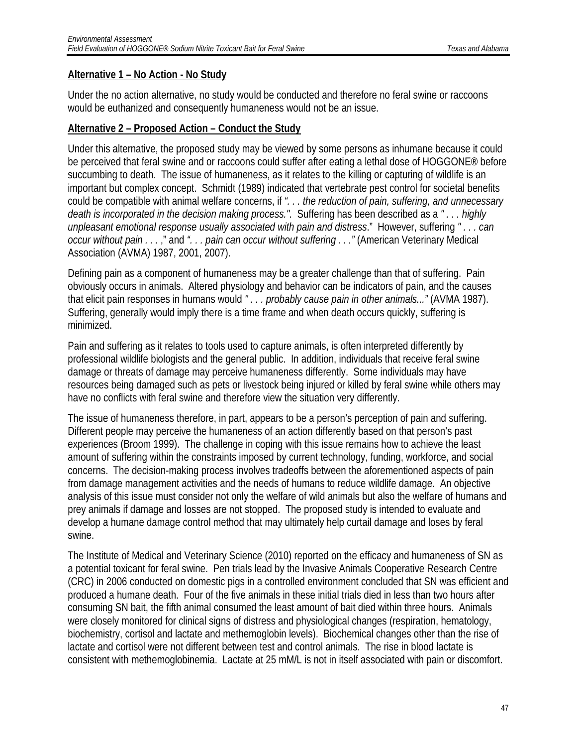**Alternative 1 – No Action - No Study**

Under the no action alternative, no study would be conducted and therefore no feral swine or raccoons would be euthanized and consequently humaneness would not be an issue.

**Alternative 2 – Proposed Action – Conduct the Study**

Under this alternative, the proposed study may be viewed by some persons as inhumane because it could be perceived that feral swine and or raccoons could suffer after eating a lethal dose of HOGGONE® before succumbing to death. The issue of humaneness, as it relates to the killing or capturing of wildlife is an important but complex concept. Schmidt (1989) indicated that vertebrate pest control for societal benefits could be compatible with animal welfare concerns, if *". . . the reduction of pain, suffering, and unnecessary death is incorporated in the decision making process.".* Suffering has been described as a *" . . . highly unpleasant emotional response usually associated with pain and distress*." However, suffering *" . . . can occur without pain . . . ,*" and *". . . pain can occur without suffering . . ."* (American Veterinary Medical Association (AVMA) 1987, 2001, 2007).

Defining pain as a component of humaneness may be a greater challenge than that of suffering. Pain obviously occurs in animals. Altered physiology and behavior can be indicators of pain, and the causes that elicit pain responses in humans would *" . . . probably cause pain in other animals..."* (AVMA 1987). Suffering, generally would imply there is a time frame and when death occurs quickly, suffering is minimized.

Pain and suffering as it relates to tools used to capture animals, is often interpreted differently by professional wildlife biologists and the general public. In addition, individuals that receive feral swine damage or threats of damage may perceive humaneness differently. Some individuals may have resources being damaged such as pets or livestock being injured or killed by feral swine while others may have no conflicts with feral swine and therefore view the situation very differently.

The issue of humaneness therefore, in part, appears to be a person's perception of pain and suffering. Different people may perceive the humaneness of an action differently based on that person's past experiences (Broom 1999). The challenge in coping with this issue remains how to achieve the least amount of suffering within the constraints imposed by current technology, funding, workforce, and social concerns. The decision-making process involves tradeoffs between the aforementioned aspects of pain from damage management activities and the needs of humans to reduce wildlife damage. An objective analysis of this issue must consider not only the welfare of wild animals but also the welfare of humans and prey animals if damage and losses are not stopped. The proposed study is intended to evaluate and develop a humane damage control method that may ultimately help curtail damage and loses by feral swine.

The Institute of Medical and Veterinary Science (2010) reported on the efficacy and humaneness of SN as a potential toxicant for feral swine. Pen trials lead by the Invasive Animals Cooperative Research Centre (CRC) in 2006 conducted on domestic pigs in a controlled environment concluded that SN was efficient and produced a humane death. Four of the five animals in these initial trials died in less than two hours after consuming SN bait, the fifth animal consumed the least amount of bait died within three hours. Animals were closely monitored for clinical signs of distress and physiological changes (respiration, hematology, biochemistry, cortisol and lactate and methemoglobin levels). Biochemical changes other than the rise of lactate and cortisol were not different between test and control animals. The rise in blood lactate is consistent with methemoglobinemia. Lactate at 25 mM/L is not in itself associated with pain or discomfort.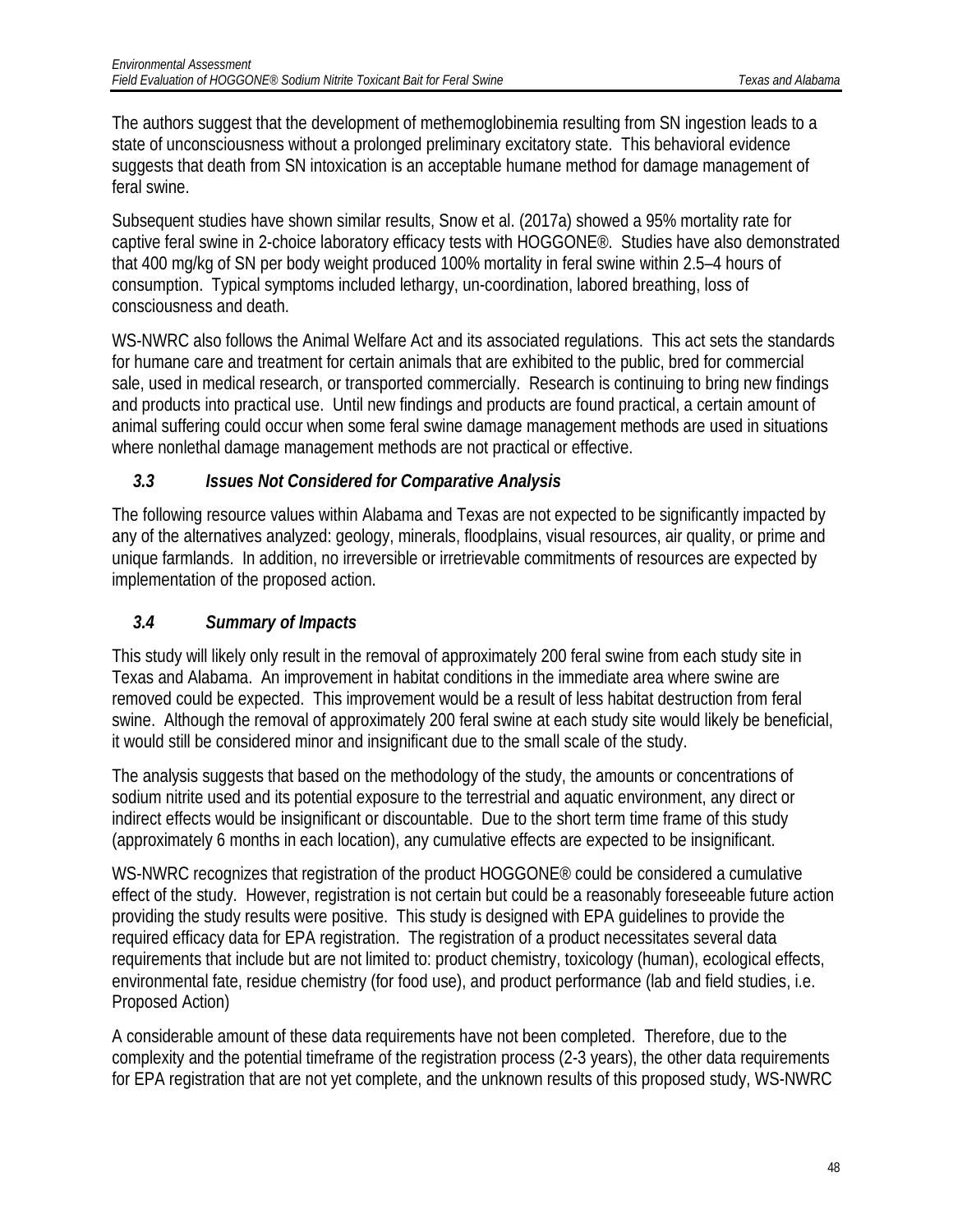The authors suggest that the development of methemoglobinemia resulting from SN ingestion leads to a state of unconsciousness without a prolonged preliminary excitatory state. This behavioral evidence suggests that death from SN intoxication is an acceptable humane method for damage management of feral swine.

Subsequent studies have shown similar results, Snow et al. (2017a) showed a 95% mortality rate for captive feral swine in 2-choice laboratory efficacy tests with HOGGONE®. Studies have also demonstrated that 400 mg/kg of SN per body weight produced 100% mortality in feral swine within 2.5–4 hours of consumption. Typical symptoms included lethargy, un-coordination, labored breathing, loss of consciousness and death.

WS-NWRC also follows the Animal Welfare Act and its associated regulations. This act sets the standards for humane care and treatment for certain animals that are exhibited to the public, bred for commercial sale, used in medical research, or transported commercially. Research is continuing to bring new findings and products into practical use. Until new findings and products are found practical, a certain amount of animal suffering could occur when some feral swine damage management methods are used in situations where nonlethal damage management methods are not practical or effective.

### *3.3 Issues Not Considered for Comparative Analysis*

The following resource values within Alabama and Texas are not expected to be significantly impacted by any of the alternatives analyzed: geology, minerals, floodplains, visual resources, air quality, or prime and unique farmlands. In addition, no irreversible or irretrievable commitments of resources are expected by implementation of the proposed action.

### *3.4 Summary of Impacts*

This study will likely only result in the removal of approximately 200 feral swine from each study site in Texas and Alabama. An improvement in habitat conditions in the immediate area where swine are removed could be expected. This improvement would be a result of less habitat destruction from feral swine. Although the removal of approximately 200 feral swine at each study site would likely be beneficial, it would still be considered minor and insignificant due to the small scale of the study.

The analysis suggests that based on the methodology of the study, the amounts or concentrations of sodium nitrite used and its potential exposure to the terrestrial and aquatic environment, any direct or indirect effects would be insignificant or discountable. Due to the short term time frame of this study (approximately 6 months in each location), any cumulative effects are expected to be insignificant.

WS-NWRC recognizes that registration of the product HOGGONE® could be considered a cumulative effect of the study. However, registration is not certain but could be a reasonably foreseeable future action providing the study results were positive. This study is designed with EPA guidelines to provide the required efficacy data for EPA registration. The registration of a product necessitates several data requirements that include but are not limited to: product chemistry, toxicology (human), ecological effects, environmental fate, residue chemistry (for food use), and product performance (lab and field studies, i.e. Proposed Action)

A considerable amount of these data requirements have not been completed. Therefore, due to the complexity and the potential timeframe of the registration process (2-3 years), the other data requirements for EPA registration that are not yet complete, and the unknown results of this proposed study, WS-NWRC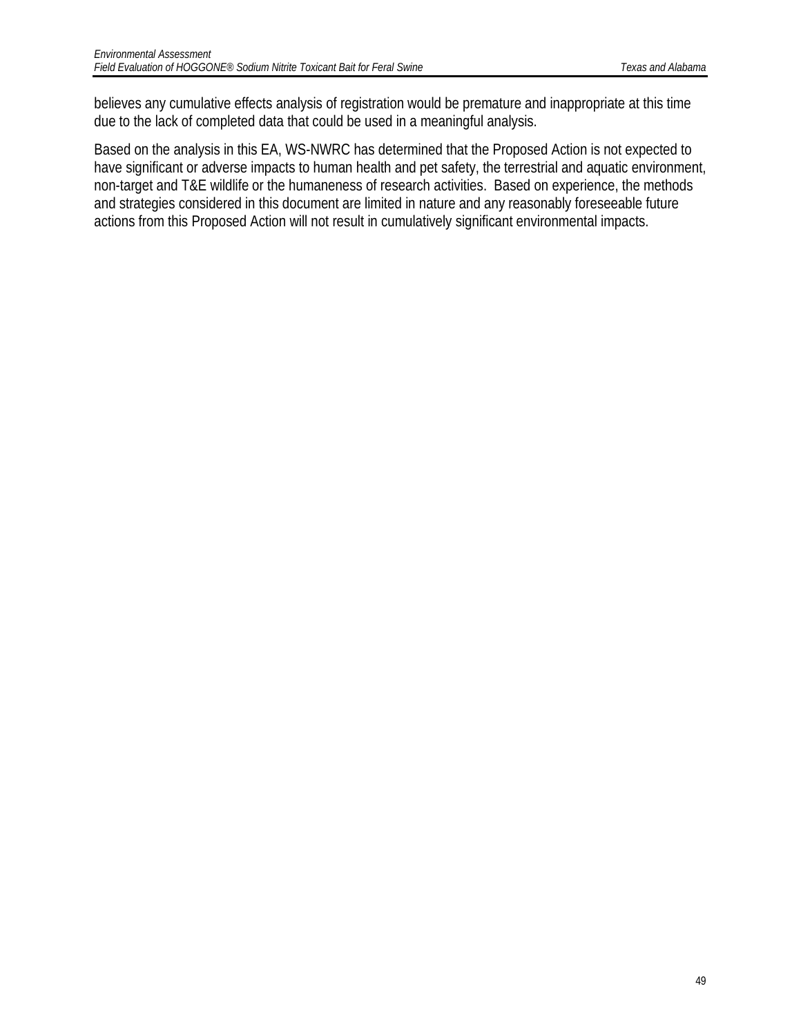believes any cumulative effects analysis of registration would be premature and inappropriate at this time due to the lack of completed data that could be used in a meaningful analysis.

Based on the analysis in this EA, WS-NWRC has determined that the Proposed Action is not expected to have significant or adverse impacts to human health and pet safety, the terrestrial and aquatic environment, non-target and T&E wildlife or the humaneness of research activities. Based on experience, the methods and strategies considered in this document are limited in nature and any reasonably foreseeable future actions from this Proposed Action will not result in cumulatively significant environmental impacts.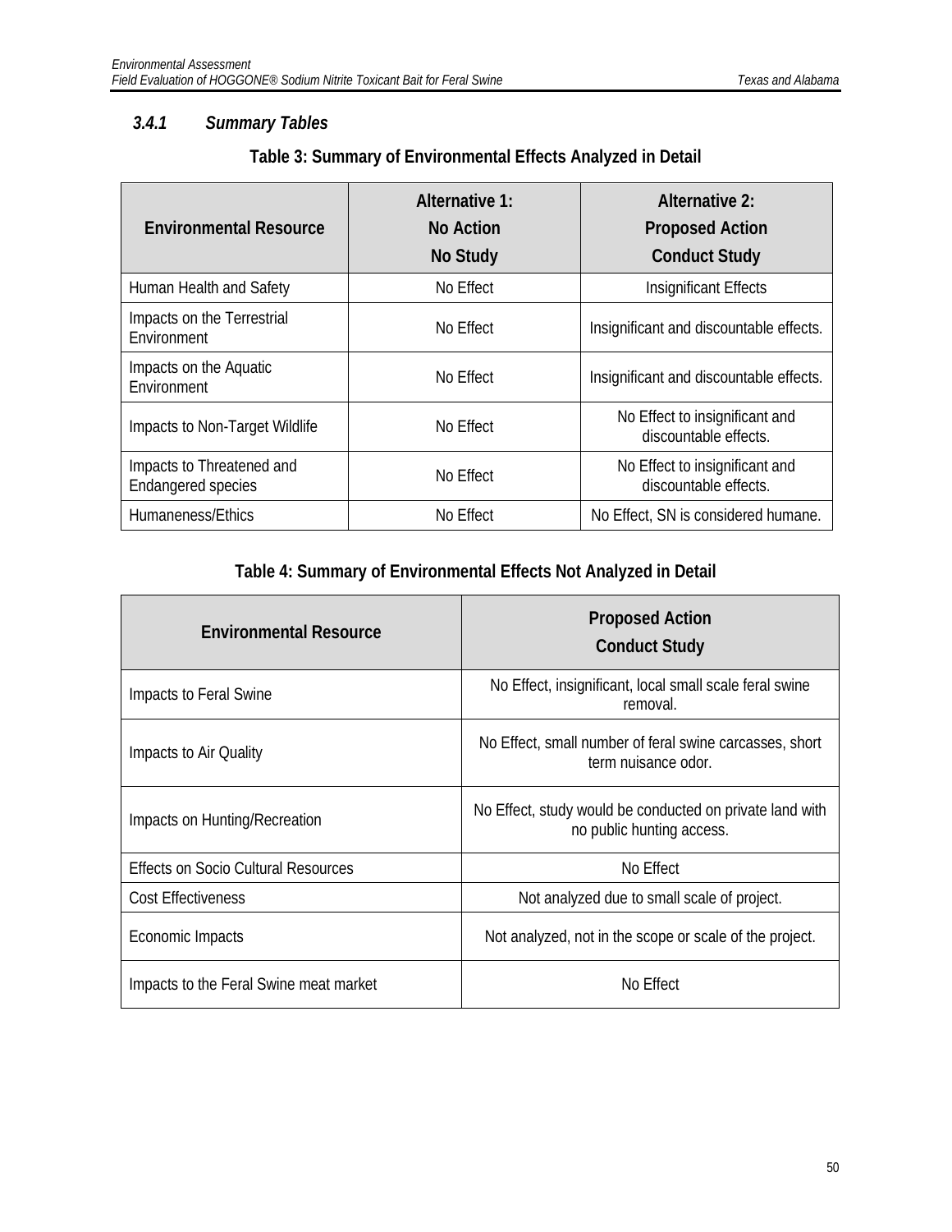### *3.4.1 Summary Tables*

**Table 3: Summary of Environmental Effects Analyzed in Detail**

| Environmental Resource | Alternative 1: No Action No Study | Alternative 2: Proposed Action Conduct Study |
|---|---|---|
| Human Health and Safety | No Effect | Insignificant Effects |
| Impacts on the Terrestrial Environment | No Effect | Insignificant and discountable effects. |
| Impacts on the Aquatic Environment | No Effect | Insignificant and discountable effects. |
| Impacts to Non-Target Wildlife | No Effect | No Effect to insignificant and discountable effects. |
| Impacts to Threatened and Endangered species | No Effect | No Effect to insignificant and discountable effects. |
| Humaneness/Ethics | No Effect | No Effect, SN is considered humane. |

**Table 4: Summary of Environmental Effects Not Analyzed in Detail**

| Environmental Resource | Proposed Action Conduct Study |
|---|---|
| Impacts to Feral Swine | No Effect, insignificant, local small scale feral swine removal. |
| Impacts to Air Quality | No Effect, small number of feral swine carcasses, short term nuisance odor. |
| Impacts on Hunting/Recreation | No Effect, study would be conducted on private land with no public hunting access. |
| Effects on Socio Cultural Resources | No Effect |
| Cost Effectiveness | Not analyzed due to small scale of project. |
| Economic Impacts | Not analyzed, not in the scope or scale of the project. |
| Impacts to the Feral Swine meat market | No Effect |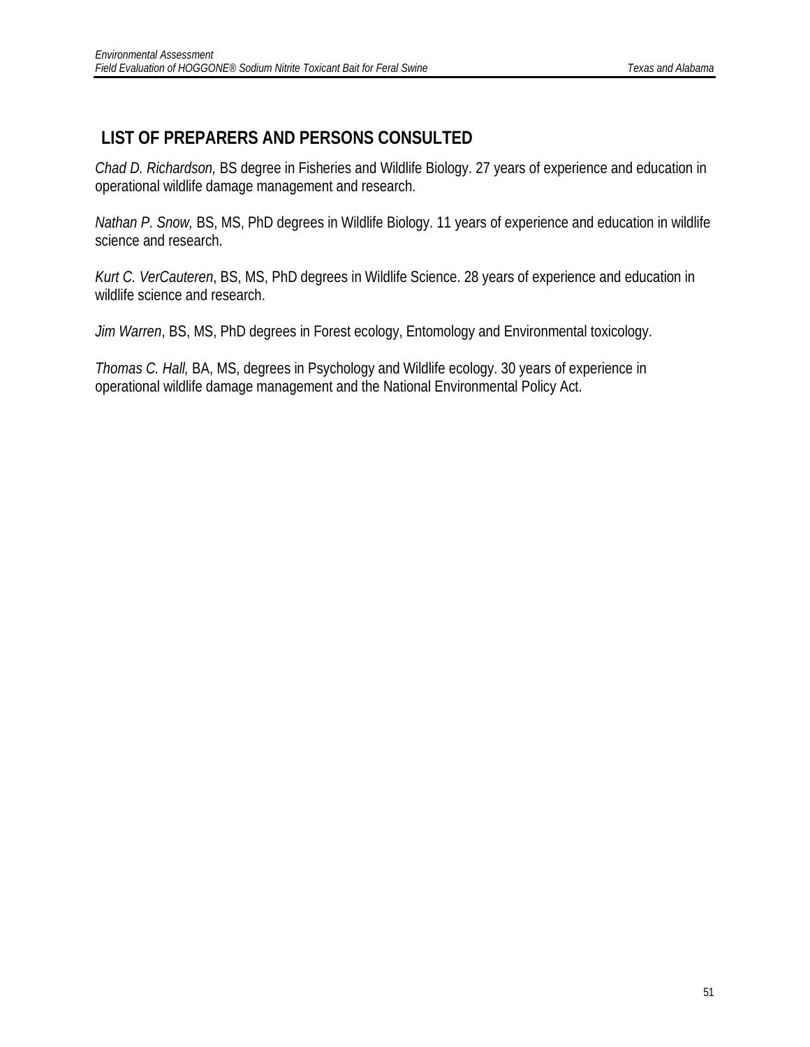## LIST OF PREPARERS AND PERSONS CONSULTED

*Chad D. Richardson,* BS degree in Fisheries and Wildlife Biology. 27 years of experience and education in operational wildlife damage management and research.

*Nathan P. Snow,* BS, MS, PhD degrees in Wildlife Biology. 11 years of experience and education in wildlife science and research.

*Kurt C. VerCauteren*, BS, MS, PhD degrees in Wildlife Science. 28 years of experience and education in wildlife science and research.

*Jim Warren*, BS, MS, PhD degrees in Forest ecology, Entomology and Environmental toxicology.

*Thomas C. Hall,* BA, MS, degrees in Psychology and Wildlife ecology. 30 years of experience in operational wildlife damage management and the National Environmental Policy Act.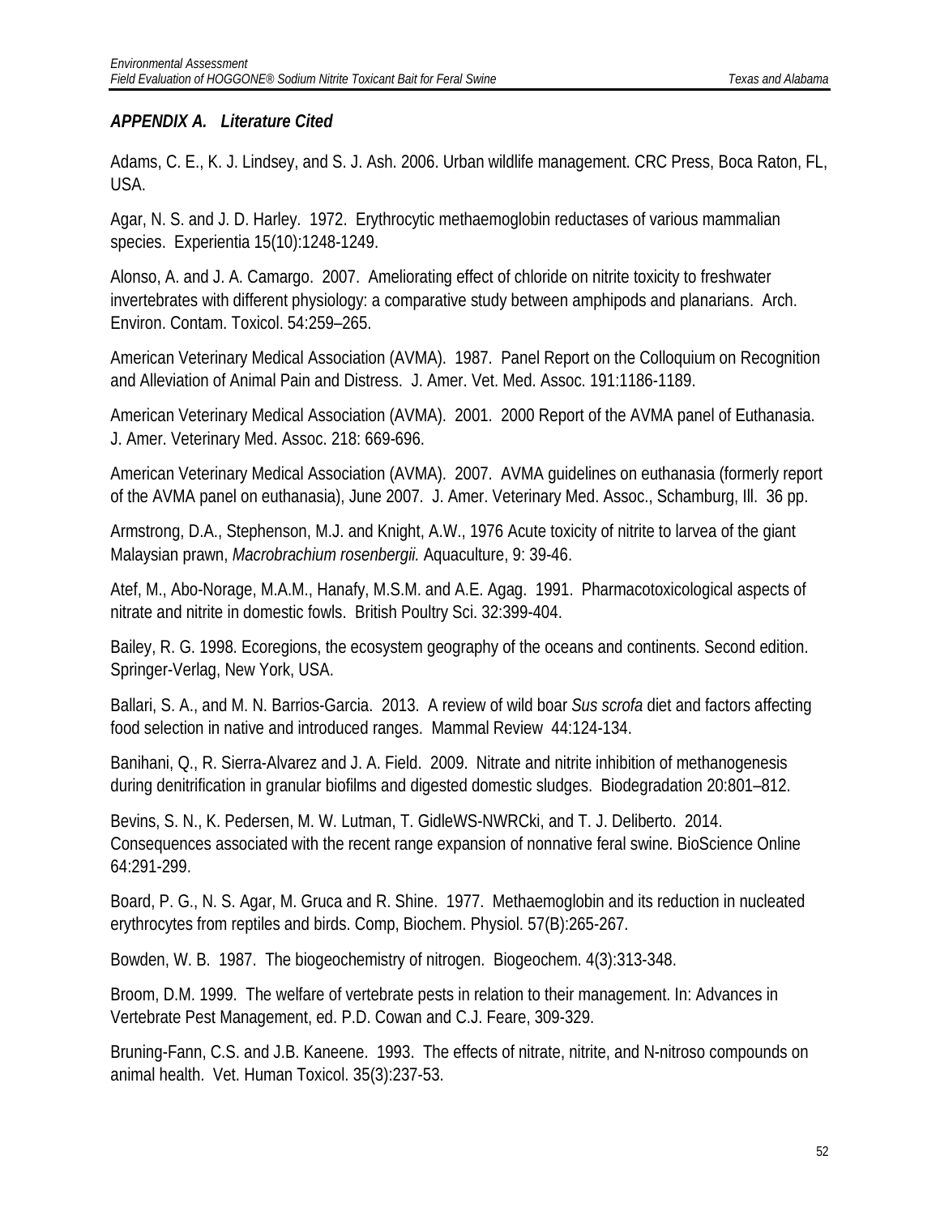## *APPENDIX A. Literature Cited*

Adams, C. E., K. J. Lindsey, and S. J. Ash. 2006. Urban wildlife management. CRC Press, Boca Raton, FL, USA.

Agar, N. S. and J. D. Harley. 1972. Erythrocytic methaemoglobin reductases of various mammalian species. Experientia 15(10):1248-1249.

Alonso, A. and J. A. Camargo. 2007. Ameliorating effect of chloride on nitrite toxicity to freshwater invertebrates with different physiology: a comparative study between amphipods and planarians. Arch. Environ. Contam. Toxicol. 54:259–265.

American Veterinary Medical Association (AVMA). 1987. Panel Report on the Colloquium on Recognition and Alleviation of Animal Pain and Distress. J. Amer. Vet. Med. Assoc. 191:1186-1189.

American Veterinary Medical Association (AVMA). 2001. 2000 Report of the AVMA panel of Euthanasia. J. Amer. Veterinary Med. Assoc. 218: 669-696.

American Veterinary Medical Association (AVMA). 2007. AVMA guidelines on euthanasia (formerly report of the AVMA panel on euthanasia), June 2007. J. Amer. Veterinary Med. Assoc., Schamburg, Ill. 36 pp.

Armstrong, D.A., Stephenson, M.J. and Knight, A.W., 1976 Acute toxicity of nitrite to larvea of the giant Malaysian prawn, *Macrobrachium rosenbergii.* Aquaculture, 9: 39-46.

Atef, M., Abo-Norage, M.A.M., Hanafy, M.S.M. and A.E. Agag. 1991. Pharmacotoxicological aspects of nitrate and nitrite in domestic fowls. British Poultry Sci. 32:399-404.

Bailey, R. G. 1998. Ecoregions, the ecosystem geography of the oceans and continents. Second edition. Springer-Verlag, New York, USA.

Ballari, S. A., and M. N. Barrios-Garcia. 2013. A review of wild boar *Sus scrofa* diet and factors affecting food selection in native and introduced ranges. Mammal Review 44:124-134.

Banihani, Q., R. Sierra-Alvarez and J. A. Field. 2009. Nitrate and nitrite inhibition of methanogenesis during denitrification in granular biofilms and digested domestic sludges. Biodegradation 20:801–812.

Bevins, S. N., K. Pedersen, M. W. Lutman, T. GidleWS-NWRCki, and T. J. Deliberto. 2014. Consequences associated with the recent range expansion of nonnative feral swine. BioScience Online 64:291-299.

Board, P. G., N. S. Agar, M. Gruca and R. Shine. 1977. Methaemoglobin and its reduction in nucleated erythrocytes from reptiles and birds. Comp, Biochem. Physiol. 57(B):265-267.

Bowden, W. B. 1987. The biogeochemistry of nitrogen. Biogeochem. 4(3):313-348.

Broom, D.M. 1999. The welfare of vertebrate pests in relation to their management. In: Advances in Vertebrate Pest Management, ed. P.D. Cowan and C.J. Feare, 309-329.

Bruning-Fann, C.S. and J.B. Kaneene. 1993. The effects of nitrate, nitrite, and N-nitroso compounds on animal health. Vet. Human Toxicol. 35(3):237-53.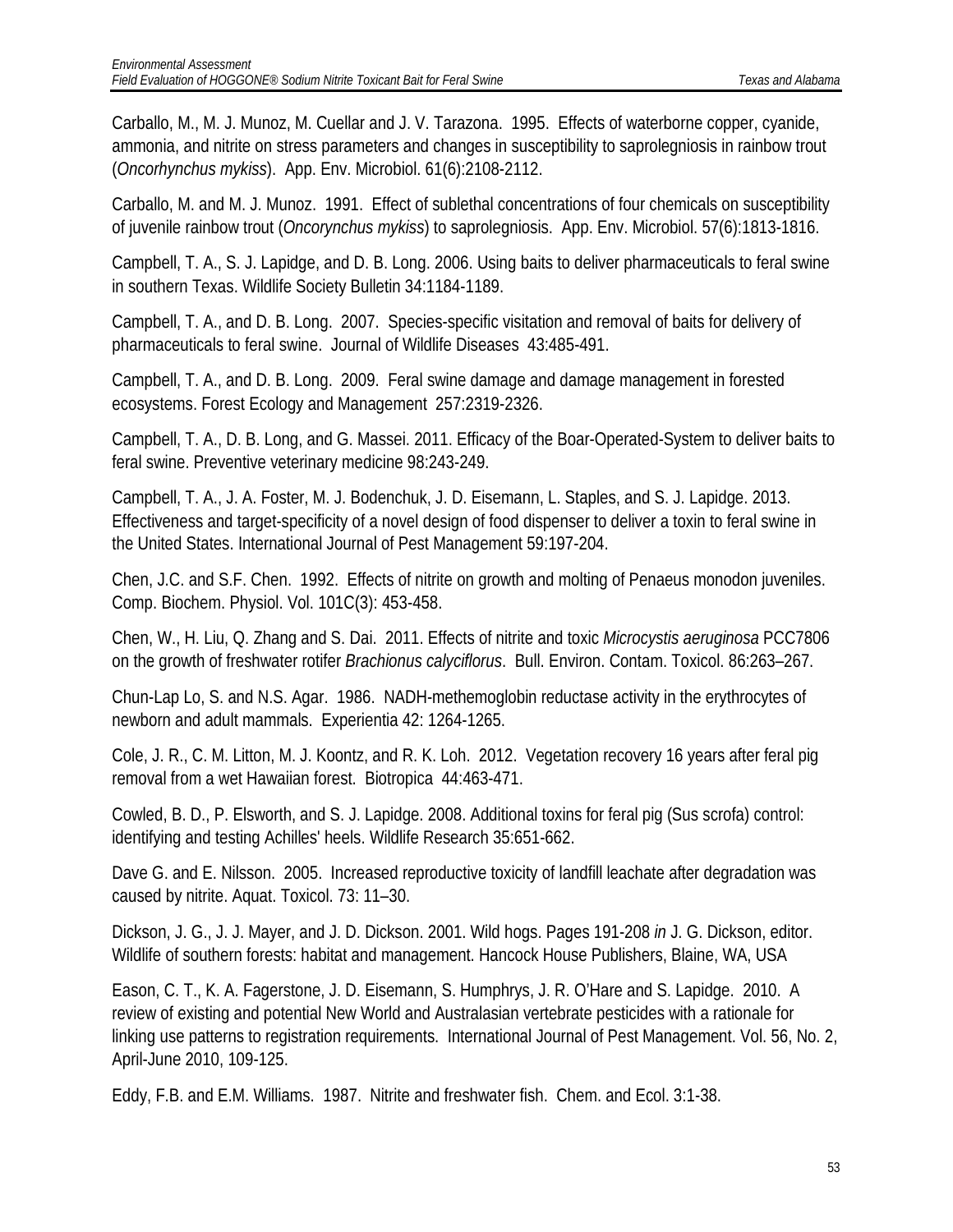Carballo, M., M. J. Munoz, M. Cuellar and J. V. Tarazona. 1995. Effects of waterborne copper, cyanide, ammonia, and nitrite on stress parameters and changes in susceptibility to saprolegniosis in rainbow trout (*Oncorhynchus mykiss*). App. Env. Microbiol. 61(6):2108-2112.

Carballo, M. and M. J. Munoz. 1991. Effect of sublethal concentrations of four chemicals on susceptibility of juvenile rainbow trout (*Oncorynchus mykiss*) to saprolegniosis. App. Env. Microbiol. 57(6):1813-1816.

Campbell, T. A., S. J. Lapidge, and D. B. Long. 2006. Using baits to deliver pharmaceuticals to feral swine in southern Texas. Wildlife Society Bulletin 34:1184-1189.

Campbell, T. A., and D. B. Long. 2007. Species-specific visitation and removal of baits for delivery of pharmaceuticals to feral swine. Journal of Wildlife Diseases 43:485-491.

Campbell, T. A., and D. B. Long. 2009. Feral swine damage and damage management in forested ecosystems. Forest Ecology and Management 257:2319-2326.

Campbell, T. A., D. B. Long, and G. Massei. 2011. Efficacy of the Boar-Operated-System to deliver baits to feral swine. Preventive veterinary medicine 98:243-249.

Campbell, T. A., J. A. Foster, M. J. Bodenchuk, J. D. Eisemann, L. Staples, and S. J. Lapidge. 2013. Effectiveness and target-specificity of a novel design of food dispenser to deliver a toxin to feral swine in the United States. International Journal of Pest Management 59:197-204.

Chen, J.C. and S.F. Chen. 1992. Effects of nitrite on growth and molting of Penaeus monodon juveniles. Comp. Biochem. Physiol. Vol. 101C(3): 453-458.

Chen, W., H. Liu, Q. Zhang and S. Dai. 2011. Effects of nitrite and toxic *Microcystis aeruginosa* PCC7806 on the growth of freshwater rotifer *Brachionus calyciflorus*. Bull. Environ. Contam. Toxicol. 86:263–267.

Chun-Lap Lo, S. and N.S. Agar. 1986. NADH-methemoglobin reductase activity in the erythrocytes of newborn and adult mammals. Experientia 42: 1264-1265.

Cole, J. R., C. M. Litton, M. J. Koontz, and R. K. Loh. 2012. Vegetation recovery 16 years after feral pig removal from a wet Hawaiian forest. Biotropica 44:463-471.

Cowled, B. D., P. Elsworth, and S. J. Lapidge. 2008. Additional toxins for feral pig (Sus scrofa) control: identifying and testing Achilles' heels. Wildlife Research 35:651-662.

Dave G. and E. Nilsson. 2005. Increased reproductive toxicity of landfill leachate after degradation was caused by nitrite. Aquat. Toxicol. 73: 11–30.

Dickson, J. G., J. J. Mayer, and J. D. Dickson. 2001. Wild hogs. Pages 191-208 *in* J. G. Dickson, editor. Wildlife of southern forests: habitat and management. Hancock House Publishers, Blaine, WA, USA

Eason, C. T., K. A. Fagerstone, J. D. Eisemann, S. Humphrys, J. R. O'Hare and S. Lapidge. 2010. A review of existing and potential New World and Australasian vertebrate pesticides with a rationale for linking use patterns to registration requirements. International Journal of Pest Management. Vol. 56, No. 2, April-June 2010, 109-125.

Eddy, F.B. and E.M. Williams. 1987. Nitrite and freshwater fish. Chem. and Ecol. 3:1-38.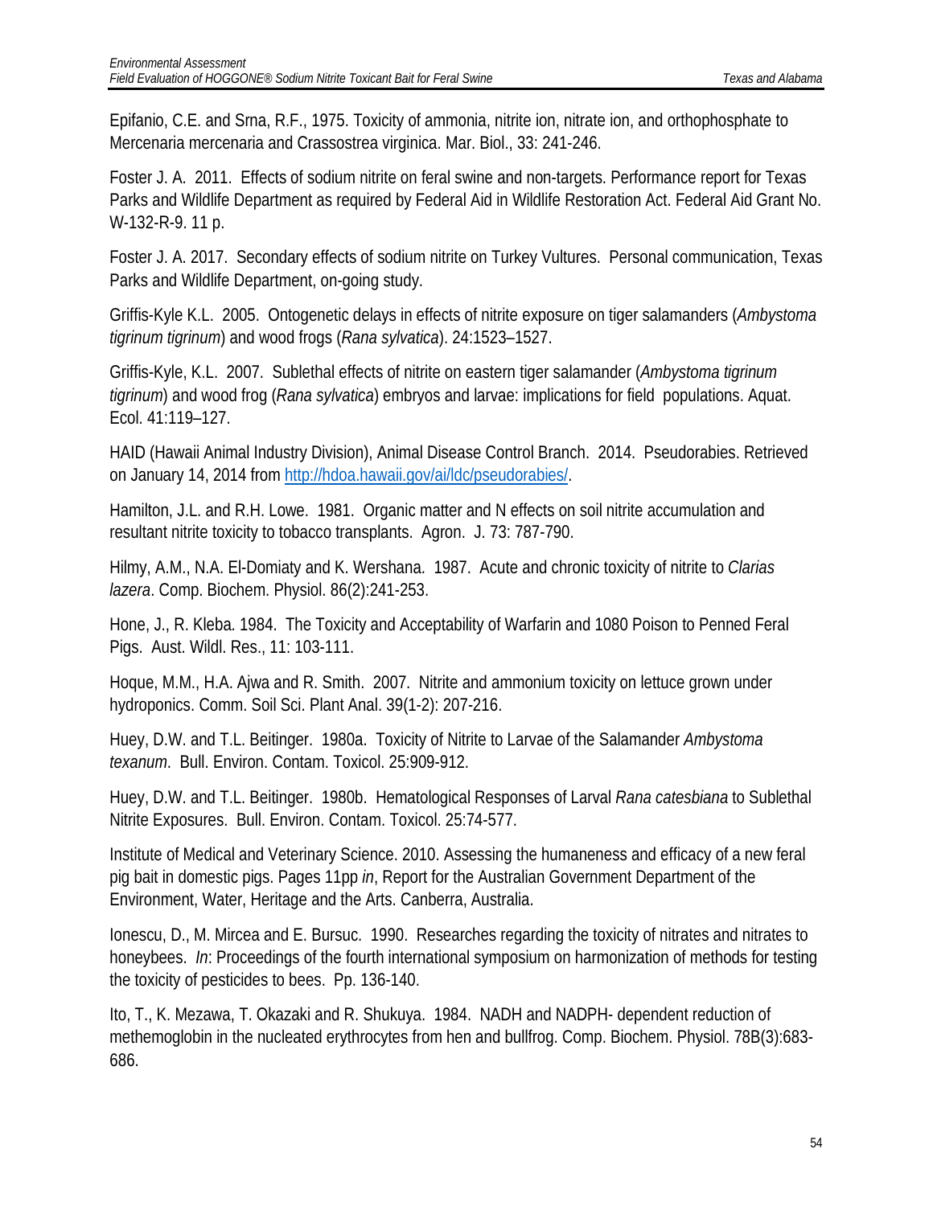Epifanio, C.E. and Srna, R.F., 1975. Toxicity of ammonia, nitrite ion, nitrate ion, and orthophosphate to Mercenaria mercenaria and Crassostrea virginica. Mar. Biol., 33: 241-246.

Foster J. A. 2011. Effects of sodium nitrite on feral swine and non-targets. Performance report for Texas Parks and Wildlife Department as required by Federal Aid in Wildlife Restoration Act. Federal Aid Grant No. W-132-R-9. 11 p.

Foster J. A. 2017. Secondary effects of sodium nitrite on Turkey Vultures. Personal communication, Texas Parks and Wildlife Department, on-going study.

Griffis-Kyle K.L. 2005. Ontogenetic delays in effects of nitrite exposure on tiger salamanders (*Ambystoma tigrinum tigrinum*) and wood frogs (*Rana sylvatica*). 24:1523–1527.

Griffis-Kyle, K.L. 2007. Sublethal effects of nitrite on eastern tiger salamander (*Ambystoma tigrinum tigrinum*) and wood frog (*Rana sylvatica*) embryos and larvae: implications for field populations. Aquat. Ecol. 41:119–127.

HAID (Hawaii Animal Industry Division), Animal Disease Control Branch. 2014. Pseudorabies. Retrieved on January 14, 2014 from http://hdoa.hawaii.gov/ai/ldc/pseudorabies/.

Hamilton, J.L. and R.H. Lowe. 1981. Organic matter and N effects on soil nitrite accumulation and resultant nitrite toxicity to tobacco transplants. Agron. J. 73: 787-790.

Hilmy, A.M., N.A. El-Domiaty and K. Wershana. 1987. Acute and chronic toxicity of nitrite to *Clarias lazera*. Comp. Biochem. Physiol. 86(2):241-253.

Hone, J., R. Kleba. 1984. The Toxicity and Acceptability of Warfarin and 1080 Poison to Penned Feral Pigs. Aust. Wildl. Res., 11: 103-111.

Hoque, M.M., H.A. Ajwa and R. Smith. 2007. Nitrite and ammonium toxicity on lettuce grown under hydroponics. Comm. Soil Sci. Plant Anal. 39(1-2): 207-216.

Huey, D.W. and T.L. Beitinger. 1980a. Toxicity of Nitrite to Larvae of the Salamander *Ambystoma texanum*. Bull. Environ. Contam. Toxicol. 25:909-912.

Huey, D.W. and T.L. Beitinger. 1980b. Hematological Responses of Larval *Rana catesbiana* to Sublethal Nitrite Exposures. Bull. Environ. Contam. Toxicol. 25:74-577.

Institute of Medical and Veterinary Science. 2010. Assessing the humaneness and efficacy of a new feral pig bait in domestic pigs. Pages 11pp *in*, Report for the Australian Government Department of the Environment, Water, Heritage and the Arts. Canberra, Australia.

Ionescu, D., M. Mircea and E. Bursuc. 1990. Researches regarding the toxicity of nitrates and nitrates to honeybees. *In*: Proceedings of the fourth international symposium on harmonization of methods for testing the toxicity of pesticides to bees. Pp. 136-140.

Ito, T., K. Mezawa, T. Okazaki and R. Shukuya. 1984. NADH and NADPH- dependent reduction of methemoglobin in the nucleated erythrocytes from hen and bullfrog. Comp. Biochem. Physiol. 78B(3):683-686.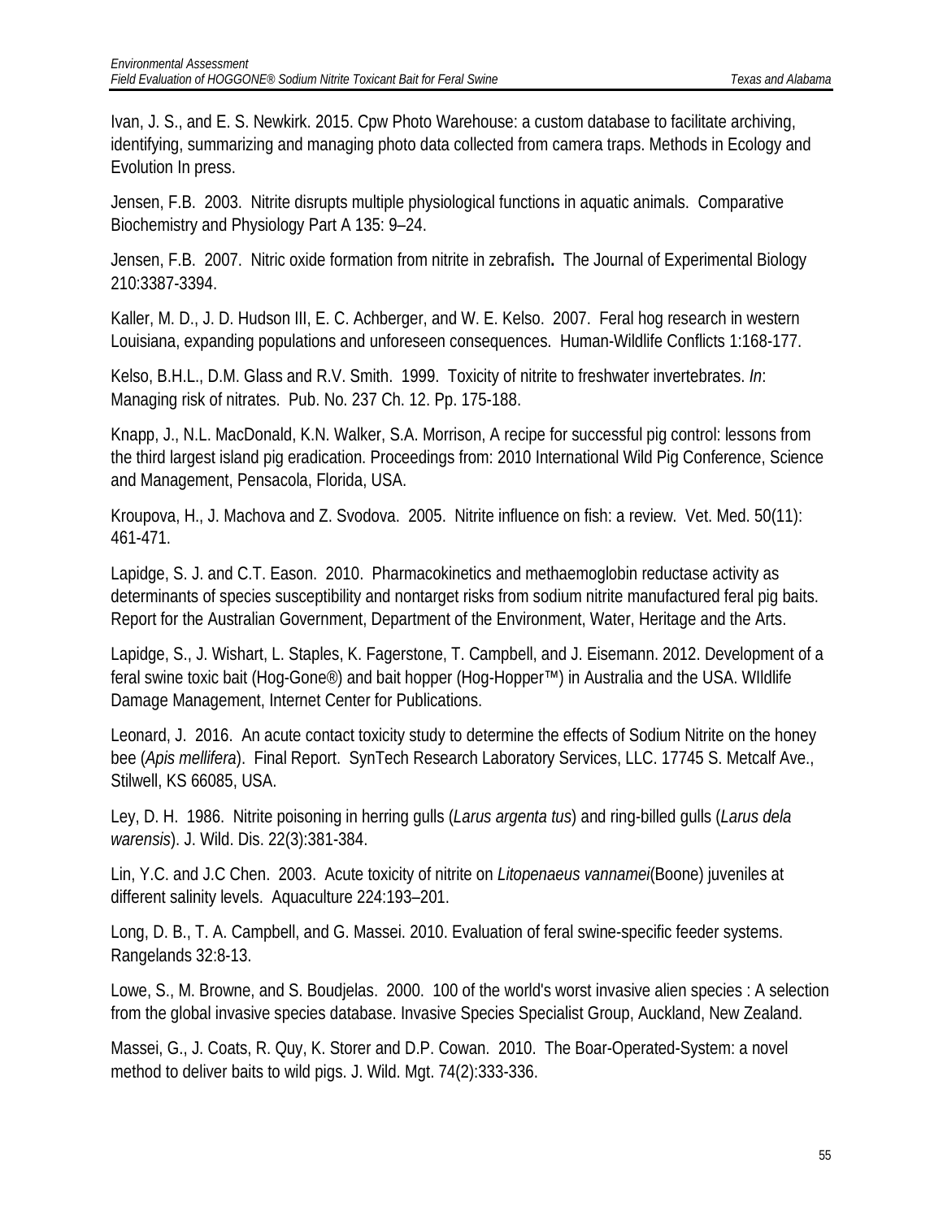Ivan, J. S., and E. S. Newkirk. 2015. Cpw Photo Warehouse: a custom database to facilitate archiving, identifying, summarizing and managing photo data collected from camera traps. Methods in Ecology and Evolution In press.

Jensen, F.B. 2003. Nitrite disrupts multiple physiological functions in aquatic animals. Comparative Biochemistry and Physiology Part A 135: 9–24.

Jensen, F.B. 2007. Nitric oxide formation from nitrite in zebrafish**.** The Journal of Experimental Biology 210:3387-3394.

Kaller, M. D., J. D. Hudson III, E. C. Achberger, and W. E. Kelso. 2007. Feral hog research in western Louisiana, expanding populations and unforeseen consequences. Human-Wildlife Conflicts 1:168-177.

Kelso, B.H.L., D.M. Glass and R.V. Smith. 1999. Toxicity of nitrite to freshwater invertebrates. *In*: Managing risk of nitrates. Pub. No. 237 Ch. 12. Pp. 175-188.

Knapp, J., N.L. MacDonald, K.N. Walker, S.A. Morrison, A recipe for successful pig control: lessons from the third largest island pig eradication. Proceedings from: 2010 International Wild Pig Conference, Science and Management, Pensacola, Florida, USA.

Kroupova, H., J. Machova and Z. Svodova. 2005. Nitrite influence on fish: a review. Vet. Med. 50(11): 461-471.

Lapidge, S. J. and C.T. Eason. 2010. Pharmacokinetics and methaemoglobin reductase activity as determinants of species susceptibility and nontarget risks from sodium nitrite manufactured feral pig baits. Report for the Australian Government, Department of the Environment, Water, Heritage and the Arts.

Lapidge, S., J. Wishart, L. Staples, K. Fagerstone, T. Campbell, and J. Eisemann. 2012. Development of a feral swine toxic bait (Hog-Gone®) and bait hopper (Hog-Hopper™) in Australia and the USA. WIldlife Damage Management, Internet Center for Publications.

Leonard, J. 2016. An acute contact toxicity study to determine the effects of Sodium Nitrite on the honey bee (*Apis mellifera*). Final Report. SynTech Research Laboratory Services, LLC. 17745 S. Metcalf Ave., Stilwell, KS 66085, USA.

Ley, D. H. 1986. Nitrite poisoning in herring gulls (*Larus argenta tus*) and ring-billed gulls (*Larus dela warensis*). J. Wild. Dis. 22(3):381-384.

Lin, Y.C. and J.C Chen. 2003. Acute toxicity of nitrite on *Litopenaeus vannamei*(Boone) juveniles at different salinity levels. Aquaculture 224:193–201.

Long, D. B., T. A. Campbell, and G. Massei. 2010. Evaluation of feral swine-specific feeder systems. Rangelands 32:8-13.

Lowe, S., M. Browne, and S. Boudjelas. 2000. 100 of the world's worst invasive alien species : A selection from the global invasive species database. Invasive Species Specialist Group, Auckland, New Zealand.

Massei, G., J. Coats, R. Quy, K. Storer and D.P. Cowan. 2010. The Boar-Operated-System: a novel method to deliver baits to wild pigs. J. Wild. Mgt. 74(2):333-336.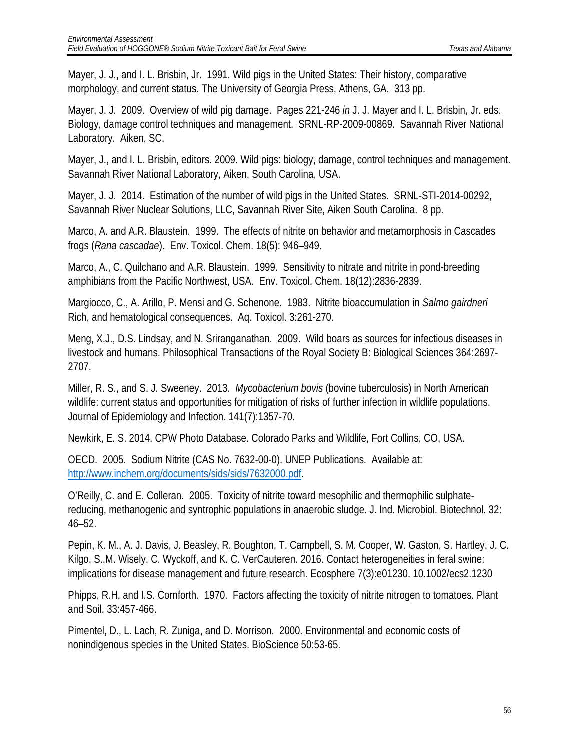Mayer, J. J., and I. L. Brisbin, Jr. 1991. Wild pigs in the United States: Their history, comparative morphology, and current status. The University of Georgia Press, Athens, GA. 313 pp.

Mayer, J. J. 2009. Overview of wild pig damage. Pages 221-246 *in* J. J. Mayer and I. L. Brisbin, Jr. eds. Biology, damage control techniques and management. SRNL-RP-2009-00869. Savannah River National Laboratory. Aiken, SC.

Mayer, J., and I. L. Brisbin, editors. 2009. Wild pigs: biology, damage, control techniques and management. Savannah River National Laboratory, Aiken, South Carolina, USA.

Mayer, J. J. 2014. Estimation of the number of wild pigs in the United States. SRNL-STI-2014-00292, Savannah River Nuclear Solutions, LLC, Savannah River Site, Aiken South Carolina. 8 pp.

Marco, A. and A.R. Blaustein. 1999. The effects of nitrite on behavior and metamorphosis in Cascades frogs (*Rana cascadae*). Env. Toxicol. Chem. 18(5): 946–949.

Marco, A., C. Quilchano and A.R. Blaustein. 1999. Sensitivity to nitrate and nitrite in pond-breeding amphibians from the Pacific Northwest, USA. Env. Toxicol. Chem. 18(12):2836-2839.

Margiocco, C., A. Arillo, P. Mensi and G. Schenone. 1983. Nitrite bioaccumulation in *Salmo gairdneri* Rich, and hematological consequences. Aq. Toxicol. 3:261-270.

Meng, X.J., D.S. Lindsay, and N. Sriranganathan. 2009. Wild boars as sources for infectious diseases in livestock and humans. Philosophical Transactions of the Royal Society B: Biological Sciences 364:2697-2707.

Miller, R. S., and S. J. Sweeney. 2013. *Mycobacterium bovis* (bovine tuberculosis) in North American wildlife: current status and opportunities for mitigation of risks of further infection in wildlife populations. Journal of Epidemiology and Infection. 141(7):1357-70.

Newkirk, E. S. 2014. CPW Photo Database. Colorado Parks and Wildlife, Fort Collins, CO, USA.

OECD. 2005. Sodium Nitrite (CAS No. 7632-00-0). UNEP Publications. Available at: http://www.inchem.org/documents/sids/sids/7632000.pdf.

O'Reilly, C. and E. Colleran. 2005. Toxicity of nitrite toward mesophilic and thermophilic sulphate-reducing, methanogenic and syntrophic populations in anaerobic sludge. J. Ind. Microbiol. Biotechnol. 32: 46–52.

Pepin, K. M., A. J. Davis, J. Beasley, R. Boughton, T. Campbell, S. M. Cooper, W. Gaston, S. Hartley, J. C. Kilgo, S.,M. Wisely, C. Wyckoff, and K. C. VerCauteren. 2016. Contact heterogeneities in feral swine: implications for disease management and future research. Ecosphere 7(3):e01230. 10.1002/ecs2.1230

Phipps, R.H. and I.S. Cornforth. 1970. Factors affecting the toxicity of nitrite nitrogen to tomatoes. Plant and Soil. 33:457-466.

Pimentel, D., L. Lach, R. Zuniga, and D. Morrison. 2000. Environmental and economic costs of nonindigenous species in the United States. BioScience 50:53-65.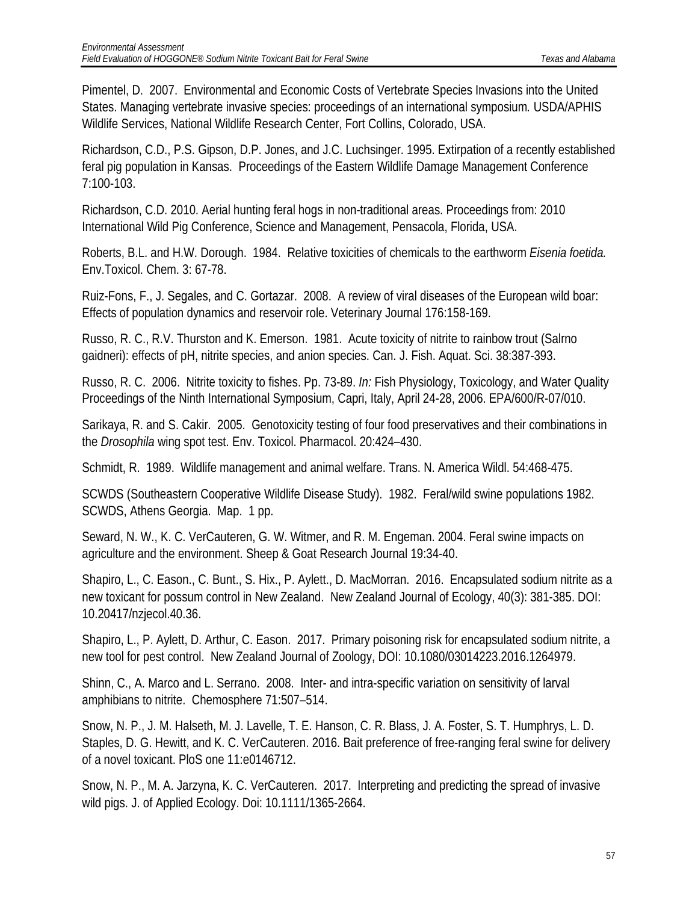Pimentel, D. 2007. Environmental and Economic Costs of Vertebrate Species Invasions into the United States. Managing vertebrate invasive species: proceedings of an international symposium*.* USDA/APHIS Wildlife Services, National Wildlife Research Center, Fort Collins, Colorado, USA.

Richardson, C.D., P.S. Gipson, D.P. Jones, and J.C. Luchsinger. 1995. Extirpation of a recently established feral pig population in Kansas. Proceedings of the Eastern Wildlife Damage Management Conference 7:100-103.

Richardson, C.D. 2010. Aerial hunting feral hogs in non-traditional areas. Proceedings from: 2010 International Wild Pig Conference, Science and Management, Pensacola, Florida, USA.

Roberts, B.L. and H.W. Dorough. 1984. Relative toxicities of chemicals to the earthworm *Eisenia foetida.* Env.Toxicol. Chem. 3: 67-78.

Ruiz-Fons, F., J. Segales, and C. Gortazar. 2008. A review of viral diseases of the European wild boar: Effects of population dynamics and reservoir role. Veterinary Journal 176:158-169.

Russo, R. C., R.V. Thurston and K. Emerson. 1981. Acute toxicity of nitrite to rainbow trout (Salrno gaidneri): effects of pH, nitrite species, and anion species. Can. J. Fish. Aquat. Sci. 38:387-393.

Russo, R. C. 2006. Nitrite toxicity to fishes. Pp. 73-89. *In:* Fish Physiology, Toxicology, and Water Quality Proceedings of the Ninth International Symposium, Capri, Italy, April 24-28, 2006. EPA/600/R-07/010.

Sarikaya, R. and S. Cakir. 2005. Genotoxicity testing of four food preservatives and their combinations in the *Drosophila* wing spot test. Env. Toxicol. Pharmacol. 20:424–430.

Schmidt, R. 1989. Wildlife management and animal welfare. Trans. N. America Wildl. 54:468-475.

SCWDS (Southeastern Cooperative Wildlife Disease Study). 1982. Feral/wild swine populations 1982. SCWDS, Athens Georgia. Map. 1 pp.

Seward, N. W., K. C. VerCauteren, G. W. Witmer, and R. M. Engeman. 2004. Feral swine impacts on agriculture and the environment. Sheep & Goat Research Journal 19:34-40.

Shapiro, L., C. Eason., C. Bunt., S. Hix., P. Aylett., D. MacMorran. 2016. Encapsulated sodium nitrite as a new toxicant for possum control in New Zealand. New Zealand Journal of Ecology, 40(3): 381-385. DOI: 10.20417/nzjecol.40.36.

Shapiro, L., P. Aylett, D. Arthur, C. Eason. 2017. Primary poisoning risk for encapsulated sodium nitrite, a new tool for pest control. New Zealand Journal of Zoology, DOI: 10.1080/03014223.2016.1264979.

Shinn, C., A. Marco and L. Serrano. 2008. Inter- and intra-specific variation on sensitivity of larval amphibians to nitrite. Chemosphere 71:507–514.

Snow, N. P., J. M. Halseth, M. J. Lavelle, T. E. Hanson, C. R. Blass, J. A. Foster, S. T. Humphrys, L. D. Staples, D. G. Hewitt, and K. C. VerCauteren. 2016. Bait preference of free-ranging feral swine for delivery of a novel toxicant. PloS one 11:e0146712.

Snow, N. P., M. A. Jarzyna, K. C. VerCauteren. 2017. Interpreting and predicting the spread of invasive wild pigs. J. of Applied Ecology. Doi: 10.1111/1365-2664.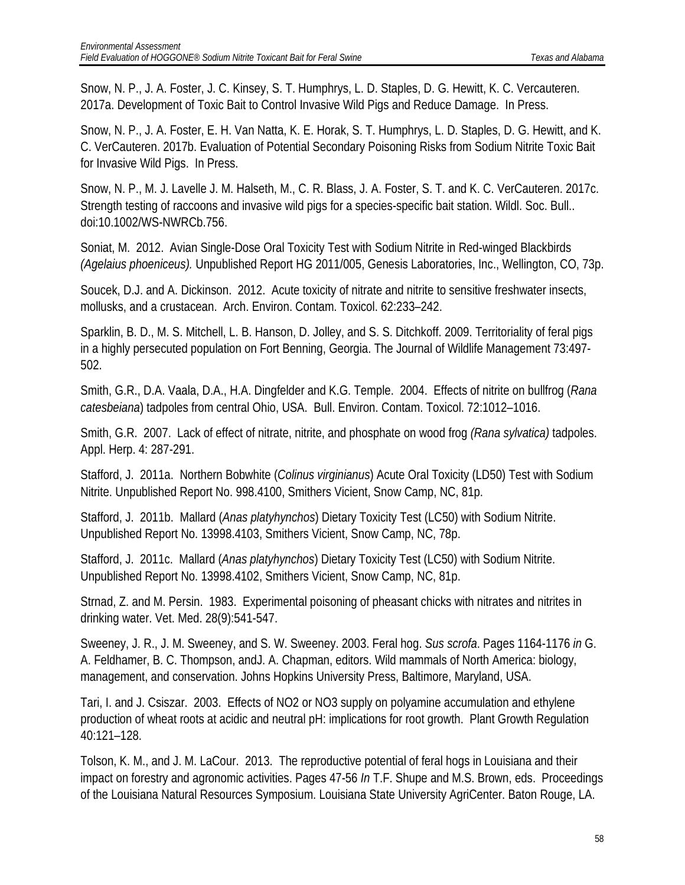Snow, N. P., J. A. Foster, J. C. Kinsey, S. T. Humphrys, L. D. Staples, D. G. Hewitt, K. C. Vercauteren. 2017a. Development of Toxic Bait to Control Invasive Wild Pigs and Reduce Damage. In Press.

Snow, N. P., J. A. Foster, E. H. Van Natta, K. E. Horak, S. T. Humphrys, L. D. Staples, D. G. Hewitt, and K. C. VerCauteren. 2017b. Evaluation of Potential Secondary Poisoning Risks from Sodium Nitrite Toxic Bait for Invasive Wild Pigs. In Press.

Snow, N. P., M. J. Lavelle J. M. Halseth, M., C. R. Blass, J. A. Foster, S. T. and K. C. VerCauteren. 2017c. Strength testing of raccoons and invasive wild pigs for a species-specific bait station. Wildl. Soc. Bull.. doi:10.1002/WS-NWRCb.756.

Soniat, M. 2012. Avian Single-Dose Oral Toxicity Test with Sodium Nitrite in Red-winged Blackbirds *(Agelaius phoeniceus).* Unpublished Report HG 2011/005, Genesis Laboratories, Inc., Wellington, CO, 73p.

Soucek, D.J. and A. Dickinson. 2012. Acute toxicity of nitrate and nitrite to sensitive freshwater insects, mollusks, and a crustacean. Arch. Environ. Contam. Toxicol. 62:233–242.

Sparklin, B. D., M. S. Mitchell, L. B. Hanson, D. Jolley, and S. S. Ditchkoff. 2009. Territoriality of feral pigs in a highly persecuted population on Fort Benning, Georgia. The Journal of Wildlife Management 73:497-502.

Smith, G.R., D.A. Vaala, D.A., H.A. Dingfelder and K.G. Temple. 2004. Effects of nitrite on bullfrog (*Rana catesbeiana*) tadpoles from central Ohio, USA. Bull. Environ. Contam. Toxicol. 72:1012–1016.

Smith, G.R. 2007. Lack of effect of nitrate, nitrite, and phosphate on wood frog *(Rana sylvatica)* tadpoles. Appl. Herp. 4: 287-291.

Stafford, J. 2011a. Northern Bobwhite (*Colinus virginianus*) Acute Oral Toxicity (LD50) Test with Sodium Nitrite. Unpublished Report No. 998.4100, Smithers Vicient, Snow Camp, NC, 81p.

Stafford, J. 2011b. Mallard (*Anas platyhynchos*) Dietary Toxicity Test (LC50) with Sodium Nitrite. Unpublished Report No. 13998.4103, Smithers Vicient, Snow Camp, NC, 78p.

Stafford, J. 2011c. Mallard (*Anas platyhynchos*) Dietary Toxicity Test (LC50) with Sodium Nitrite. Unpublished Report No. 13998.4102, Smithers Vicient, Snow Camp, NC, 81p.

Strnad, Z. and M. Persin. 1983. Experimental poisoning of pheasant chicks with nitrates and nitrites in drinking water. Vet. Med. 28(9):541-547.

Sweeney, J. R., J. M. Sweeney, and S. W. Sweeney. 2003. Feral hog. *Sus scrofa*. Pages 1164-1176 *in* G. A. Feldhamer, B. C. Thompson, andJ. A. Chapman, editors. Wild mammals of North America: biology, management, and conservation. Johns Hopkins University Press, Baltimore, Maryland, USA.

Tari, I. and J. Csiszar. 2003. Effects of NO2 or NO3 supply on polyamine accumulation and ethylene production of wheat roots at acidic and neutral pH: implications for root growth. Plant Growth Regulation 40:121–128.

Tolson, K. M., and J. M. LaCour. 2013. The reproductive potential of feral hogs in Louisiana and their impact on forestry and agronomic activities. Pages 47-56 *In* T.F. Shupe and M.S. Brown, eds. Proceedings of the Louisiana Natural Resources Symposium. Louisiana State University AgriCenter. Baton Rouge, LA.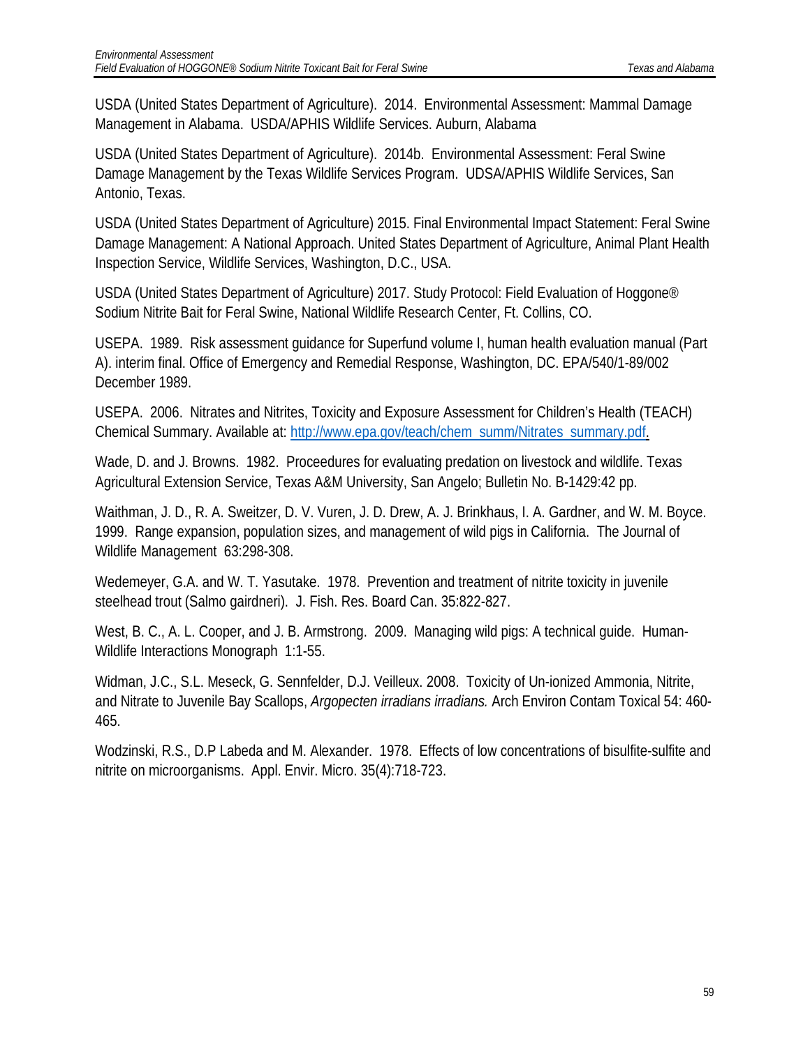USDA (United States Department of Agriculture). 2014. Environmental Assessment: Mammal Damage Management in Alabama. USDA/APHIS Wildlife Services. Auburn, Alabama

USDA (United States Department of Agriculture). 2014b. Environmental Assessment: Feral Swine Damage Management by the Texas Wildlife Services Program. UDSA/APHIS Wildlife Services, San Antonio, Texas.

USDA (United States Department of Agriculture) 2015. Final Environmental Impact Statement: Feral Swine Damage Management: A National Approach. United States Department of Agriculture, Animal Plant Health Inspection Service, Wildlife Services, Washington, D.C., USA.

USDA (United States Department of Agriculture) 2017. Study Protocol: Field Evaluation of Hoggone® Sodium Nitrite Bait for Feral Swine, National Wildlife Research Center, Ft. Collins, CO.

USEPA. 1989. Risk assessment guidance for Superfund volume I, human health evaluation manual (Part A). interim final. Office of Emergency and Remedial Response, Washington, DC. EPA/540/1-89/002 December 1989.

USEPA. 2006. Nitrates and Nitrites, Toxicity and Exposure Assessment for Children's Health (TEACH) Chemical Summary. Available at: [http://www.epa.gov/teach/chem_summ/Nitrates_summary.pdf](http://www.epa.gov/teach/chem_summ/Nitrates_summary.pdf).

Wade, D. and J. Browns. 1982. Proceedures for evaluating predation on livestock and wildlife. Texas Agricultural Extension Service, Texas A&M University, San Angelo; Bulletin No. B-1429:42 pp.

Waithman, J. D., R. A. Sweitzer, D. V. Vuren, J. D. Drew, A. J. Brinkhaus, I. A. Gardner, and W. M. Boyce. 1999. Range expansion, population sizes, and management of wild pigs in California. The Journal of Wildlife Management 63:298-308.

Wedemeyer, G.A. and W. T. Yasutake. 1978. Prevention and treatment of nitrite toxicity in juvenile steelhead trout (Salmo gairdneri). J. Fish. Res. Board Can. 35:822-827.

West, B. C., A. L. Cooper, and J. B. Armstrong. 2009. Managing wild pigs: A technical guide. Human-Wildlife Interactions Monograph 1:1-55.

Widman, J.C., S.L. Meseck, G. Sennfelder, D.J. Veilleux. 2008. Toxicity of Un-ionized Ammonia, Nitrite, and Nitrate to Juvenile Bay Scallops, *Argopecten irradians irradians.* Arch Environ Contam Toxical 54: 460-465.

Wodzinski, R.S., D.P Labeda and M. Alexander. 1978. Effects of low concentrations of bisulfite-sulfite and nitrite on microorganisms. Appl. Envir. Micro. 35(4):718-723.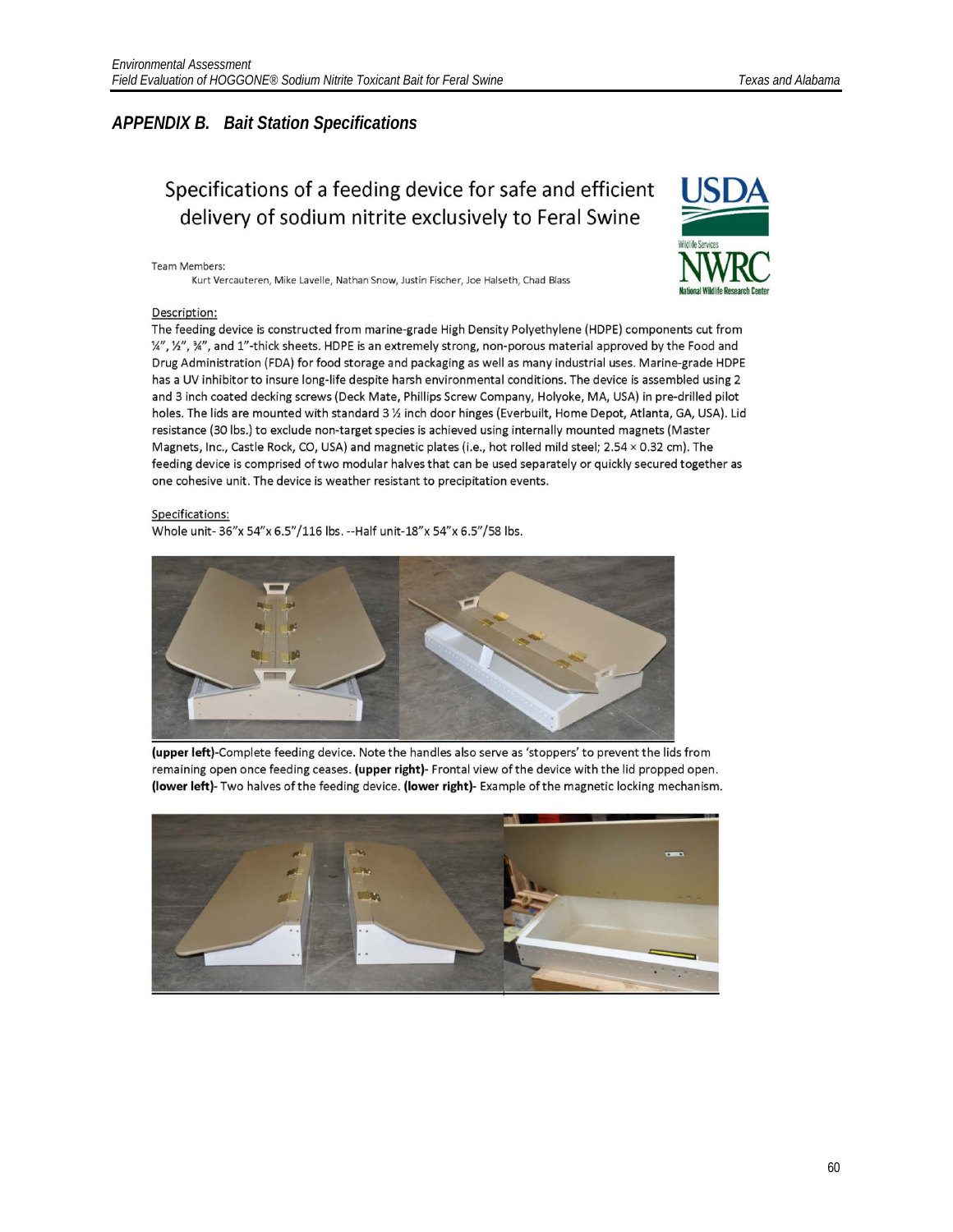## APPENDIX B. Bait Station Specifications

### Specifications of a feeding device for safe and efficient delivery of sodium nitrite exclusively to Feral Swine

Team Members:

Kurt Vercauteren, Mike Lavelle, Nathan Snow, Justin Fischer, Joe Halseth, Chad Blass

Description:

The feeding device is constructed from marine-grade High Density Polyethylene (HDPE) components cut from ¼", ½", ¾", and 1"-thick sheets. HDPE is an extremely strong, non-porous material approved by the Food and Drug Administration (FDA) for food storage and packaging as well as many industrial uses. Marine-grade HDPE has a UV inhibitor to insure long-life despite harsh environmental conditions. The device is assembled using 2 and 3 inch coated decking screws (Deck Mate, Phillips Screw Company, Holyoke, MA, USA) in pre-drilled pilot holes. The lids are mounted with standard 3 ½ inch door hinges (Everbuilt, Home Depot, Atlanta, GA, USA). Lid resistance (30 lbs.) to exclude non-target species is achieved using internally mounted magnets (Master Magnets, Inc., Castle Rock, CO, USA) and magnetic plates (i.e., hot rolled mild steel; 2.54 × 0.32 cm). The feeding device is comprised of two modular halves that can be used separately or quickly secured together as one cohesive unit. The device is weather resistant to precipitation events.

Specifications:

Whole unit- 36"x 54"x 6.5"/116 lbs. --Half unit-18"x 54"x 6.5"/58 lbs.

**(upper left)**-Complete feeding device. Note the handles also serve as 'stoppers' to prevent the lids from remaining open once feeding ceases. **(upper right)**- Frontal view of the device with the lid propped open. **(lower left)**- Two halves of the feeding device. **(lower right)**- Example of the magnetic locking mechanism.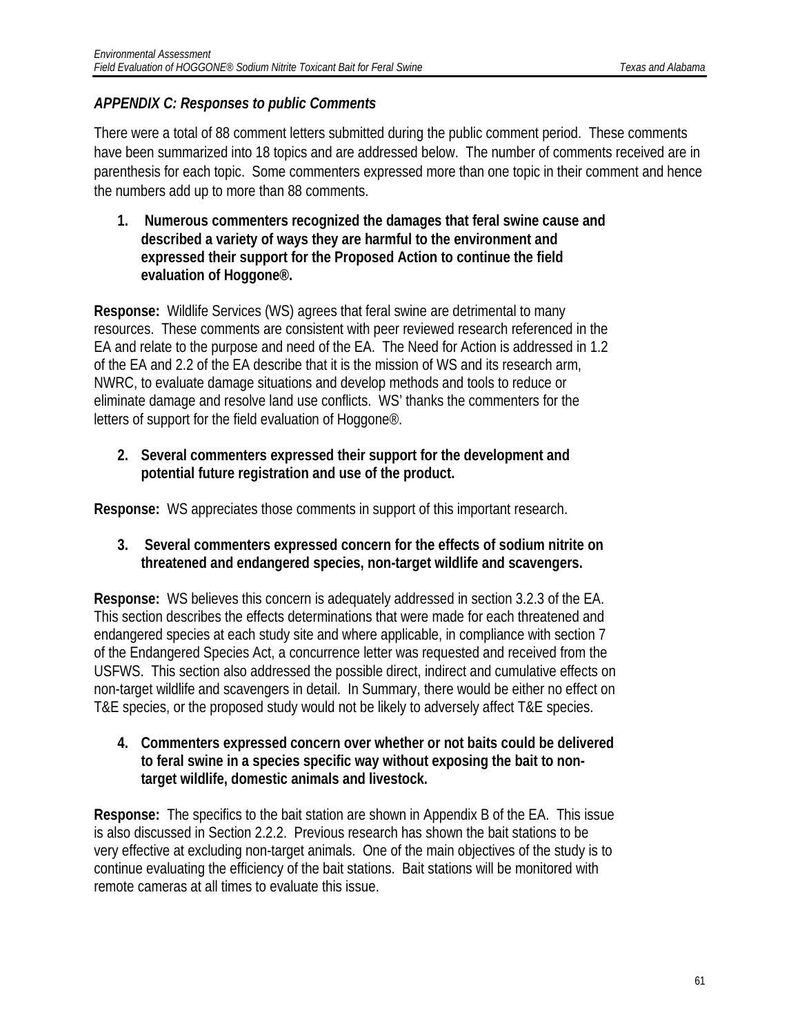## *APPENDIX C: Responses to public Comments*

There were a total of 88 comment letters submitted during the public comment period. These comments have been summarized into 18 topics and are addressed below. The number of comments received are in parenthesis for each topic. Some commenters expressed more than one topic in their comment and hence the numbers add up to more than 88 comments.

1. **Numerous commenters recognized the damages that feral swine cause and described a variety of ways they are harmful to the environment and expressed their support for the Proposed Action to continue the field evaluation of Hoggone®.**

**Response:** Wildlife Services (WS) agrees that feral swine are detrimental to many resources. These comments are consistent with peer reviewed research referenced in the EA and relate to the purpose and need of the EA. The Need for Action is addressed in 1.2 of the EA and 2.2 of the EA describe that it is the mission of WS and its research arm, NWRC, to evaluate damage situations and develop methods and tools to reduce or eliminate damage and resolve land use conflicts. WS' thanks the commenters for the letters of support for the field evaluation of Hoggone®.

2. **Several commenters expressed their support for the development and potential future registration and use of the product.**

**Response:** WS appreciates those comments in support of this important research.

3. **Several commenters expressed concern for the effects of sodium nitrite on threatened and endangered species, non-target wildlife and scavengers.**

**Response:** WS believes this concern is adequately addressed in section 3.2.3 of the EA. This section describes the effects determinations that were made for each threatened and endangered species at each study site and where applicable, in compliance with section 7 of the Endangered Species Act, a concurrence letter was requested and received from the USFWS. This section also addressed the possible direct, indirect and cumulative effects on non-target wildlife and scavengers in detail. In Summary, there would be either no effect on T&E species, or the proposed study would not be likely to adversely affect T&E species.

4. **Commenters expressed concern over whether or not baits could be delivered to feral swine in a species specific way without exposing the bait to non-target wildlife, domestic animals and livestock.**

**Response:** The specifics to the bait station are shown in Appendix B of the EA. This issue is also discussed in Section 2.2.2. Previous research has shown the bait stations to be very effective at excluding non-target animals. One of the main objectives of the study is to continue evaluating the efficiency of the bait stations. Bait stations will be monitored with remote cameras at all times to evaluate this issue.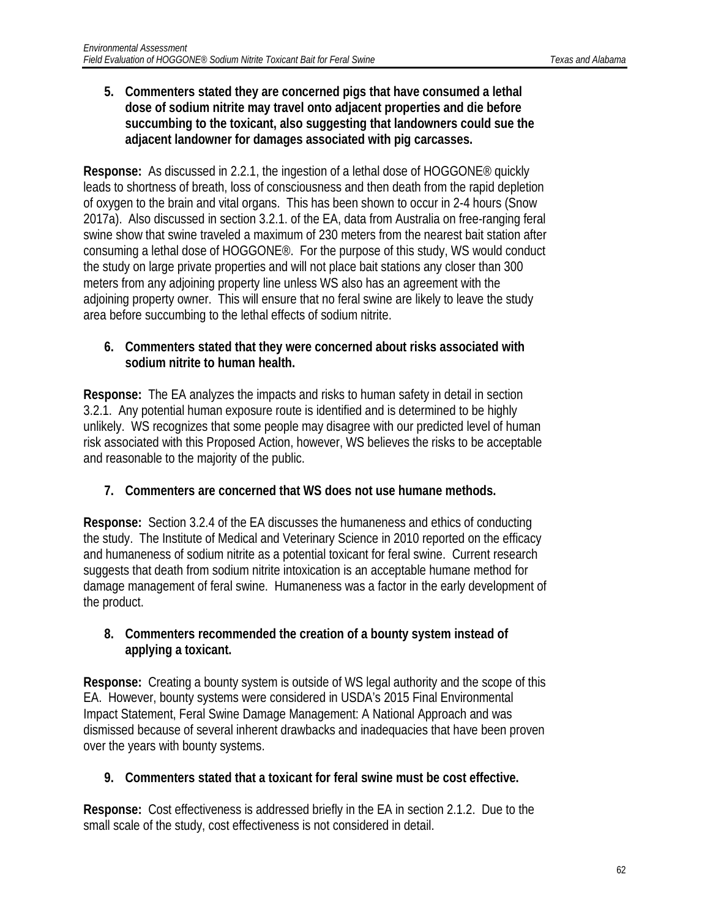5. **Commenters stated they are concerned pigs that have consumed a lethal dose of sodium nitrite may travel onto adjacent properties and die before succumbing to the toxicant, also suggesting that landowners could sue the adjacent landowner for damages associated with pig carcasses.**

**Response:** As discussed in 2.2.1, the ingestion of a lethal dose of HOGGONE® quickly leads to shortness of breath, loss of consciousness and then death from the rapid depletion of oxygen to the brain and vital organs. This has been shown to occur in 2-4 hours (Snow 2017a). Also discussed in section 3.2.1. of the EA, data from Australia on free-ranging feral swine show that swine traveled a maximum of 230 meters from the nearest bait station after consuming a lethal dose of HOGGONE®. For the purpose of this study, WS would conduct the study on large private properties and will not place bait stations any closer than 300 meters from any adjoining property line unless WS also has an agreement with the adjoining property owner. This will ensure that no feral swine are likely to leave the study area before succumbing to the lethal effects of sodium nitrite.

6. **Commenters stated that they were concerned about risks associated with sodium nitrite to human health.**

**Response:** The EA analyzes the impacts and risks to human safety in detail in section 3.2.1. Any potential human exposure route is identified and is determined to be highly unlikely. WS recognizes that some people may disagree with our predicted level of human risk associated with this Proposed Action, however, WS believes the risks to be acceptable and reasonable to the majority of the public.

7. **Commenters are concerned that WS does not use humane methods.**

**Response:** Section 3.2.4 of the EA discusses the humaneness and ethics of conducting the study. The Institute of Medical and Veterinary Science in 2010 reported on the efficacy and humaneness of sodium nitrite as a potential toxicant for feral swine. Current research suggests that death from sodium nitrite intoxication is an acceptable humane method for damage management of feral swine. Humaneness was a factor in the early development of the product.

8. **Commenters recommended the creation of a bounty system instead of applying a toxicant.**

**Response:** Creating a bounty system is outside of WS legal authority and the scope of this EA. However, bounty systems were considered in USDA's 2015 Final Environmental Impact Statement, Feral Swine Damage Management: A National Approach and was dismissed because of several inherent drawbacks and inadequacies that have been proven over the years with bounty systems.

9. **Commenters stated that a toxicant for feral swine must be cost effective.**

**Response:** Cost effectiveness is addressed briefly in the EA in section 2.1.2. Due to the small scale of the study, cost effectiveness is not considered in detail.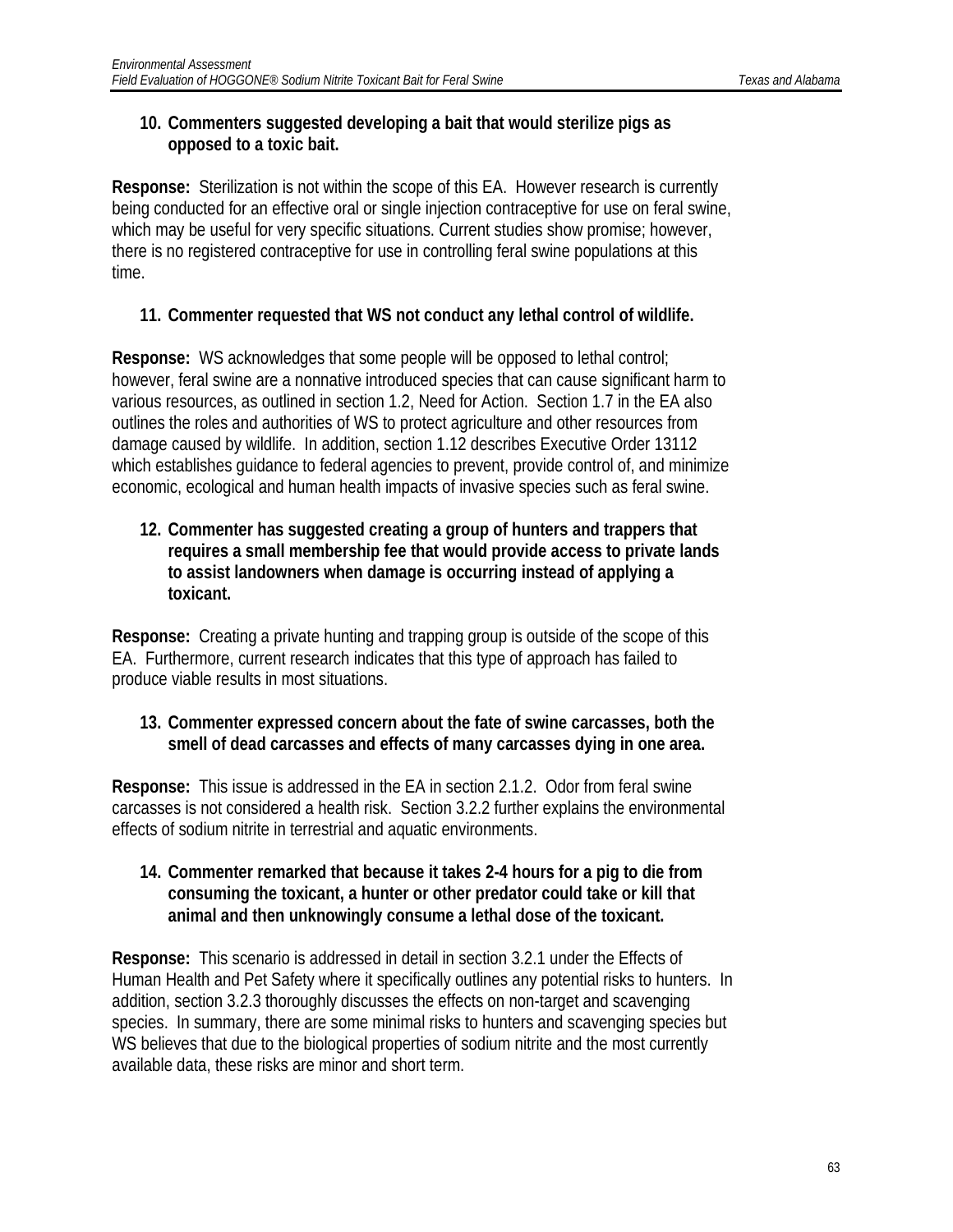10. **Commenters suggested developing a bait that would sterilize pigs as opposed to a toxic bait.**

**Response:** Sterilization is not within the scope of this EA. However research is currently being conducted for an effective oral or single injection contraceptive for use on feral swine, which may be useful for very specific situations. Current studies show promise; however, there is no registered contraceptive for use in controlling feral swine populations at this time.

11. **Commenter requested that WS not conduct any lethal control of wildlife.**

**Response:** WS acknowledges that some people will be opposed to lethal control; however, feral swine are a nonnative introduced species that can cause significant harm to various resources, as outlined in section 1.2, Need for Action. Section 1.7 in the EA also outlines the roles and authorities of WS to protect agriculture and other resources from damage caused by wildlife. In addition, section 1.12 describes Executive Order 13112 which establishes guidance to federal agencies to prevent, provide control of, and minimize economic, ecological and human health impacts of invasive species such as feral swine.

12. **Commenter has suggested creating a group of hunters and trappers that requires a small membership fee that would provide access to private lands to assist landowners when damage is occurring instead of applying a toxicant.**

**Response:** Creating a private hunting and trapping group is outside of the scope of this EA. Furthermore, current research indicates that this type of approach has failed to produce viable results in most situations.

13. **Commenter expressed concern about the fate of swine carcasses, both the smell of dead carcasses and effects of many carcasses dying in one area.**

**Response:** This issue is addressed in the EA in section 2.1.2. Odor from feral swine carcasses is not considered a health risk. Section 3.2.2 further explains the environmental effects of sodium nitrite in terrestrial and aquatic environments.

14. **Commenter remarked that because it takes 2-4 hours for a pig to die from consuming the toxicant, a hunter or other predator could take or kill that animal and then unknowingly consume a lethal dose of the toxicant.**

**Response:** This scenario is addressed in detail in section 3.2.1 under the Effects of Human Health and Pet Safety where it specifically outlines any potential risks to hunters. In addition, section 3.2.3 thoroughly discusses the effects on non-target and scavenging species. In summary, there are some minimal risks to hunters and scavenging species but WS believes that due to the biological properties of sodium nitrite and the most currently available data, these risks are minor and short term.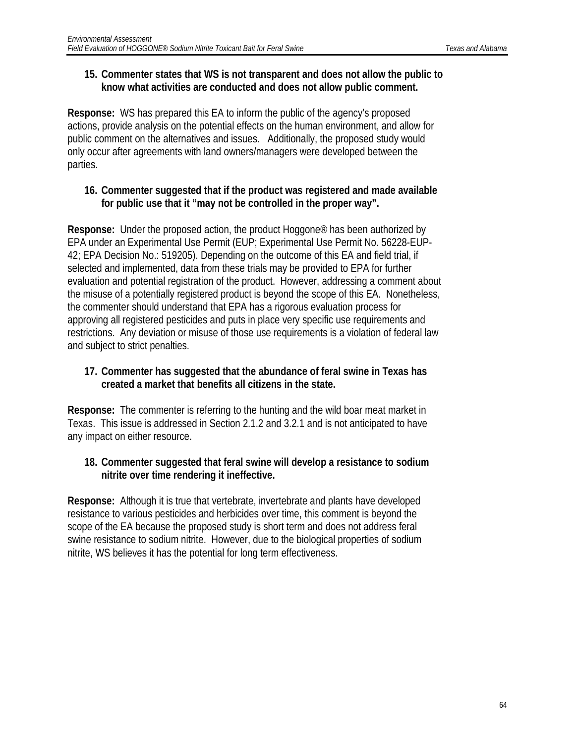**15. Commenter states that WS is not transparent and does not allow the public to know what activities are conducted and does not allow public comment.**

**Response:** WS has prepared this EA to inform the public of the agency's proposed actions, provide analysis on the potential effects on the human environment, and allow for public comment on the alternatives and issues. Additionally, the proposed study would only occur after agreements with land owners/managers were developed between the parties.

**16. Commenter suggested that if the product was registered and made available for public use that it "may not be controlled in the proper way".**

**Response:** Under the proposed action, the product Hoggone® has been authorized by EPA under an Experimental Use Permit (EUP; Experimental Use Permit No. 56228-EUP-42; EPA Decision No.: 519205). Depending on the outcome of this EA and field trial, if selected and implemented, data from these trials may be provided to EPA for further evaluation and potential registration of the product. However, addressing a comment about the misuse of a potentially registered product is beyond the scope of this EA. Nonetheless, the commenter should understand that EPA has a rigorous evaluation process for approving all registered pesticides and puts in place very specific use requirements and restrictions. Any deviation or misuse of those use requirements is a violation of federal law and subject to strict penalties.

**17. Commenter has suggested that the abundance of feral swine in Texas has created a market that benefits all citizens in the state.**

**Response:** The commenter is referring to the hunting and the wild boar meat market in Texas. This issue is addressed in Section 2.1.2 and 3.2.1 and is not anticipated to have any impact on either resource.

**18. Commenter suggested that feral swine will develop a resistance to sodium nitrite over time rendering it ineffective.**

**Response:** Although it is true that vertebrate, invertebrate and plants have developed resistance to various pesticides and herbicides over time, this comment is beyond the scope of the EA because the proposed study is short term and does not address feral swine resistance to sodium nitrite. However, due to the biological properties of sodium nitrite, WS believes it has the potential for long term effectiveness.